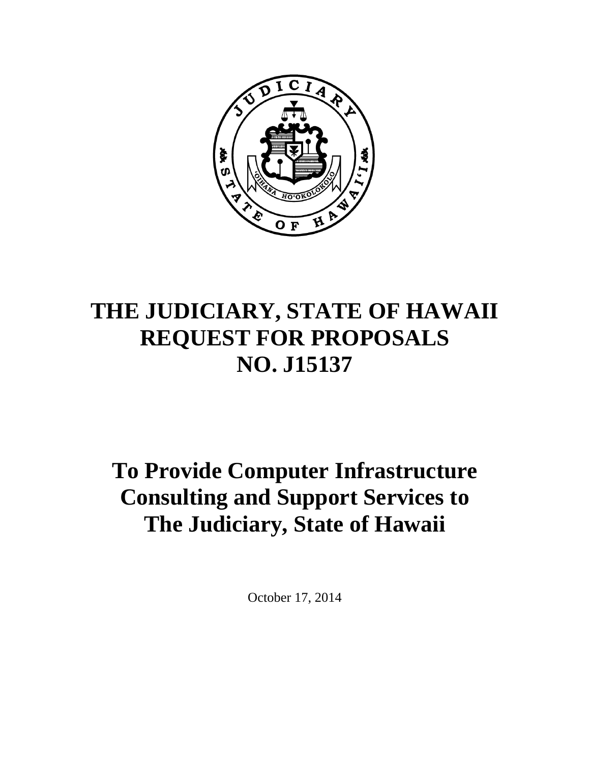# THE JUDICIARY, STATE OF HAWAII REQUEST FOR PROPOSALS NO. J15137

# To Provide Computer Infrastructure Consulting and Support Services to The Judiciary, State of Hawaii

October 17, 2014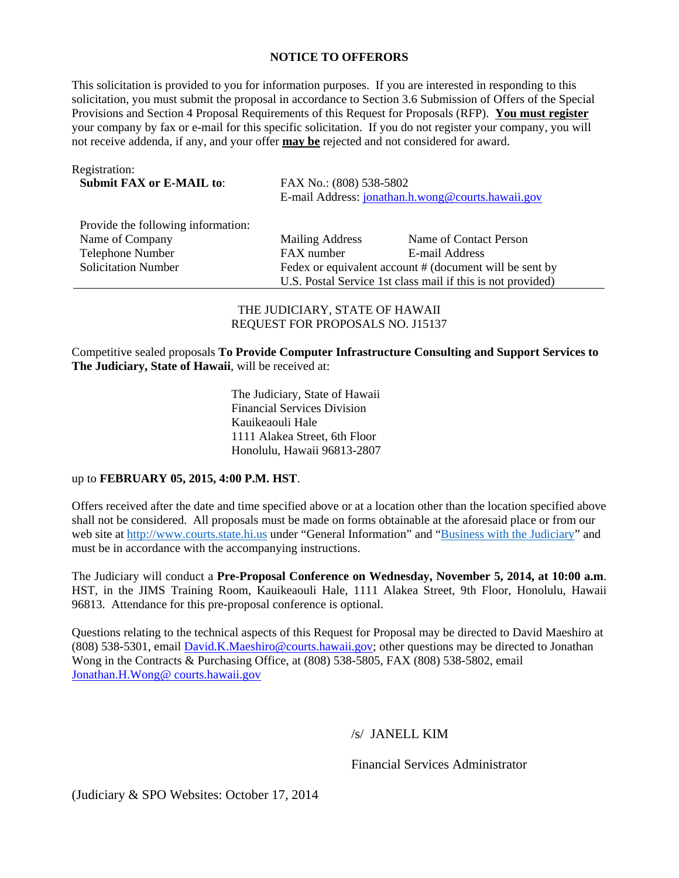## NOTICE TO OFFERORS

This solicitation is provided to you for information purposes. If you are interested in responding to this solicitation, you must submit the proposal in accordance to Section 3.6 Submission of Offers of the Special Provisions and Section 4 Proposal Requirements of this Request for Proposals (RFP). **You must register** your company by fax or e-mail for this specific solicitation. If you do not register your company, you will not receive addenda, if any, and your offer **may be** rejected and not considered for award.

Registration:

| **Submit FAX or E-MAIL to**: | FAX No.: (808) 538-5802 | |
|---|---|---|
| | E-mail Address: jonathan.h.wong@courts.hawaii.gov | |
| Provide the following information: | | |
| Name of Company | Mailing Address | Name of Contact Person |
| Telephone Number | FAX number | E-mail Address |
| Solicitation Number | Fedex or equivalent account # (document will be sent by U.S. Postal Service 1st class mail if this is not provided) | |

THE JUDICIARY, STATE OF HAWAII
REQUEST FOR PROPOSALS NO. J15137

Competitive sealed proposals **To Provide Computer Infrastructure Consulting and Support Services to The Judiciary, State of Hawaii**, will be received at:

The Judiciary, State of Hawaii
Financial Services Division
Kauikeaouli Hale
1111 Alakea Street, 6th Floor
Honolulu, Hawaii 96813-2807

up to **FEBRUARY 05, 2015, 4:00 P.M. HST**.

Offers received after the date and time specified above or at a location other than the location specified above shall not be considered. All proposals must be made on forms obtainable at the aforesaid place or from our web site at http://www.courts.state.hi.us under "General Information" and "Business with the Judiciary" and must be in accordance with the accompanying instructions.

The Judiciary will conduct a **Pre-Proposal Conference on Wednesday, November 5, 2014, at 10:00 a.m**. HST, in the JIMS Training Room, Kauikeaouli Hale, 1111 Alakea Street, 9th Floor, Honolulu, Hawaii 96813. Attendance for this pre-proposal conference is optional.

Questions relating to the technical aspects of this Request for Proposal may be directed to David Maeshiro at (808) 538-5301, email David.K.Maeshiro@courts.hawaii.gov; other questions may be directed to Jonathan Wong in the Contracts & Purchasing Office, at (808) 538-5805, FAX (808) 538-5802, email Jonathan.H.Wong@ courts.hawaii.gov

/s/ JANELL KIM

Financial Services Administrator

(Judiciary & SPO Websites: October 17, 2014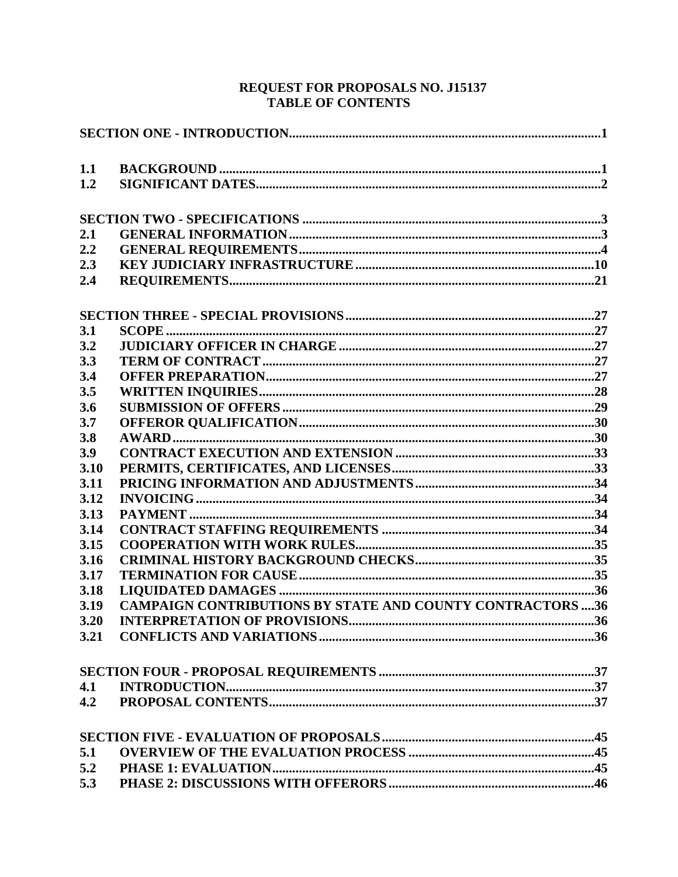# REQUEST FOR PROPOSALS NO. J15137
## TABLE OF CONTENTS

| | | |
|---|---|---|
| **SECTION ONE - INTRODUCTION** | | **1** |
| **1.1** | **BACKGROUND** | **1** |
| **1.2** | **SIGNIFICANT DATES** | **2** |
| **SECTION TWO - SPECIFICATIONS** | | **3** |
| **2.1** | **GENERAL INFORMATION** | **3** |
| **2.2** | **GENERAL REQUIREMENTS** | **4** |
| **2.3** | **KEY JUDICIARY INFRASTRUCTURE** | **10** |
| **2.4** | **REQUIREMENTS** | **21** |
| **SECTION THREE - SPECIAL PROVISIONS** | | **27** |
| **3.1** | **SCOPE** | **27** |
| **3.2** | **JUDICIARY OFFICER IN CHARGE** | **27** |
| **3.3** | **TERM OF CONTRACT** | **27** |
| **3.4** | **OFFER PREPARATION** | **27** |
| **3.5** | **WRITTEN INQUIRIES** | **28** |
| **3.6** | **SUBMISSION OF OFFERS** | **29** |
| **3.7** | **OFFEROR QUALIFICATION** | **30** |
| **3.8** | **AWARD** | **30** |
| **3.9** | **CONTRACT EXECUTION AND EXTENSION** | **33** |
| **3.10** | **PERMITS, CERTIFICATES, AND LICENSES** | **33** |
| **3.11** | **PRICING INFORMATION AND ADJUSTMENTS** | **34** |
| **3.12** | **INVOICING** | **34** |
| **3.13** | **PAYMENT** | **34** |
| **3.14** | **CONTRACT STAFFING REQUIREMENTS** | **34** |
| **3.15** | **COOPERATION WITH WORK RULES** | **35** |
| **3.16** | **CRIMINAL HISTORY BACKGROUND CHECKS** | **35** |
| **3.17** | **TERMINATION FOR CAUSE** | **35** |
| **3.18** | **LIQUIDATED DAMAGES** | **36** |
| **3.19** | **CAMPAIGN CONTRIBUTIONS BY STATE AND COUNTY CONTRACTORS** | **36** |
| **3.20** | **INTERPRETATION OF PROVISIONS** | **36** |
| **3.21** | **CONFLICTS AND VARIATIONS** | **36** |
| **SECTION FOUR - PROPOSAL REQUIREMENTS** | | **37** |
| **4.1** | **INTRODUCTION** | **37** |
| **4.2** | **PROPOSAL CONTENTS** | **37** |
| **SECTION FIVE - EVALUATION OF PROPOSALS** | | **45** |
| **5.1** | **OVERVIEW OF THE EVALUATION PROCESS** | **45** |
| **5.2** | **PHASE 1: EVALUATION** | **45** |
| **5.3** | **PHASE 2: DISCUSSIONS WITH OFFERORS** | **46** |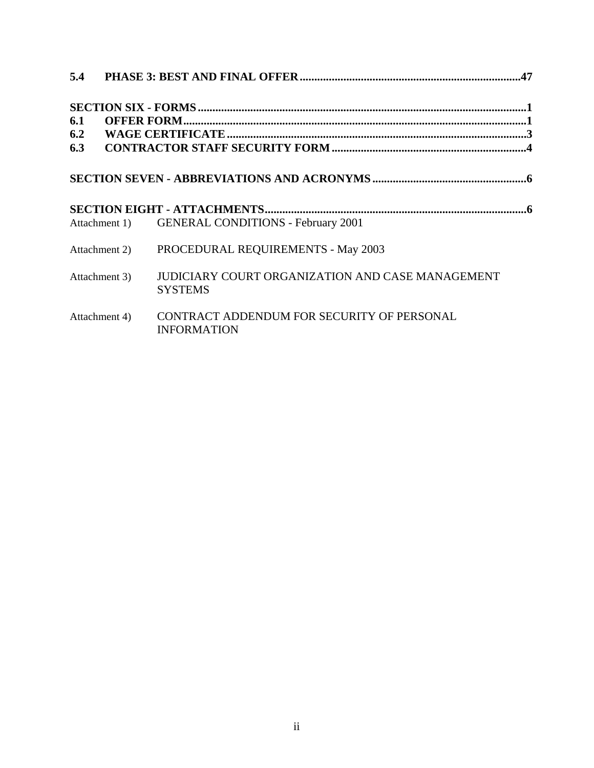**5.4 PHASE 3: BEST AND FINAL OFFER ....................................................................................47**

**SECTION SIX - FORMS ...............................................................................................................1**

**6.1 OFFER FORM.....................................................................................................................1**

**6.2 WAGE CERTIFICATE ......................................................................................................3**

**6.3 CONTRACTOR STAFF SECURITY FORM ..................................................................4**

**SECTION SEVEN - ABBREVIATIONS AND ACRONYMS .....................................................6**

**SECTION EIGHT - ATTACHMENTS.........................................................................................6**

Attachment 1) GENERAL CONDITIONS - February 2001

Attachment 2) PROCEDURAL REQUIREMENTS - May 2003

Attachment 3) JUDICIARY COURT ORGANIZATION AND CASE MANAGEMENT SYSTEMS

Attachment 4) CONTRACT ADDENDUM FOR SECURITY OF PERSONAL INFORMATION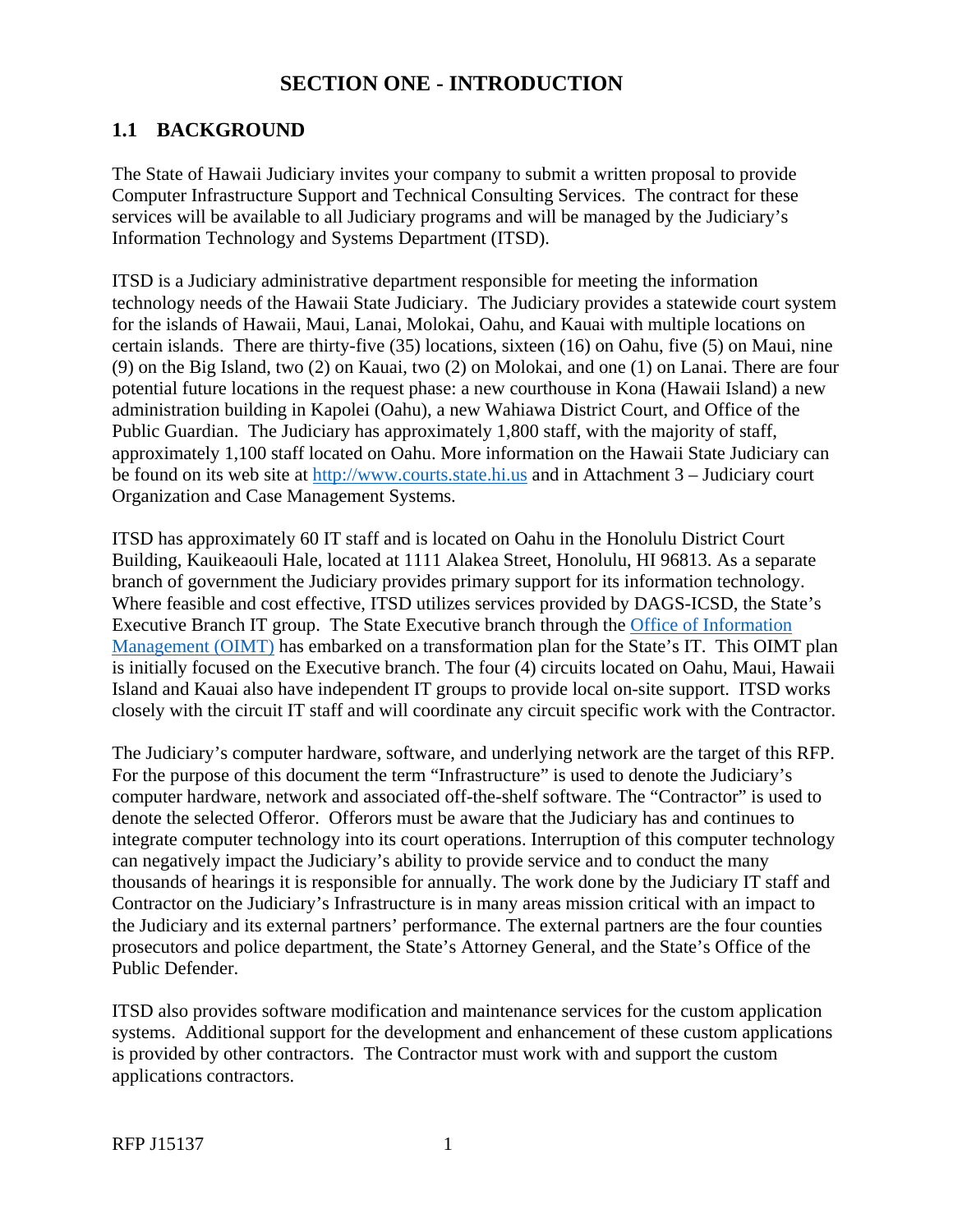# SECTION ONE - INTRODUCTION

## 1.1 BACKGROUND

The State of Hawaii Judiciary invites your company to submit a written proposal to provide Computer Infrastructure Support and Technical Consulting Services. The contract for these services will be available to all Judiciary programs and will be managed by the Judiciary's Information Technology and Systems Department (ITSD).

ITSD is a Judiciary administrative department responsible for meeting the information technology needs of the Hawaii State Judiciary. The Judiciary provides a statewide court system for the islands of Hawaii, Maui, Lanai, Molokai, Oahu, and Kauai with multiple locations on certain islands. There are thirty-five (35) locations, sixteen (16) on Oahu, five (5) on Maui, nine (9) on the Big Island, two (2) on Kauai, two (2) on Molokai, and one (1) on Lanai. There are four potential future locations in the request phase: a new courthouse in Kona (Hawaii Island) a new administration building in Kapolei (Oahu), a new Wahiawa District Court, and Office of the Public Guardian. The Judiciary has approximately 1,800 staff, with the majority of staff, approximately 1,100 staff located on Oahu. More information on the Hawaii State Judiciary can be found on its web site at [http://www.courts.state.hi.us](http://www.courts.state.hi.us) and in Attachment 3 – Judiciary court Organization and Case Management Systems.

ITSD has approximately 60 IT staff and is located on Oahu in the Honolulu District Court Building, Kauikeaouli Hale, located at 1111 Alakea Street, Honolulu, HI 96813. As a separate branch of government the Judiciary provides primary support for its information technology. Where feasible and cost effective, ITSD utilizes services provided by DAGS-ICSD, the State's Executive Branch IT group. The State Executive branch through the Office of Information Management (OIMT) has embarked on a transformation plan for the State's IT. This OIMT plan is initially focused on the Executive branch. The four (4) circuits located on Oahu, Maui, Hawaii Island and Kauai also have independent IT groups to provide local on-site support. ITSD works closely with the circuit IT staff and will coordinate any circuit specific work with the Contractor.

The Judiciary's computer hardware, software, and underlying network are the target of this RFP. For the purpose of this document the term "Infrastructure" is used to denote the Judiciary's computer hardware, network and associated off-the-shelf software. The "Contractor" is used to denote the selected Offeror. Offerors must be aware that the Judiciary has and continues to integrate computer technology into its court operations. Interruption of this computer technology can negatively impact the Judiciary's ability to provide service and to conduct the many thousands of hearings it is responsible for annually. The work done by the Judiciary IT staff and Contractor on the Judiciary's Infrastructure is in many areas mission critical with an impact to the Judiciary and its external partners' performance. The external partners are the four counties prosecutors and police department, the State's Attorney General, and the State's Office of the Public Defender.

ITSD also provides software modification and maintenance services for the custom application systems. Additional support for the development and enhancement of these custom applications is provided by other contractors. The Contractor must work with and support the custom applications contractors.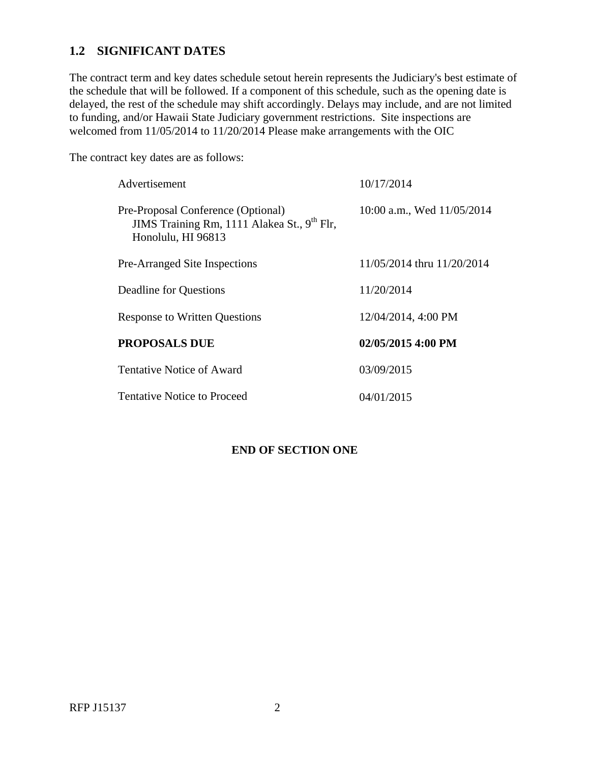## 1.2 SIGNIFICANT DATES

The contract term and key dates schedule setout herein represents the Judiciary's best estimate of the schedule that will be followed. If a component of this schedule, such as the opening date is delayed, the rest of the schedule may shift accordingly. Delays may include, and are not limited to funding, and/or Hawaii State Judiciary government restrictions. Site inspections are welcomed from 11/05/2014 to 11/20/2014 Please make arrangements with the OIC

The contract key dates are as follows:

| | |
|---|---|
| Advertisement | 10/17/2014 |
| Pre-Proposal Conference (Optional) JIMS Training Rm, 1111 Alakea St., 9th Flr, Honolulu, HI 96813 | 10:00 a.m., Wed 11/05/2014 |
| Pre-Arranged Site Inspections | 11/05/2014 thru 11/20/2014 |
| Deadline for Questions | 11/20/2014 |
| Response to Written Questions | 12/04/2014, 4:00 PM |
| **PROPOSALS DUE** | **02/05/2015 4:00 PM** |
| Tentative Notice of Award | 03/09/2015 |
| Tentative Notice to Proceed | 04/01/2015 |

**END OF SECTION ONE**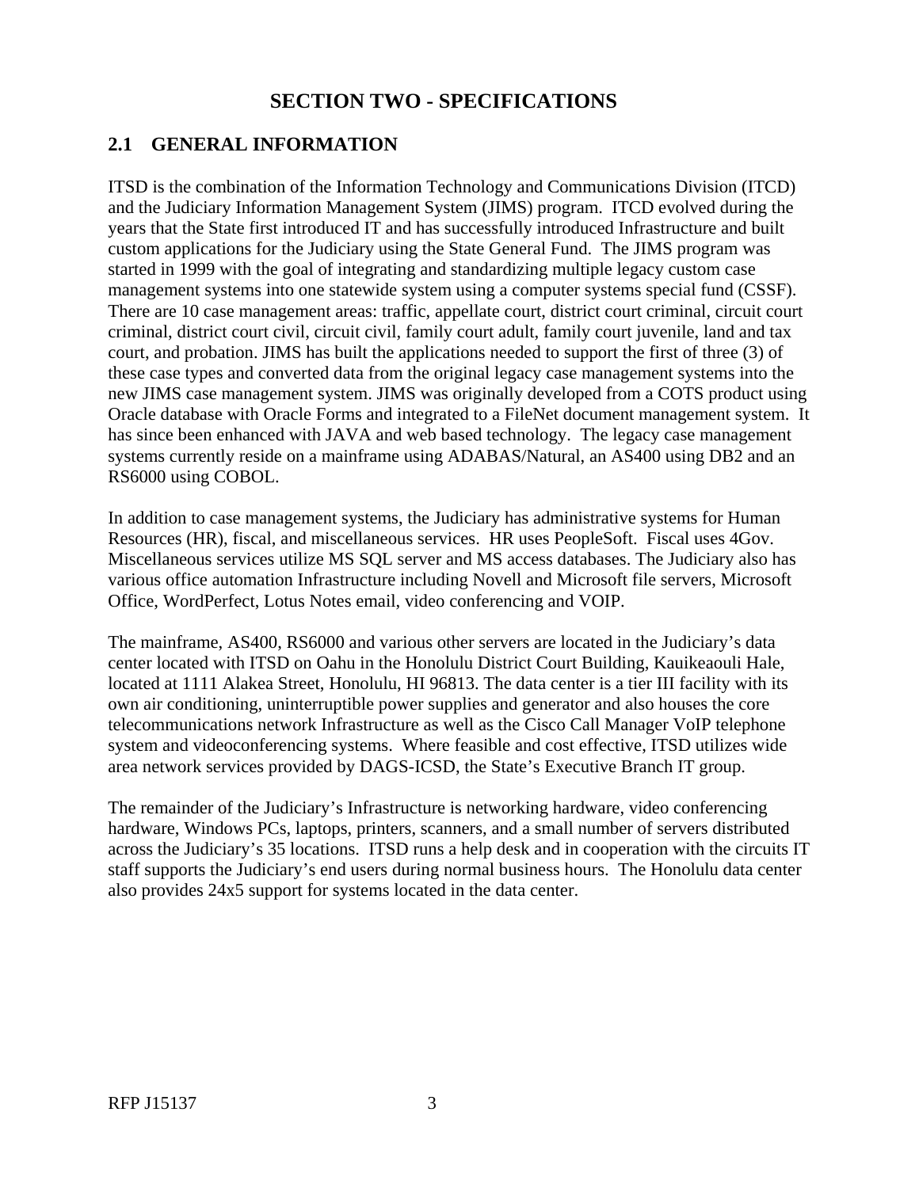# SECTION TWO - SPECIFICATIONS

## 2.1 GENERAL INFORMATION

ITSD is the combination of the Information Technology and Communications Division (ITCD) and the Judiciary Information Management System (JIMS) program. ITCD evolved during the years that the State first introduced IT and has successfully introduced Infrastructure and built custom applications for the Judiciary using the State General Fund. The JIMS program was started in 1999 with the goal of integrating and standardizing multiple legacy custom case management systems into one statewide system using a computer systems special fund (CSSF). There are 10 case management areas: traffic, appellate court, district court criminal, circuit court criminal, district court civil, circuit civil, family court adult, family court juvenile, land and tax court, and probation. JIMS has built the applications needed to support the first of three (3) of these case types and converted data from the original legacy case management systems into the new JIMS case management system. JIMS was originally developed from a COTS product using Oracle database with Oracle Forms and integrated to a FileNet document management system. It has since been enhanced with JAVA and web based technology. The legacy case management systems currently reside on a mainframe using ADABAS/Natural, an AS400 using DB2 and an RS6000 using COBOL.

In addition to case management systems, the Judiciary has administrative systems for Human Resources (HR), fiscal, and miscellaneous services. HR uses PeopleSoft. Fiscal uses 4Gov. Miscellaneous services utilize MS SQL server and MS access databases. The Judiciary also has various office automation Infrastructure including Novell and Microsoft file servers, Microsoft Office, WordPerfect, Lotus Notes email, video conferencing and VOIP.

The mainframe, AS400, RS6000 and various other servers are located in the Judiciary's data center located with ITSD on Oahu in the Honolulu District Court Building, Kauikeaouli Hale, located at 1111 Alakea Street, Honolulu, HI 96813. The data center is a tier III facility with its own air conditioning, uninterruptible power supplies and generator and also houses the core telecommunications network Infrastructure as well as the Cisco Call Manager VoIP telephone system and videoconferencing systems. Where feasible and cost effective, ITSD utilizes wide area network services provided by DAGS-ICSD, the State's Executive Branch IT group.

The remainder of the Judiciary's Infrastructure is networking hardware, video conferencing hardware, Windows PCs, laptops, printers, scanners, and a small number of servers distributed across the Judiciary's 35 locations. ITSD runs a help desk and in cooperation with the circuits IT staff supports the Judiciary's end users during normal business hours. The Honolulu data center also provides 24x5 support for systems located in the data center.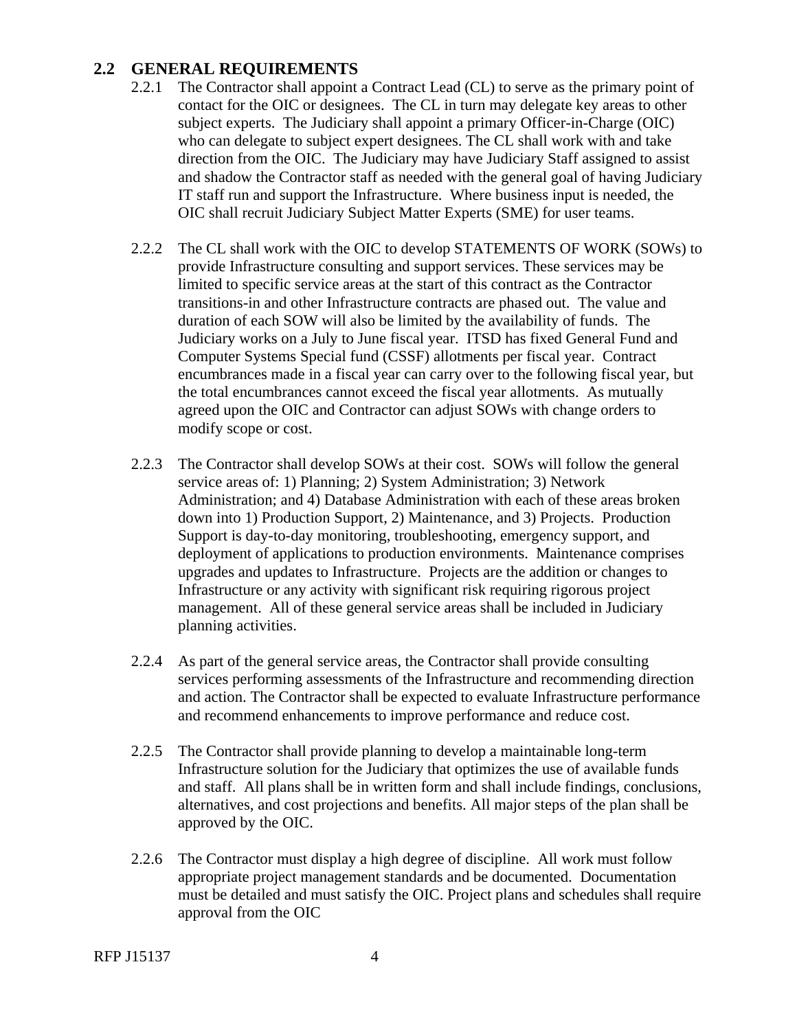## 2.2 GENERAL REQUIREMENTS

2.2.1 The Contractor shall appoint a Contract Lead (CL) to serve as the primary point of contact for the OIC or designees. The CL in turn may delegate key areas to other subject experts. The Judiciary shall appoint a primary Officer-in-Charge (OIC) who can delegate to subject expert designees. The CL shall work with and take direction from the OIC. The Judiciary may have Judiciary Staff assigned to assist and shadow the Contractor staff as needed with the general goal of having Judiciary IT staff run and support the Infrastructure. Where business input is needed, the OIC shall recruit Judiciary Subject Matter Experts (SME) for user teams.

2.2.2 The CL shall work with the OIC to develop STATEMENTS OF WORK (SOWs) to provide Infrastructure consulting and support services. These services may be limited to specific service areas at the start of this contract as the Contractor transitions-in and other Infrastructure contracts are phased out. The value and duration of each SOW will also be limited by the availability of funds. The Judiciary works on a July to June fiscal year. ITSD has fixed General Fund and Computer Systems Special fund (CSSF) allotments per fiscal year. Contract encumbrances made in a fiscal year can carry over to the following fiscal year, but the total encumbrances cannot exceed the fiscal year allotments. As mutually agreed upon the OIC and Contractor can adjust SOWs with change orders to modify scope or cost.

2.2.3 The Contractor shall develop SOWs at their cost. SOWs will follow the general service areas of: 1) Planning; 2) System Administration; 3) Network Administration; and 4) Database Administration with each of these areas broken down into 1) Production Support, 2) Maintenance, and 3) Projects. Production Support is day-to-day monitoring, troubleshooting, emergency support, and deployment of applications to production environments. Maintenance comprises upgrades and updates to Infrastructure. Projects are the addition or changes to Infrastructure or any activity with significant risk requiring rigorous project management. All of these general service areas shall be included in Judiciary planning activities.

2.2.4 As part of the general service areas, the Contractor shall provide consulting services performing assessments of the Infrastructure and recommending direction and action. The Contractor shall be expected to evaluate Infrastructure performance and recommend enhancements to improve performance and reduce cost.

2.2.5 The Contractor shall provide planning to develop a maintainable long-term Infrastructure solution for the Judiciary that optimizes the use of available funds and staff. All plans shall be in written form and shall include findings, conclusions, alternatives, and cost projections and benefits. All major steps of the plan shall be approved by the OIC.

2.2.6 The Contractor must display a high degree of discipline. All work must follow appropriate project management standards and be documented. Documentation must be detailed and must satisfy the OIC. Project plans and schedules shall require approval from the OIC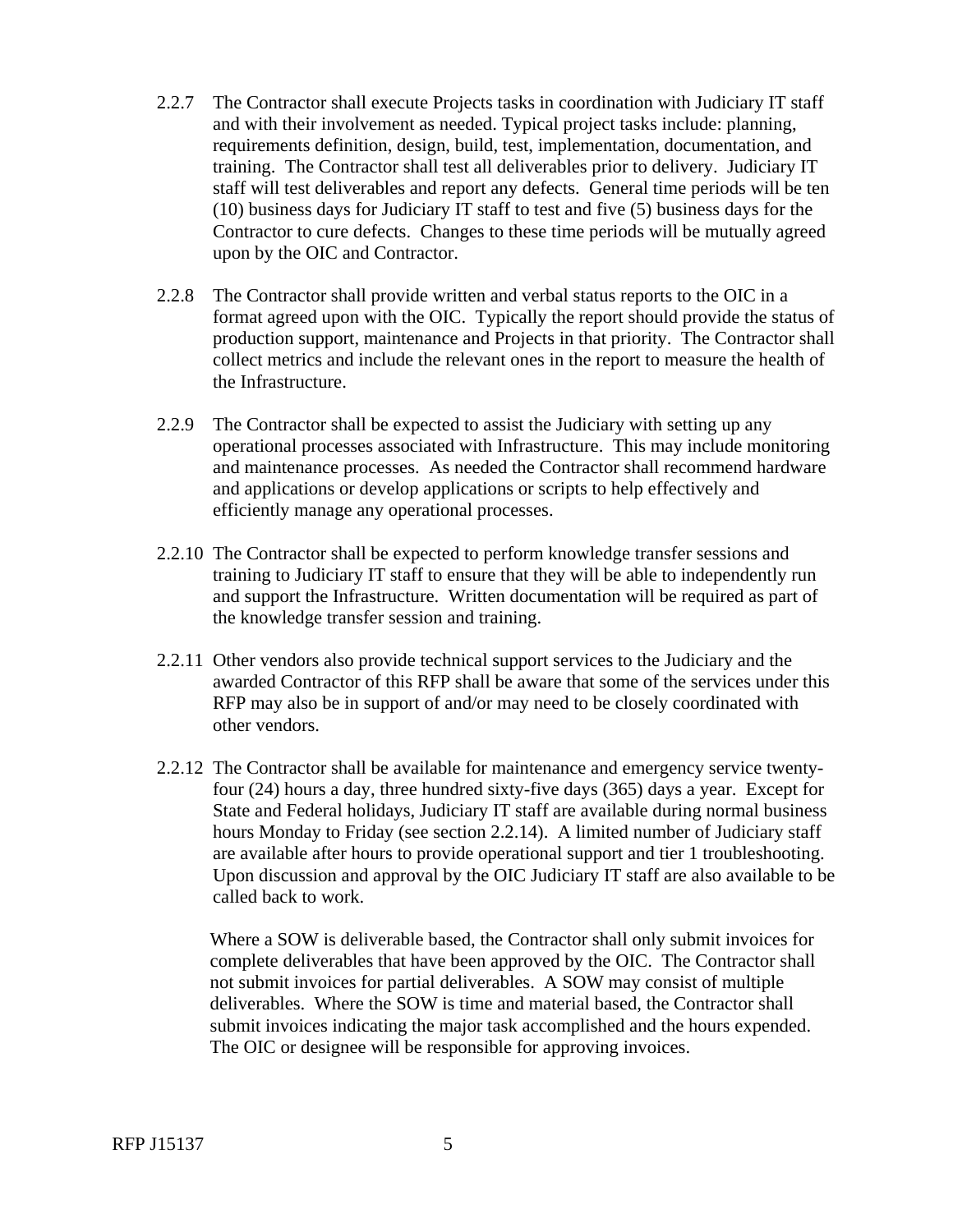2.2.7 The Contractor shall execute Projects tasks in coordination with Judiciary IT staff and with their involvement as needed. Typical project tasks include: planning, requirements definition, design, build, test, implementation, documentation, and training. The Contractor shall test all deliverables prior to delivery. Judiciary IT staff will test deliverables and report any defects. General time periods will be ten (10) business days for Judiciary IT staff to test and five (5) business days for the Contractor to cure defects. Changes to these time periods will be mutually agreed upon by the OIC and Contractor.

2.2.8 The Contractor shall provide written and verbal status reports to the OIC in a format agreed upon with the OIC. Typically the report should provide the status of production support, maintenance and Projects in that priority. The Contractor shall collect metrics and include the relevant ones in the report to measure the health of the Infrastructure.

2.2.9 The Contractor shall be expected to assist the Judiciary with setting up any operational processes associated with Infrastructure. This may include monitoring and maintenance processes. As needed the Contractor shall recommend hardware and applications or develop applications or scripts to help effectively and efficiently manage any operational processes.

2.2.10 The Contractor shall be expected to perform knowledge transfer sessions and training to Judiciary IT staff to ensure that they will be able to independently run and support the Infrastructure. Written documentation will be required as part of the knowledge transfer session and training.

2.2.11 Other vendors also provide technical support services to the Judiciary and the awarded Contractor of this RFP shall be aware that some of the services under this RFP may also be in support of and/or may need to be closely coordinated with other vendors.

2.2.12 The Contractor shall be available for maintenance and emergency service twenty-four (24) hours a day, three hundred sixty-five days (365) days a year. Except for State and Federal holidays, Judiciary IT staff are available during normal business hours Monday to Friday (see section 2.2.14). A limited number of Judiciary staff are available after hours to provide operational support and tier 1 troubleshooting. Upon discussion and approval by the OIC Judiciary IT staff are also available to be called back to work.

Where a SOW is deliverable based, the Contractor shall only submit invoices for complete deliverables that have been approved by the OIC. The Contractor shall not submit invoices for partial deliverables. A SOW may consist of multiple deliverables. Where the SOW is time and material based, the Contractor shall submit invoices indicating the major task accomplished and the hours expended. The OIC or designee will be responsible for approving invoices.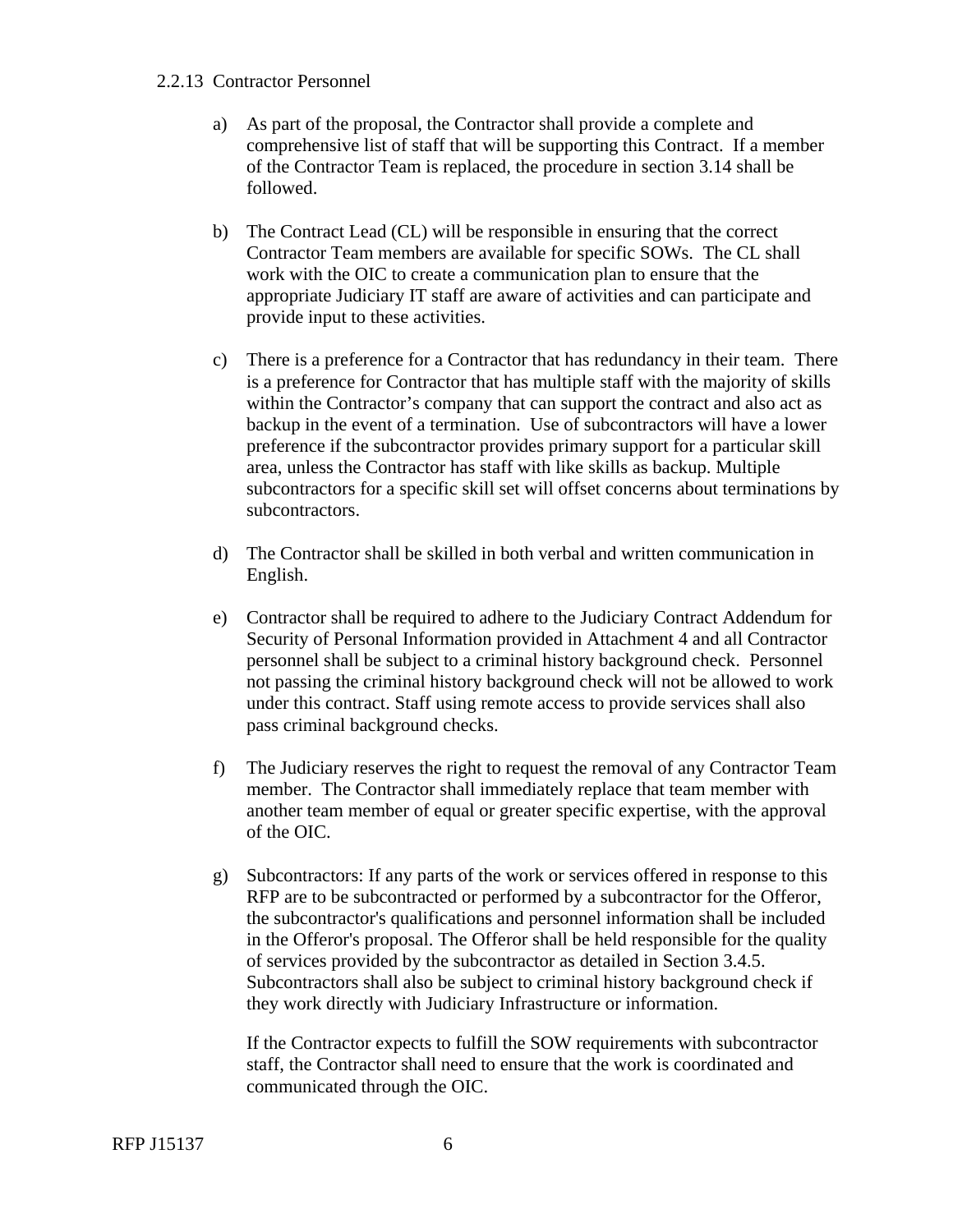### 2.2.13 Contractor Personnel

a) As part of the proposal, the Contractor shall provide a complete and comprehensive list of staff that will be supporting this Contract. If a member of the Contractor Team is replaced, the procedure in section 3.14 shall be followed.

b) The Contract Lead (CL) will be responsible in ensuring that the correct Contractor Team members are available for specific SOWs. The CL shall work with the OIC to create a communication plan to ensure that the appropriate Judiciary IT staff are aware of activities and can participate and provide input to these activities.

c) There is a preference for a Contractor that has redundancy in their team. There is a preference for Contractor that has multiple staff with the majority of skills within the Contractor's company that can support the contract and also act as backup in the event of a termination. Use of subcontractors will have a lower preference if the subcontractor provides primary support for a particular skill area, unless the Contractor has staff with like skills as backup. Multiple subcontractors for a specific skill set will offset concerns about terminations by subcontractors.

d) The Contractor shall be skilled in both verbal and written communication in English.

e) Contractor shall be required to adhere to the Judiciary Contract Addendum for Security of Personal Information provided in Attachment 4 and all Contractor personnel shall be subject to a criminal history background check. Personnel not passing the criminal history background check will not be allowed to work under this contract. Staff using remote access to provide services shall also pass criminal background checks.

f) The Judiciary reserves the right to request the removal of any Contractor Team member. The Contractor shall immediately replace that team member with another team member of equal or greater specific expertise, with the approval of the OIC.

g) Subcontractors: If any parts of the work or services offered in response to this RFP are to be subcontracted or performed by a subcontractor for the Offeror, the subcontractor's qualifications and personnel information shall be included in the Offeror's proposal. The Offeror shall be held responsible for the quality of services provided by the subcontractor as detailed in Section 3.4.5. Subcontractors shall also be subject to criminal history background check if they work directly with Judiciary Infrastructure or information.

   If the Contractor expects to fulfill the SOW requirements with subcontractor staff, the Contractor shall need to ensure that the work is coordinated and communicated through the OIC.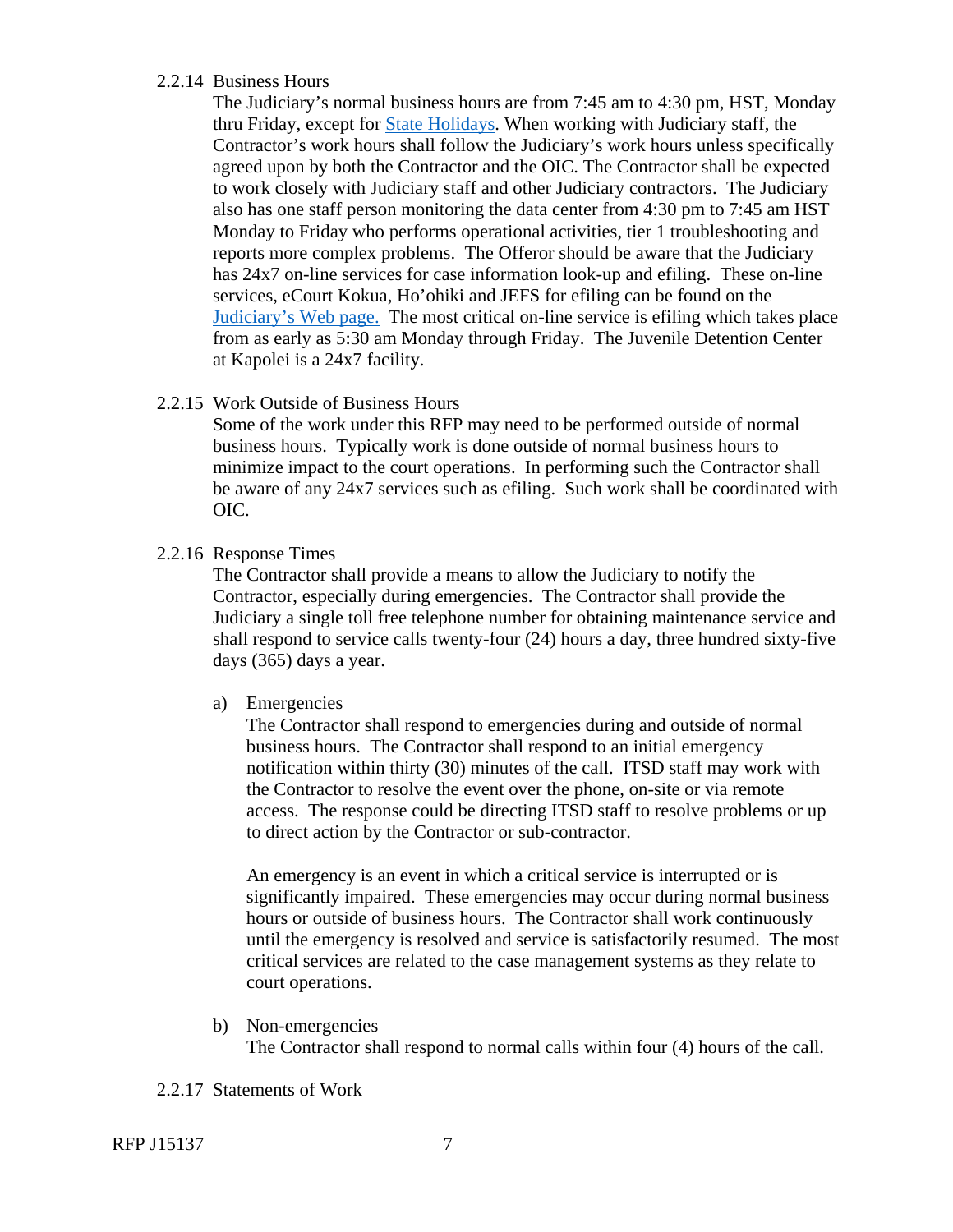#### 2.2.14 Business Hours

The Judiciary's normal business hours are from 7:45 am to 4:30 pm, HST, Monday thru Friday, except for [State Holidays](). When working with Judiciary staff, the Contractor's work hours shall follow the Judiciary's work hours unless specifically agreed upon by both the Contractor and the OIC. The Contractor shall be expected to work closely with Judiciary staff and other Judiciary contractors. The Judiciary also has one staff person monitoring the data center from 4:30 pm to 7:45 am HST Monday to Friday who performs operational activities, tier 1 troubleshooting and reports more complex problems. The Offeror should be aware that the Judiciary has 24x7 on-line services for case information look-up and efiling. These on-line services, eCourt Kokua, Ho'ohiki and JEFS for efiling can be found on the [Judiciary's Web page.]() The most critical on-line service is efiling which takes place from as early as 5:30 am Monday through Friday. The Juvenile Detention Center at Kapolei is a 24x7 facility.

#### 2.2.15 Work Outside of Business Hours

Some of the work under this RFP may need to be performed outside of normal business hours. Typically work is done outside of normal business hours to minimize impact to the court operations. In performing such the Contractor shall be aware of any 24x7 services such as efiling. Such work shall be coordinated with OIC.

#### 2.2.16 Response Times

The Contractor shall provide a means to allow the Judiciary to notify the Contractor, especially during emergencies. The Contractor shall provide the Judiciary a single toll free telephone number for obtaining maintenance service and shall respond to service calls twenty-four (24) hours a day, three hundred sixty-five days (365) days a year.

a) Emergencies

The Contractor shall respond to emergencies during and outside of normal business hours. The Contractor shall respond to an initial emergency notification within thirty (30) minutes of the call. ITSD staff may work with the Contractor to resolve the event over the phone, on-site or via remote access. The response could be directing ITSD staff to resolve problems or up to direct action by the Contractor or sub-contractor.

An emergency is an event in which a critical service is interrupted or is significantly impaired. These emergencies may occur during normal business hours or outside of business hours. The Contractor shall work continuously until the emergency is resolved and service is satisfactorily resumed. The most critical services are related to the case management systems as they relate to court operations.

b) Non-emergencies

The Contractor shall respond to normal calls within four (4) hours of the call.

#### 2.2.17 Statements of Work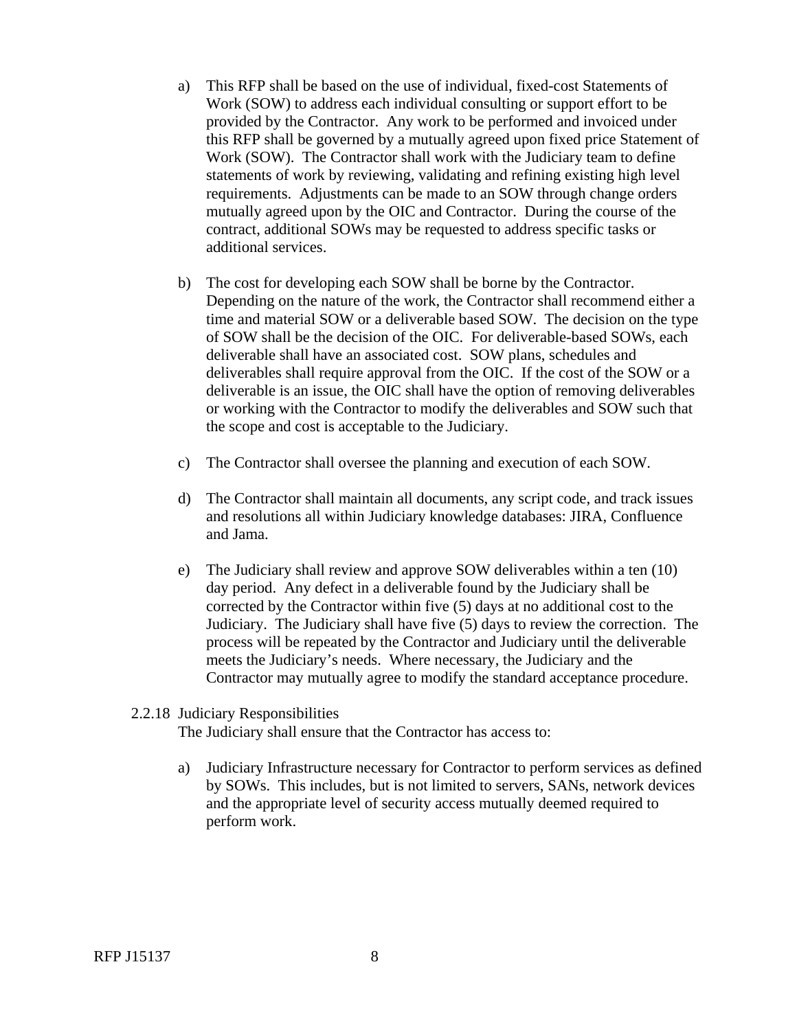a) This RFP shall be based on the use of individual, fixed-cost Statements of Work (SOW) to address each individual consulting or support effort to be provided by the Contractor. Any work to be performed and invoiced under this RFP shall be governed by a mutually agreed upon fixed price Statement of Work (SOW). The Contractor shall work with the Judiciary team to define statements of work by reviewing, validating and refining existing high level requirements. Adjustments can be made to an SOW through change orders mutually agreed upon by the OIC and Contractor. During the course of the contract, additional SOWs may be requested to address specific tasks or additional services.

b) The cost for developing each SOW shall be borne by the Contractor. Depending on the nature of the work, the Contractor shall recommend either a time and material SOW or a deliverable based SOW. The decision on the type of SOW shall be the decision of the OIC. For deliverable-based SOWs, each deliverable shall have an associated cost. SOW plans, schedules and deliverables shall require approval from the OIC. If the cost of the SOW or a deliverable is an issue, the OIC shall have the option of removing deliverables or working with the Contractor to modify the deliverables and SOW such that the scope and cost is acceptable to the Judiciary.

c) The Contractor shall oversee the planning and execution of each SOW.

d) The Contractor shall maintain all documents, any script code, and track issues and resolutions all within Judiciary knowledge databases: JIRA, Confluence and Jama.

e) The Judiciary shall review and approve SOW deliverables within a ten (10) day period. Any defect in a deliverable found by the Judiciary shall be corrected by the Contractor within five (5) days at no additional cost to the Judiciary. The Judiciary shall have five (5) days to review the correction. The process will be repeated by the Contractor and Judiciary until the deliverable meets the Judiciary's needs. Where necessary, the Judiciary and the Contractor may mutually agree to modify the standard acceptance procedure.

2.2.18 Judiciary Responsibilities

The Judiciary shall ensure that the Contractor has access to:

a) Judiciary Infrastructure necessary for Contractor to perform services as defined by SOWs. This includes, but is not limited to servers, SANs, network devices and the appropriate level of security access mutually deemed required to perform work.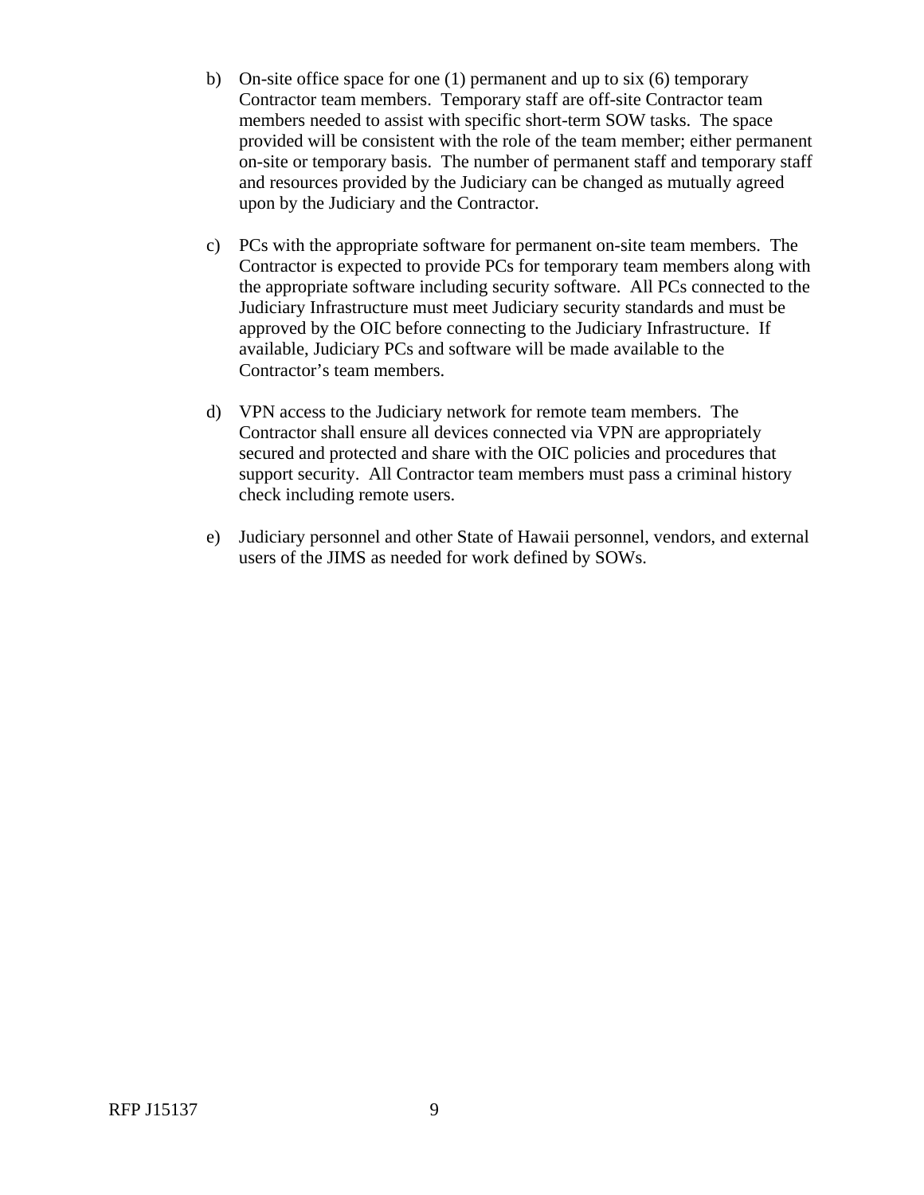b) On-site office space for one (1) permanent and up to six (6) temporary Contractor team members. Temporary staff are off-site Contractor team members needed to assist with specific short-term SOW tasks. The space provided will be consistent with the role of the team member; either permanent on-site or temporary basis. The number of permanent staff and temporary staff and resources provided by the Judiciary can be changed as mutually agreed upon by the Judiciary and the Contractor.

c) PCs with the appropriate software for permanent on-site team members. The Contractor is expected to provide PCs for temporary team members along with the appropriate software including security software. All PCs connected to the Judiciary Infrastructure must meet Judiciary security standards and must be approved by the OIC before connecting to the Judiciary Infrastructure. If available, Judiciary PCs and software will be made available to the Contractor's team members.

d) VPN access to the Judiciary network for remote team members. The Contractor shall ensure all devices connected via VPN are appropriately secured and protected and share with the OIC policies and procedures that support security. All Contractor team members must pass a criminal history check including remote users.

e) Judiciary personnel and other State of Hawaii personnel, vendors, and external users of the JIMS as needed for work defined by SOWs.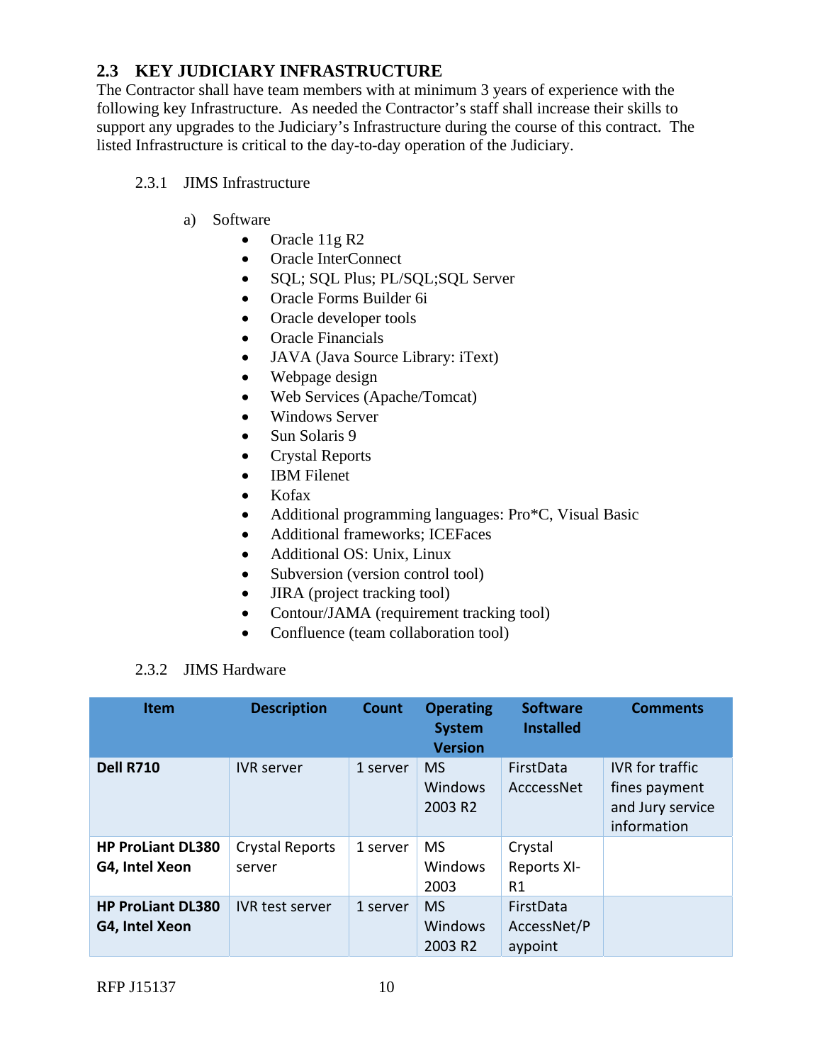## 2.3 KEY JUDICIARY INFRASTRUCTURE

The Contractor shall have team members with at minimum 3 years of experience with the following key Infrastructure. As needed the Contractor's staff shall increase their skills to support any upgrades to the Judiciary's Infrastructure during the course of this contract. The listed Infrastructure is critical to the day-to-day operation of the Judiciary.

### 2.3.1 JIMS Infrastructure

a) Software

- Oracle 11g R2
- Oracle InterConnect
- SQL; SQL Plus; PL/SQL;SQL Server
- Oracle Forms Builder 6i
- Oracle developer tools
- Oracle Financials
- JAVA (Java Source Library: iText)
- Webpage design
- Web Services (Apache/Tomcat)
- Windows Server
- Sun Solaris 9
- Crystal Reports
- IBM Filenet
- Kofax
- Additional programming languages: Pro*C, Visual Basic
- Additional frameworks; ICEFaces
- Additional OS: Unix, Linux
- Subversion (version control tool)
- JIRA (project tracking tool)
- Contour/JAMA (requirement tracking tool)
- Confluence (team collaboration tool)

### 2.3.2 JIMS Hardware

| Item | Description | Count | Operating System Version | Software Installed | Comments |
|---|---|---|---|---|---|
| **Dell R710** | IVR server | 1 server | MS Windows 2003 R2 | FirstData AcccessNet | IVR for traffic fines payment and Jury service information |
| **HP ProLiant DL380 G4, Intel Xeon** | Crystal Reports server | 1 server | MS Windows 2003 | Crystal Reports XI-R1 | |
| **HP ProLiant DL380 G4, Intel Xeon** | IVR test server | 1 server | MS Windows 2003 R2 | FirstData AccessNet/Paypoint | |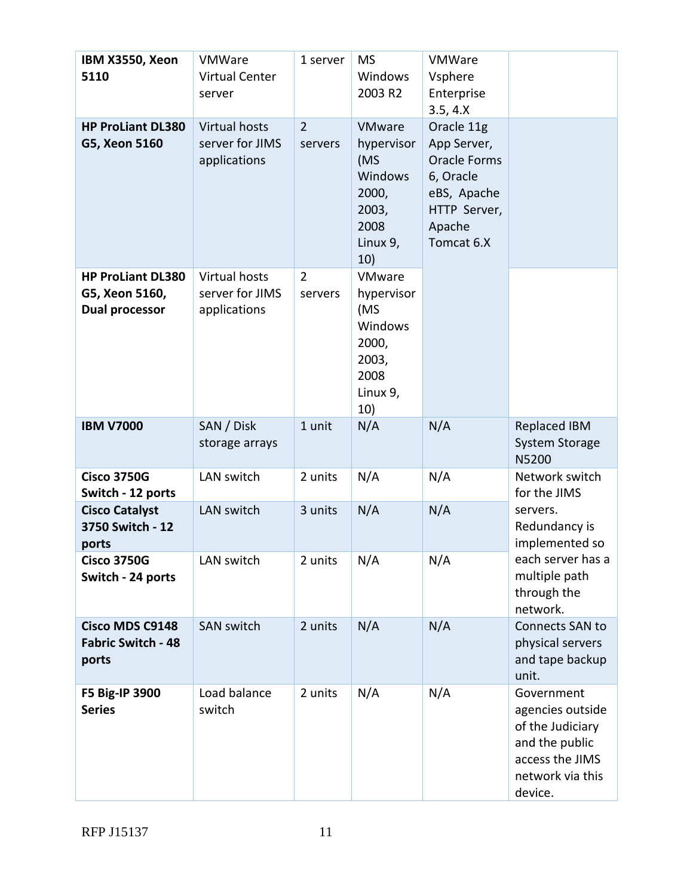| **IBM X3550, Xeon 5110** | VMWare Virtual Center server | 1 server | MS Windows 2003 R2 | VMWare Vsphere Enterprise 3.5, 4.X | |
|---|---|---|---|---|---|
| **HP ProLiant DL380 G5, Xeon 5160** | Virtual hosts server for JIMS applications | 2 servers | VMware hypervisor (MS Windows 2000, 2003, 2008 Linux 9, 10) | Oracle 11g App Server, Oracle Forms 6, Oracle eBS, Apache HTTP Server, Apache Tomcat 6.X | |
| **HP ProLiant DL380 G5, Xeon 5160, Dual processor** | Virtual hosts server for JIMS applications | 2 servers | VMware hypervisor (MS Windows 2000, 2003, 2008 Linux 9, 10) | | |
| **IBM V7000** | SAN / Disk storage arrays | 1 unit | N/A | N/A | Replaced IBM System Storage N5200 |
| **Cisco 3750G Switch - 12 ports** | LAN switch | 2 units | N/A | N/A | Network switch for the JIMS servers. Redundancy is implemented so each server has a multiple path through the network. |
| **Cisco Catalyst 3750 Switch - 12 ports** | LAN switch | 3 units | N/A | N/A | |
| **Cisco 3750G Switch - 24 ports** | LAN switch | 2 units | N/A | N/A | |
| **Cisco MDS C9148 Fabric Switch - 48 ports** | SAN switch | 2 units | N/A | N/A | Connects SAN to physical servers and tape backup unit. |
| **F5 Big-IP 3900 Series** | Load balance switch | 2 units | N/A | N/A | Government agencies outside of the Judiciary and the public access the JIMS network via this device. |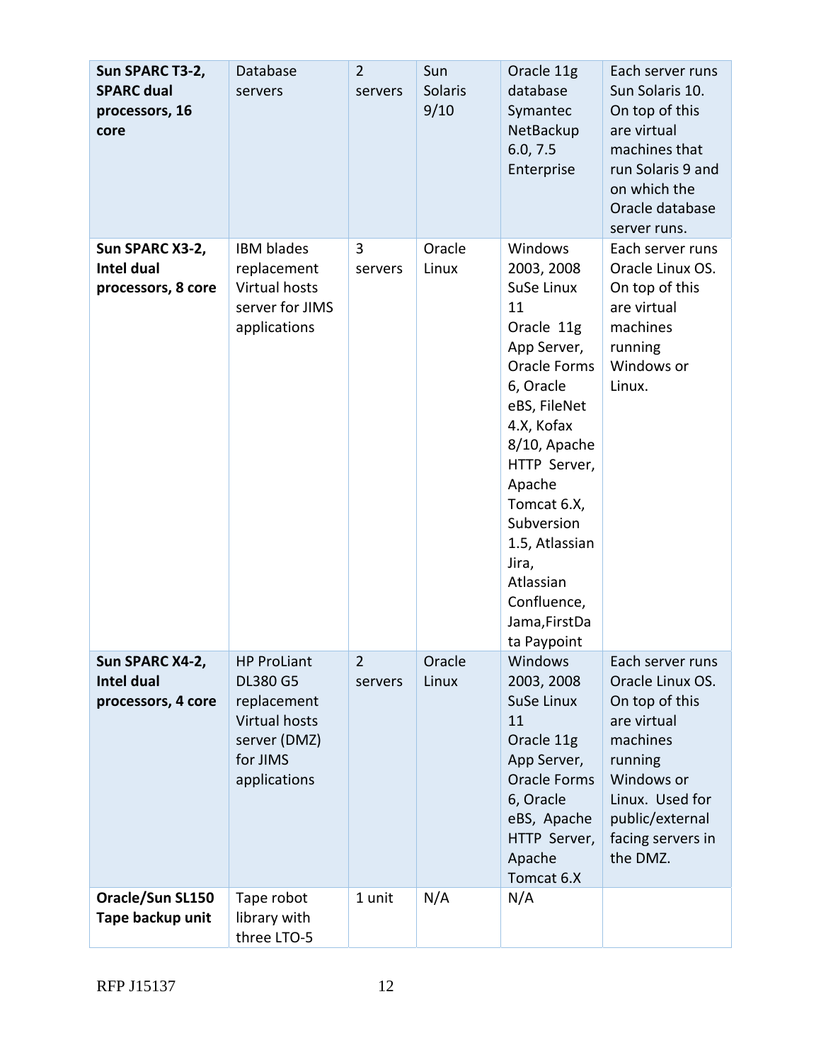| **Sun SPARC T3-2, SPARC dual processors, 16 core** | Database servers | 2 servers | Sun Solaris 9/10 | Oracle 11g database Symantec NetBackup 6.0, 7.5 Enterprise | Each server runs Sun Solaris 10. On top of this are virtual machines that run Solaris 9 and on which the Oracle database server runs. |
|---|---|---|---|---|---|
| **Sun SPARC X3-2, Intel dual processors, 8 core** | IBM blades replacement Virtual hosts server for JIMS applications | 3 servers | Oracle Linux | Windows 2003, 2008 SuSe Linux 11 Oracle 11g App Server, Oracle Forms 6, Oracle eBS, FileNet 4.X, Kofax 8/10, Apache HTTP Server, Apache Tomcat 6.X, Subversion 1.5, Atlassian Jira, Atlassian Confluence, Jama,FirstData Paypoint | Each server runs Oracle Linux OS. On top of this are virtual machines running Windows or Linux. |
| **Sun SPARC X4-2, Intel dual processors, 4 core** | HP ProLiant DL380 G5 replacement Virtual hosts server (DMZ) for JIMS applications | 2 servers | Oracle Linux | Windows 2003, 2008 SuSe Linux 11 Oracle 11g App Server, Oracle Forms 6, Oracle eBS, Apache HTTP Server, Apache Tomcat 6.X | Each server runs Oracle Linux OS. On top of this are virtual machines running Windows or Linux. Used for public/external facing servers in the DMZ. |
| **Oracle/Sun SL150 Tape backup unit** | Tape robot library with three LTO-5 | 1 unit | N/A | N/A | |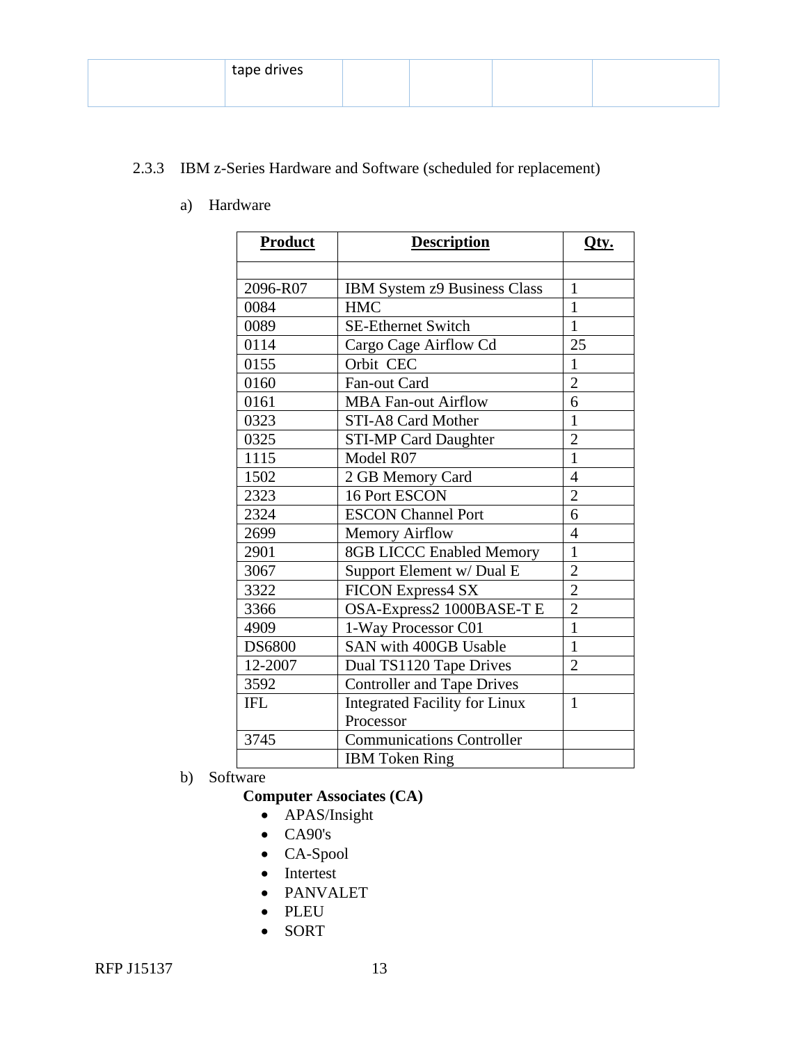| | tape drives | | | | |
|---|---|---|---|---|---|

### 2.3.3 IBM z-Series Hardware and Software (scheduled for replacement)

a) Hardware

| **Product** | **Description** | **Qty.** |
|---|---|---|
| | | |
| 2096-R07 | IBM System z9 Business Class | 1 |
| 0084 | HMC | 1 |
| 0089 | SE-Ethernet Switch | 1 |
| 0114 | Cargo Cage Airflow Cd | 25 |
| 0155 | Orbit CEC | 1 |
| 0160 | Fan-out Card | 2 |
| 0161 | MBA Fan-out Airflow | 6 |
| 0323 | STI-A8 Card Mother | 1 |
| 0325 | STI-MP Card Daughter | 2 |
| 1115 | Model R07 | 1 |
| 1502 | 2 GB Memory Card | 4 |
| 2323 | 16 Port ESCON | 2 |
| 2324 | ESCON Channel Port | 6 |
| 2699 | Memory Airflow | 4 |
| 2901 | 8GB LICCC Enabled Memory | 1 |
| 3067 | Support Element w/ Dual E | 2 |
| 3322 | FICON Express4 SX | 2 |
| 3366 | OSA-Express2 1000BASE-T E | 2 |
| 4909 | 1-Way Processor C01 | 1 |
| DS6800 | SAN with 400GB Usable | 1 |
| 12-2007 | Dual TS1120 Tape Drives | 2 |
| 3592 | Controller and Tape Drives | |
| IFL | Integrated Facility for Linux Processor | 1 |
| 3745 | Communications Controller | |
| | IBM Token Ring | |

b) Software

**Computer Associates (CA)**

- APAS/Insight
- CA90's
- CA-Spool
- Intertest
- PANVALET
- PLEU
- SORT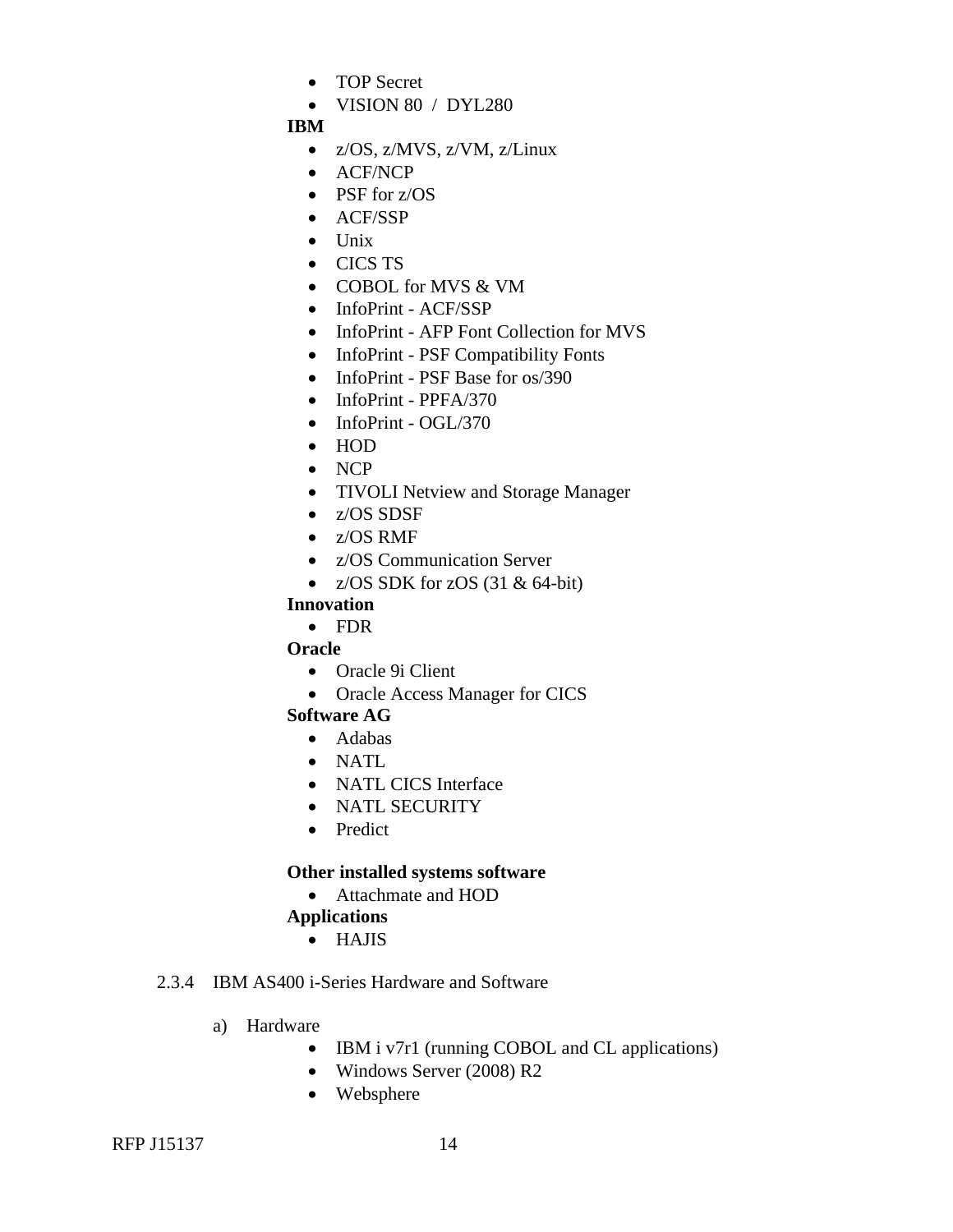- TOP Secret
- VISION 80 / DYL280

**IBM**

- z/OS, z/MVS, z/VM, z/Linux
- ACF/NCP
- PSF for z/OS
- ACF/SSP
- Unix
- CICS TS
- COBOL for MVS & VM
- InfoPrint - ACF/SSP
- InfoPrint - AFP Font Collection for MVS
- InfoPrint - PSF Compatibility Fonts
- InfoPrint - PSF Base for os/390
- InfoPrint - PPFA/370
- InfoPrint - OGL/370
- HOD
- NCP
- TIVOLI Netview and Storage Manager
- z/OS SDSF
- z/OS RMF
- z/OS Communication Server
- z/OS SDK for zOS (31 & 64-bit)

**Innovation**

- FDR

**Oracle**

- Oracle 9i Client
- Oracle Access Manager for CICS

**Software AG**

- Adabas
- NATL
- NATL CICS Interface
- NATL SECURITY
- Predict

**Other installed systems software**

- Attachmate and HOD

**Applications**

- HAJIS

### 2.3.4 IBM AS400 i-Series Hardware and Software

a) Hardware

- IBM i v7r1 (running COBOL and CL applications)
- Windows Server (2008) R2
- Websphere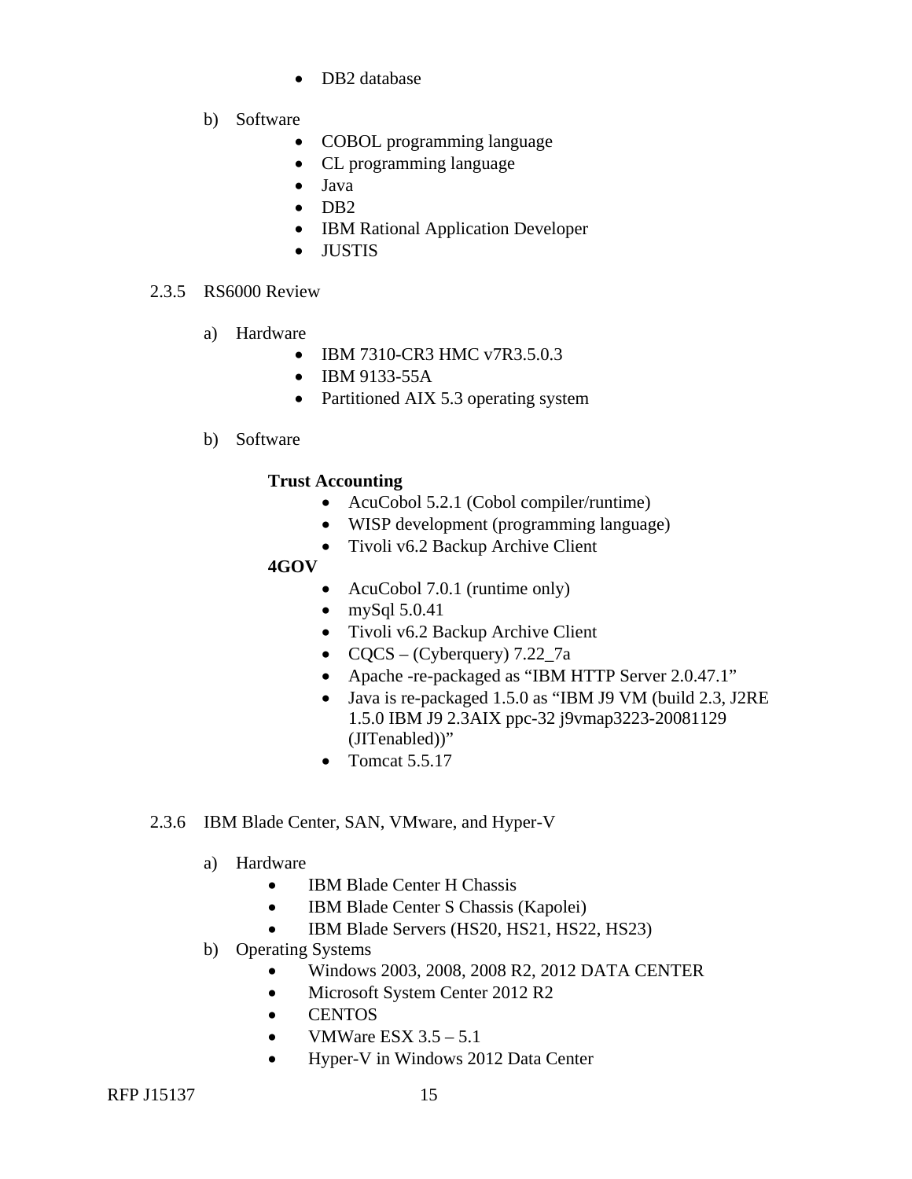- DB2 database

b) Software

- COBOL programming language
- CL programming language
- Java
- DB2
- IBM Rational Application Developer
- JUSTIS

2.3.5 RS6000 Review

a) Hardware

- IBM 7310-CR3 HMC v7R3.5.0.3
- IBM 9133-55A
- Partitioned AIX 5.3 operating system

b) Software

**Trust Accounting**

- AcuCobol 5.2.1 (Cobol compiler/runtime)
- WISP development (programming language)
- Tivoli v6.2 Backup Archive Client

**4GOV**

- AcuCobol 7.0.1 (runtime only)
- mySql 5.0.41
- Tivoli v6.2 Backup Archive Client
- CQCS – (Cyberquery) 7.22_7a
- Apache -re-packaged as "IBM HTTP Server 2.0.47.1"
- Java is re-packaged 1.5.0 as "IBM J9 VM (build 2.3, J2RE 1.5.0 IBM J9 2.3AIX ppc-32 j9vmap3223-20081129 (JITenabled))"
- Tomcat 5.5.17

2.3.6 IBM Blade Center, SAN, VMware, and Hyper-V

a) Hardware

- IBM Blade Center H Chassis
- IBM Blade Center S Chassis (Kapolei)
- IBM Blade Servers (HS20, HS21, HS22, HS23)

b) Operating Systems

- Windows 2003, 2008, 2008 R2, 2012 DATA CENTER
- Microsoft System Center 2012 R2
- CENTOS
- VMWare ESX 3.5 – 5.1
- Hyper-V in Windows 2012 Data Center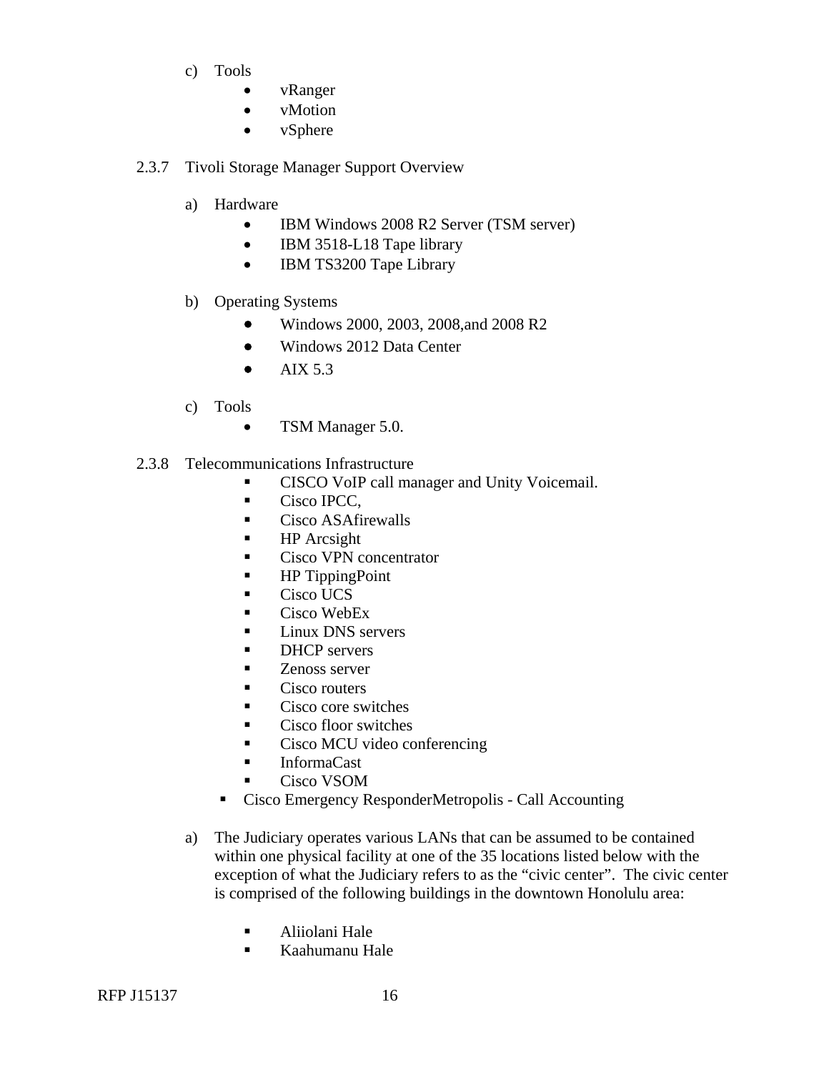c) Tools

- vRanger
- vMotion
- vSphere

2.3.7 Tivoli Storage Manager Support Overview

a) Hardware

- IBM Windows 2008 R2 Server (TSM server)
- IBM 3518-L18 Tape library
- IBM TS3200 Tape Library

b) Operating Systems

- Windows 2000, 2003, 2008,and 2008 R2
- Windows 2012 Data Center
- AIX 5.3

c) Tools

- TSM Manager 5.0.

2.3.8 Telecommunications Infrastructure

- CISCO VoIP call manager and Unity Voicemail.
- Cisco IPCC,
- Cisco ASAfirewalls
- HP Arcsight
- Cisco VPN concentrator
- HP TippingPoint
- Cisco UCS
- Cisco WebEx
- Linux DNS servers
- DHCP servers
- Zenoss server
- Cisco routers
- Cisco core switches
- Cisco floor switches
- Cisco MCU video conferencing
- InformaCast
- Cisco VSOM
- Cisco Emergency ResponderMetropolis - Call Accounting

a) The Judiciary operates various LANs that can be assumed to be contained within one physical facility at one of the 35 locations listed below with the exception of what the Judiciary refers to as the “civic center”. The civic center is comprised of the following buildings in the downtown Honolulu area:

- Aliiolani Hale
- Kaahumanu Hale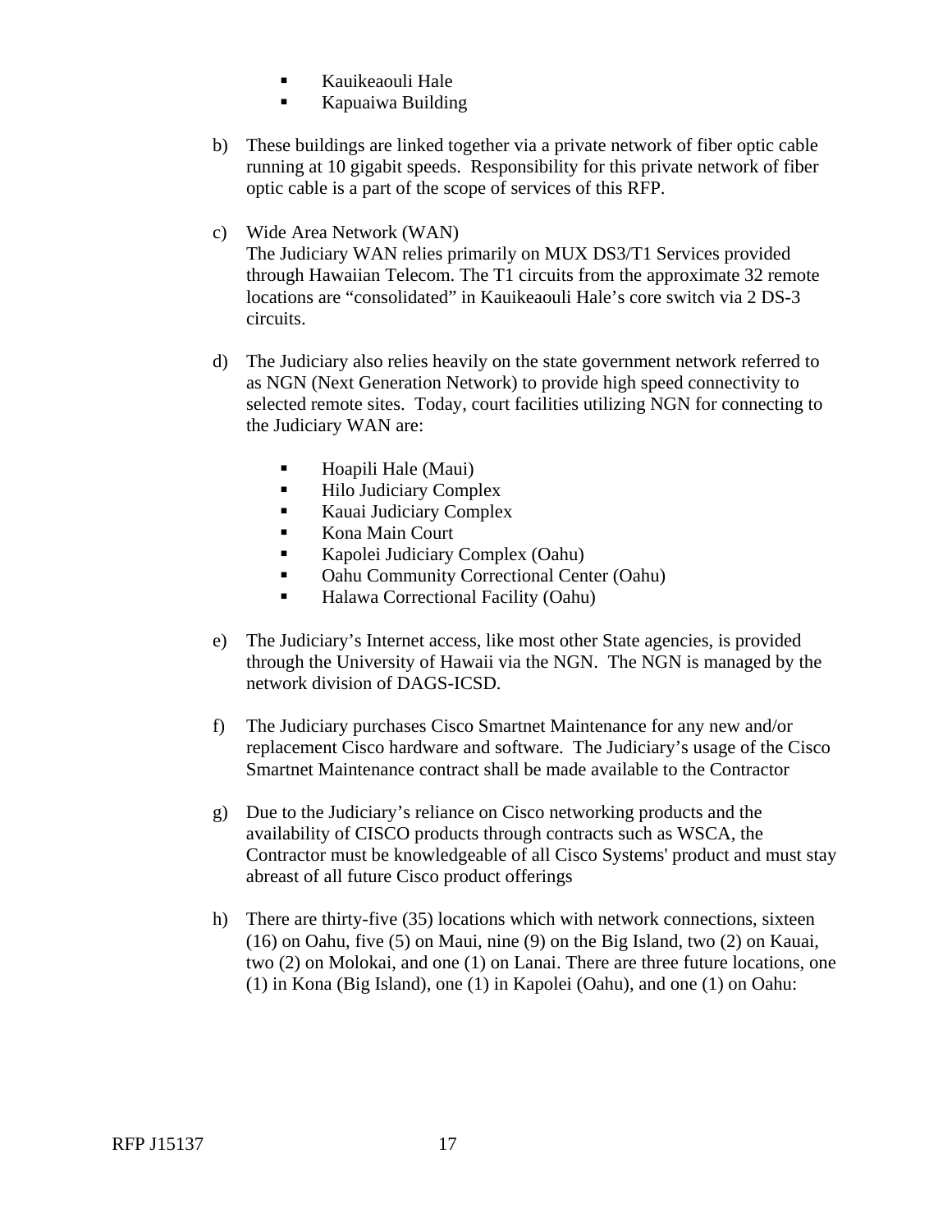- Kauikeaouli Hale
- Kapuaiwa Building

b) These buildings are linked together via a private network of fiber optic cable running at 10 gigabit speeds. Responsibility for this private network of fiber optic cable is a part of the scope of services of this RFP.

c) Wide Area Network (WAN)
The Judiciary WAN relies primarily on MUX DS3/T1 Services provided through Hawaiian Telecom. The T1 circuits from the approximate 32 remote locations are "consolidated" in Kauikeaouli Hale's core switch via 2 DS-3 circuits.

d) The Judiciary also relies heavily on the state government network referred to as NGN (Next Generation Network) to provide high speed connectivity to selected remote sites. Today, court facilities utilizing NGN for connecting to the Judiciary WAN are:

- Hoapili Hale (Maui)
- Hilo Judiciary Complex
- Kauai Judiciary Complex
- Kona Main Court
- Kapolei Judiciary Complex (Oahu)
- Oahu Community Correctional Center (Oahu)
- Halawa Correctional Facility (Oahu)

e) The Judiciary's Internet access, like most other State agencies, is provided through the University of Hawaii via the NGN. The NGN is managed by the network division of DAGS-ICSD.

f) The Judiciary purchases Cisco Smartnet Maintenance for any new and/or replacement Cisco hardware and software. The Judiciary's usage of the Cisco Smartnet Maintenance contract shall be made available to the Contractor

g) Due to the Judiciary's reliance on Cisco networking products and the availability of CISCO products through contracts such as WSCA, the Contractor must be knowledgeable of all Cisco Systems' product and must stay abreast of all future Cisco product offerings

h) There are thirty-five (35) locations which with network connections, sixteen (16) on Oahu, five (5) on Maui, nine (9) on the Big Island, two (2) on Kauai, two (2) on Molokai, and one (1) on Lanai. There are three future locations, one (1) in Kona (Big Island), one (1) in Kapolei (Oahu), and one (1) on Oahu: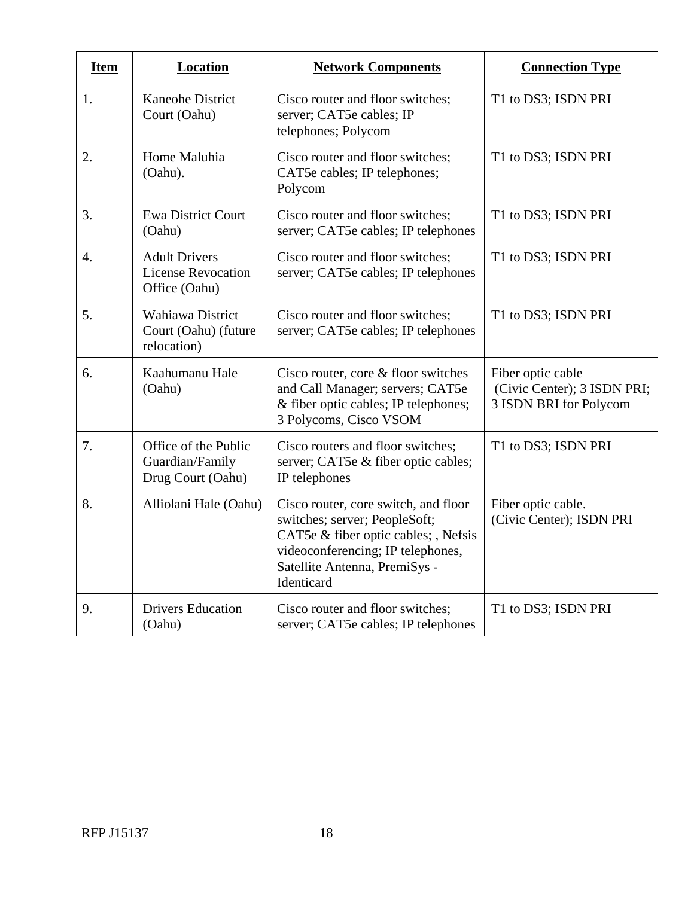| Item | Location | Network Components | Connection Type |
|---|---|---|---|
| 1. | Kaneohe District Court (Oahu) | Cisco router and floor switches; server; CAT5e cables; IP telephones; Polycom | T1 to DS3; ISDN PRI |
| 2. | Home Maluhia (Oahu). | Cisco router and floor switches; CAT5e cables; IP telephones; Polycom | T1 to DS3; ISDN PRI |
| 3. | Ewa District Court (Oahu) | Cisco router and floor switches; server; CAT5e cables; IP telephones | T1 to DS3; ISDN PRI |
| 4. | Adult Drivers License Revocation Office (Oahu) | Cisco router and floor switches; server; CAT5e cables; IP telephones | T1 to DS3; ISDN PRI |
| 5. | Wahiawa District Court (Oahu) (future relocation) | Cisco router and floor switches; server; CAT5e cables; IP telephones | T1 to DS3; ISDN PRI |
| 6. | Kaahumanu Hale (Oahu) | Cisco router, core & floor switches and Call Manager; servers; CAT5e & fiber optic cables; IP telephones; 3 Polycoms, Cisco VSOM | Fiber optic cable (Civic Center); 3 ISDN PRI; 3 ISDN BRI for Polycom |
| 7. | Office of the Public Guardian/Family Drug Court (Oahu) | Cisco routers and floor switches; server; CAT5e & fiber optic cables; IP telephones | T1 to DS3; ISDN PRI |
| 8. | Alliolani Hale (Oahu) | Cisco router, core switch, and floor switches; server; PeopleSoft; CAT5e & fiber optic cables; , Nefsis videoconferencing; IP telephones, Satellite Antenna, PremiSys - Identicard | Fiber optic cable. (Civic Center); ISDN PRI |
| 9. | Drivers Education (Oahu) | Cisco router and floor switches; server; CAT5e cables; IP telephones | T1 to DS3; ISDN PRI |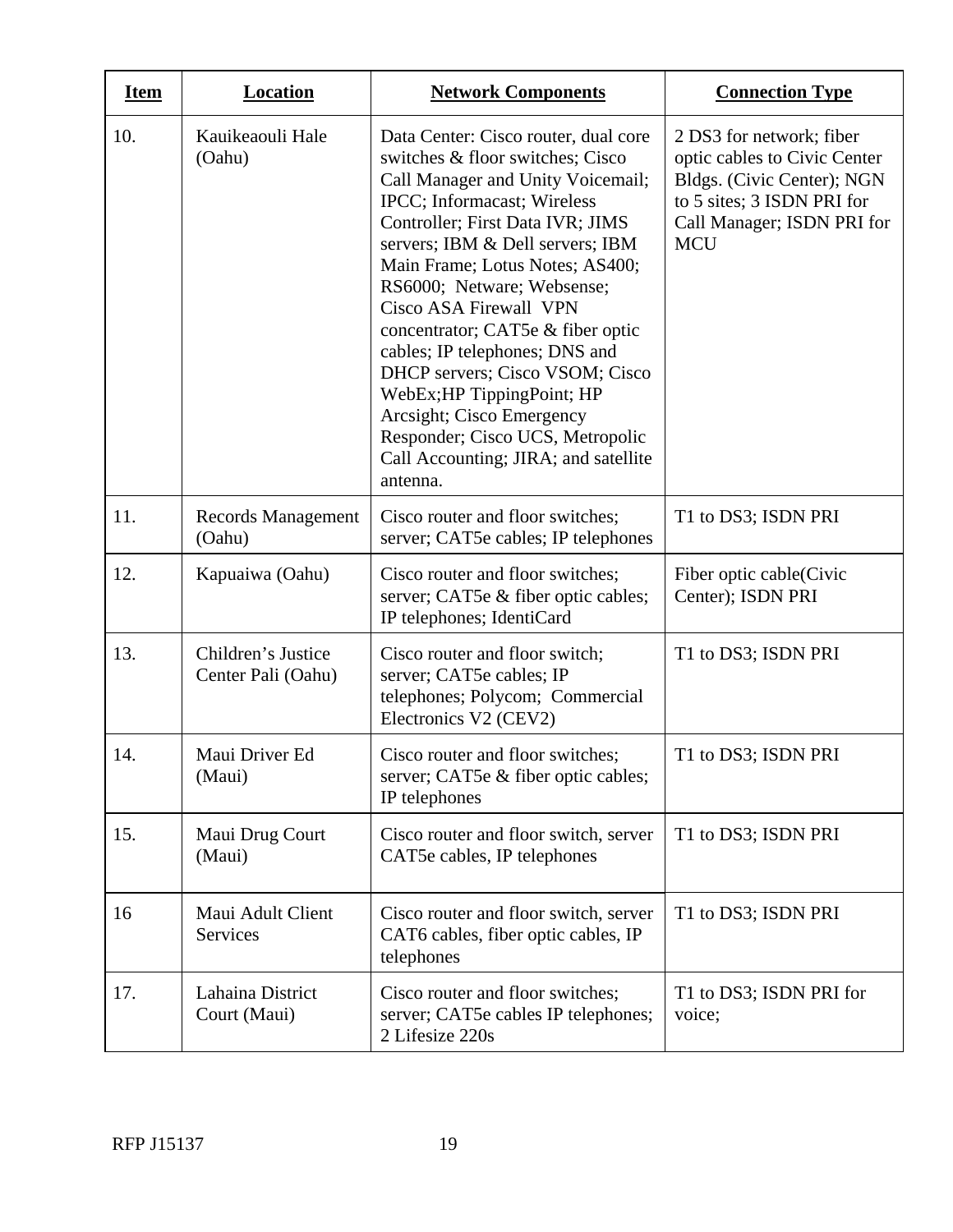| Item | Location | Network Components | Connection Type |
|---|---|---|---|
| 10. | Kauikeaouli Hale (Oahu) | Data Center: Cisco router, dual core switches & floor switches; Cisco Call Manager and Unity Voicemail; IPCC; Informacast; Wireless Controller; First Data IVR; JIMS servers; IBM & Dell servers; IBM Main Frame; Lotus Notes; AS400; RS6000; Netware; Websense; Cisco ASA Firewall VPN concentrator; CAT5e & fiber optic cables; IP telephones; DNS and DHCP servers; Cisco VSOM; Cisco WebEx;HP TippingPoint; HP Arcsight; Cisco Emergency Responder; Cisco UCS, Metropolic Call Accounting; JIRA; and satellite antenna. | 2 DS3 for network; fiber optic cables to Civic Center Bldgs. (Civic Center); NGN to 5 sites; 3 ISDN PRI for Call Manager; ISDN PRI for MCU |
| 11. | Records Management (Oahu) | Cisco router and floor switches; server; CAT5e cables; IP telephones | T1 to DS3; ISDN PRI |
| 12. | Kapuaiwa (Oahu) | Cisco router and floor switches; server; CAT5e & fiber optic cables; IP telephones; IdentiCard | Fiber optic cable(Civic Center); ISDN PRI |
| 13. | Children's Justice Center Pali (Oahu) | Cisco router and floor switch; server; CAT5e cables; IP telephones; Polycom; Commercial Electronics V2 (CEV2) | T1 to DS3; ISDN PRI |
| 14. | Maui Driver Ed (Maui) | Cisco router and floor switches; server; CAT5e & fiber optic cables; IP telephones | T1 to DS3; ISDN PRI |
| 15. | Maui Drug Court (Maui) | Cisco router and floor switch, server CAT5e cables, IP telephones | T1 to DS3; ISDN PRI |
| 16 | Maui Adult Client Services | Cisco router and floor switch, server CAT6 cables, fiber optic cables, IP telephones | T1 to DS3; ISDN PRI |
| 17. | Lahaina District Court (Maui) | Cisco router and floor switches; server; CAT5e cables IP telephones; 2 Lifesize 220s | T1 to DS3; ISDN PRI for voice; |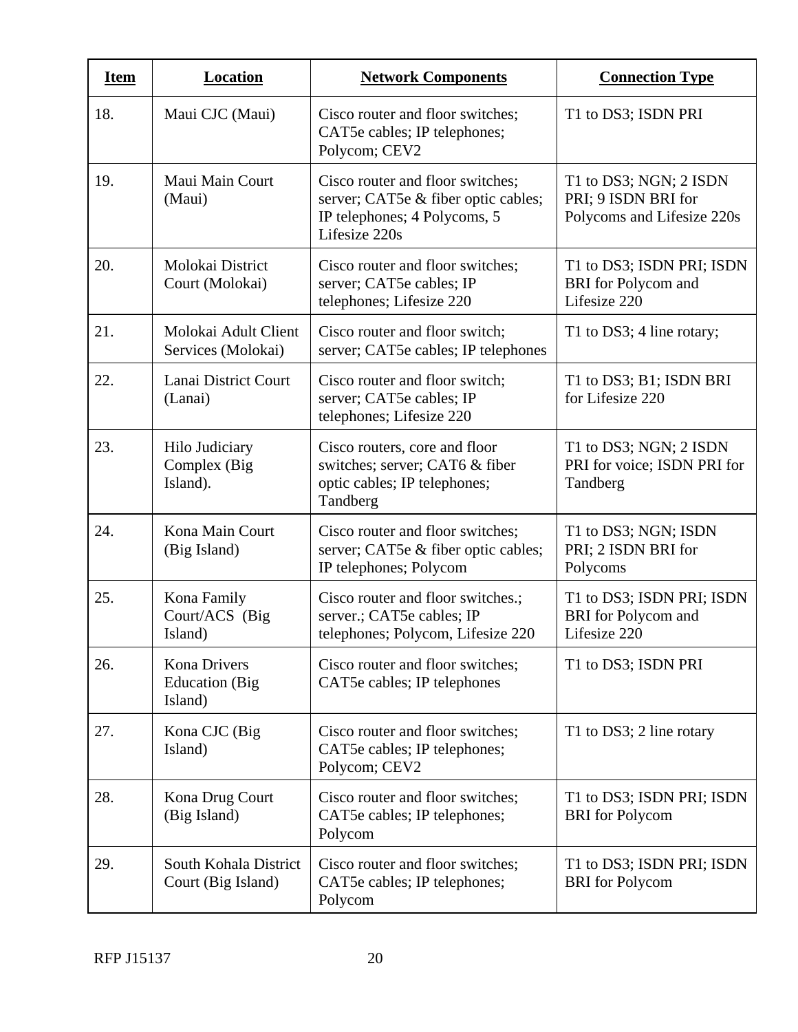| Item | Location | Network Components | Connection Type |
|---|---|---|---|
| 18. | Maui CJC (Maui) | Cisco router and floor switches; CAT5e cables; IP telephones; Polycom; CEV2 | T1 to DS3; ISDN PRI |
| 19. | Maui Main Court (Maui) | Cisco router and floor switches; server; CAT5e & fiber optic cables; IP telephones; 4 Polycoms, 5 Lifesize 220s | T1 to DS3; NGN; 2 ISDN PRI; 9 ISDN BRI for Polycoms and Lifesize 220s |
| 20. | Molokai District Court (Molokai) | Cisco router and floor switches; server; CAT5e cables; IP telephones; Lifesize 220 | T1 to DS3; ISDN PRI; ISDN BRI for Polycom and Lifesize 220 |
| 21. | Molokai Adult Client Services (Molokai) | Cisco router and floor switch; server; CAT5e cables; IP telephones | T1 to DS3; 4 line rotary; |
| 22. | Lanai District Court (Lanai) | Cisco router and floor switch; server; CAT5e cables; IP telephones; Lifesize 220 | T1 to DS3; B1; ISDN BRI for Lifesize 220 |
| 23. | Hilo Judiciary Complex (Big Island). | Cisco routers, core and floor switches; server; CAT6 & fiber optic cables; IP telephones; Tandberg | T1 to DS3; NGN; 2 ISDN PRI for voice; ISDN PRI for Tandberg |
| 24. | Kona Main Court (Big Island) | Cisco router and floor switches; server; CAT5e & fiber optic cables; IP telephones; Polycom | T1 to DS3; NGN; ISDN PRI; 2 ISDN BRI for Polycoms |
| 25. | Kona Family Court/ACS (Big Island) | Cisco router and floor switches.; server.; CAT5e cables; IP telephones; Polycom, Lifesize 220 | T1 to DS3; ISDN PRI; ISDN BRI for Polycom and Lifesize 220 |
| 26. | Kona Drivers Education (Big Island) | Cisco router and floor switches; CAT5e cables; IP telephones | T1 to DS3; ISDN PRI |
| 27. | Kona CJC (Big Island) | Cisco router and floor switches; CAT5e cables; IP telephones; Polycom; CEV2 | T1 to DS3; 2 line rotary |
| 28. | Kona Drug Court (Big Island) | Cisco router and floor switches; CAT5e cables; IP telephones; Polycom | T1 to DS3; ISDN PRI; ISDN BRI for Polycom |
| 29. | South Kohala District Court (Big Island) | Cisco router and floor switches; CAT5e cables; IP telephones; Polycom | T1 to DS3; ISDN PRI; ISDN BRI for Polycom |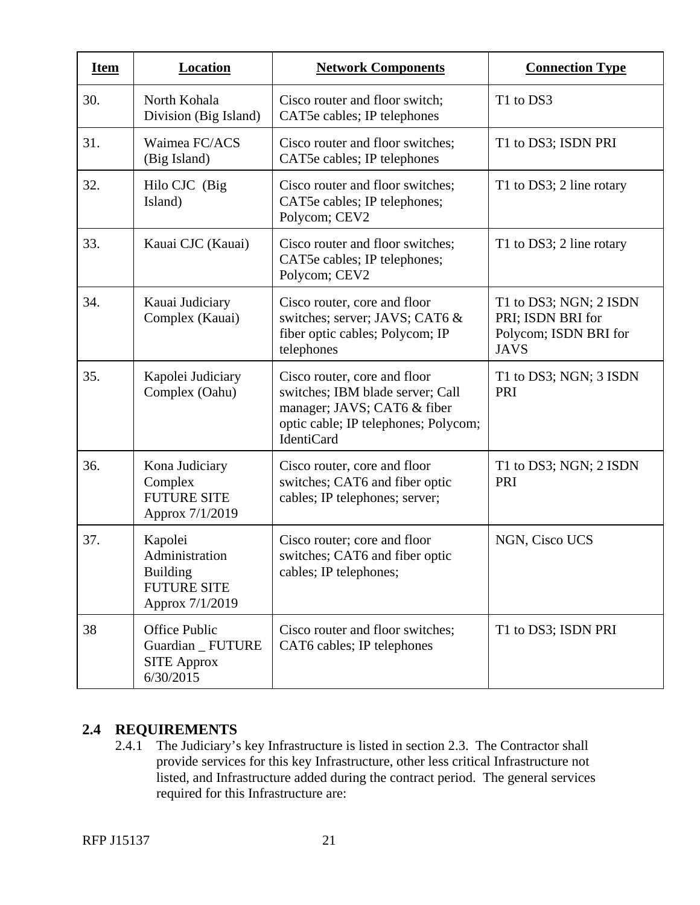| Item | Location | Network Components | Connection Type |
|---|---|---|---|
| 30. | North Kohala Division (Big Island) | Cisco router and floor switch; CAT5e cables; IP telephones | T1 to DS3 |
| 31. | Waimea FC/ACS (Big Island) | Cisco router and floor switches; CAT5e cables; IP telephones | T1 to DS3; ISDN PRI |
| 32. | Hilo CJC (Big Island) | Cisco router and floor switches; CAT5e cables; IP telephones; Polycom; CEV2 | T1 to DS3; 2 line rotary |
| 33. | Kauai CJC (Kauai) | Cisco router and floor switches; CAT5e cables; IP telephones; Polycom; CEV2 | T1 to DS3; 2 line rotary |
| 34. | Kauai Judiciary Complex (Kauai) | Cisco router, core and floor switches; server; JAVS; CAT6 & fiber optic cables; Polycom; IP telephones | T1 to DS3; NGN; 2 ISDN PRI; ISDN BRI for Polycom; ISDN BRI for JAVS |
| 35. | Kapolei Judiciary Complex (Oahu) | Cisco router, core and floor switches; IBM blade server; Call manager; JAVS; CAT6 & fiber optic cable; IP telephones; Polycom; IdentiCard | T1 to DS3; NGN; 3 ISDN PRI |
| 36. | Kona Judiciary Complex FUTURE SITE Approx 7/1/2019 | Cisco router, core and floor switches; CAT6 and fiber optic cables; IP telephones; server; | T1 to DS3; NGN; 2 ISDN PRI |
| 37. | Kapolei Administration Building FUTURE SITE Approx 7/1/2019 | Cisco router; core and floor switches; CAT6 and fiber optic cables; IP telephones; | NGN, Cisco UCS |
| 38 | Office Public Guardian _ FUTURE SITE Approx 6/30/2015 | Cisco router and floor switches; CAT6 cables; IP telephones | T1 to DS3; ISDN PRI |

## 2.4 REQUIREMENTS

2.4.1 The Judiciary's key Infrastructure is listed in section 2.3. The Contractor shall provide services for this key Infrastructure, other less critical Infrastructure not listed, and Infrastructure added during the contract period. The general services required for this Infrastructure are: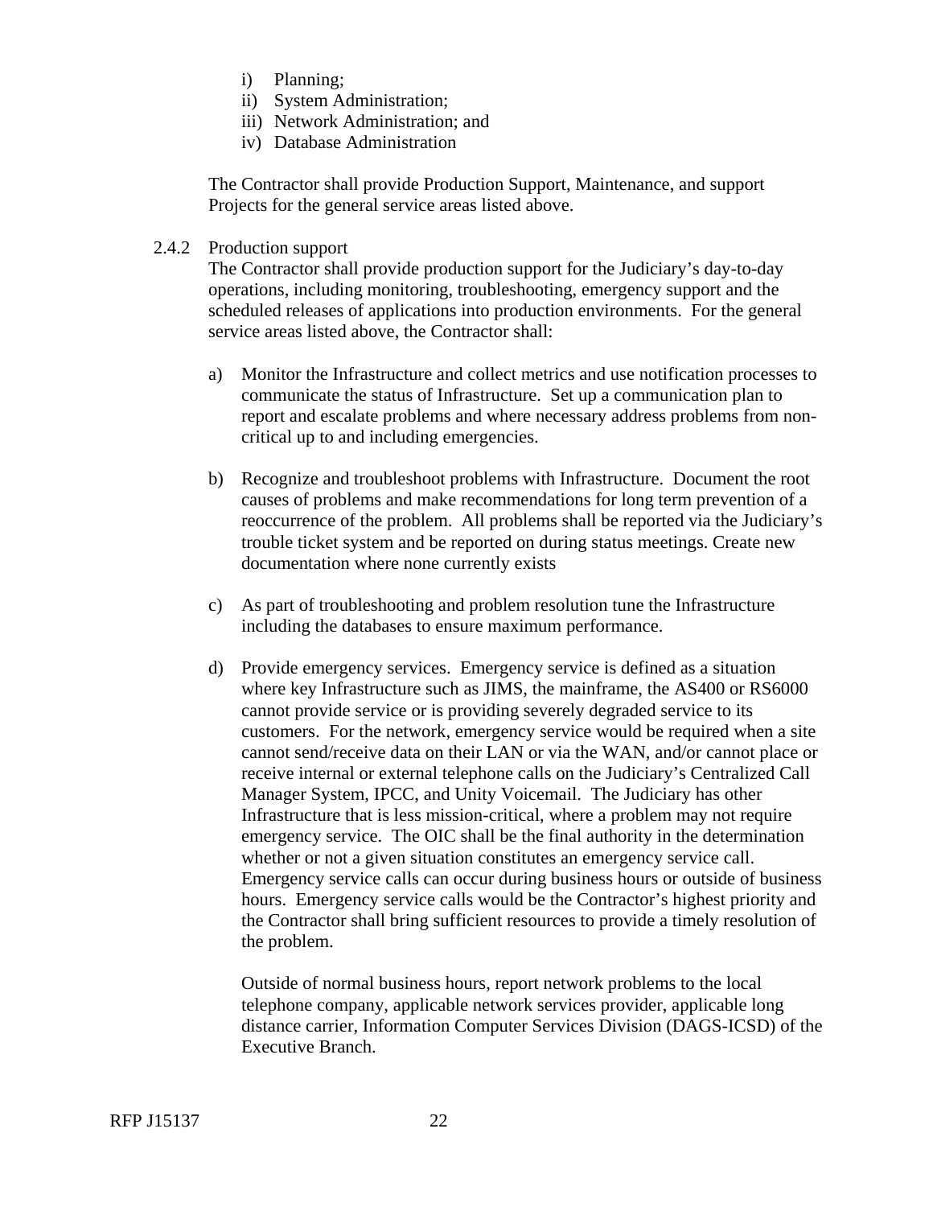i) Planning;
ii) System Administration;
iii) Network Administration; and
iv) Database Administration

The Contractor shall provide Production Support, Maintenance, and support Projects for the general service areas listed above.

2.4.2 Production support

The Contractor shall provide production support for the Judiciary's day-to-day operations, including monitoring, troubleshooting, emergency support and the scheduled releases of applications into production environments. For the general service areas listed above, the Contractor shall:

a) Monitor the Infrastructure and collect metrics and use notification processes to communicate the status of Infrastructure. Set up a communication plan to report and escalate problems and where necessary address problems from non-critical up to and including emergencies.

b) Recognize and troubleshoot problems with Infrastructure. Document the root causes of problems and make recommendations for long term prevention of a reoccurrence of the problem. All problems shall be reported via the Judiciary's trouble ticket system and be reported on during status meetings. Create new documentation where none currently exists

c) As part of troubleshooting and problem resolution tune the Infrastructure including the databases to ensure maximum performance.

d) Provide emergency services. Emergency service is defined as a situation where key Infrastructure such as JIMS, the mainframe, the AS400 or RS6000 cannot provide service or is providing severely degraded service to its customers. For the network, emergency service would be required when a site cannot send/receive data on their LAN or via the WAN, and/or cannot place or receive internal or external telephone calls on the Judiciary's Centralized Call Manager System, IPCC, and Unity Voicemail. The Judiciary has other Infrastructure that is less mission-critical, where a problem may not require emergency service. The OIC shall be the final authority in the determination whether or not a given situation constitutes an emergency service call. Emergency service calls can occur during business hours or outside of business hours. Emergency service calls would be the Contractor's highest priority and the Contractor shall bring sufficient resources to provide a timely resolution of the problem.

   Outside of normal business hours, report network problems to the local telephone company, applicable network services provider, applicable long distance carrier, Information Computer Services Division (DAGS-ICSD) of the Executive Branch.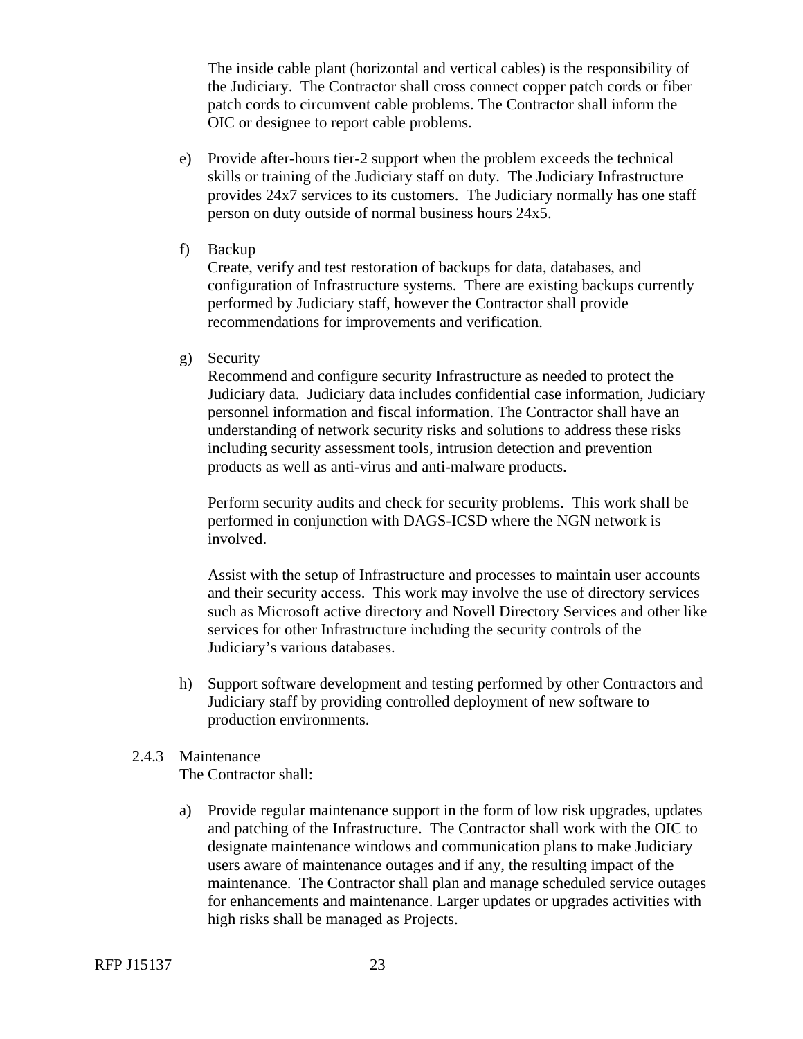The inside cable plant (horizontal and vertical cables) is the responsibility of the Judiciary. The Contractor shall cross connect copper patch cords or fiber patch cords to circumvent cable problems. The Contractor shall inform the OIC or designee to report cable problems.

e) Provide after-hours tier-2 support when the problem exceeds the technical skills or training of the Judiciary staff on duty. The Judiciary Infrastructure provides 24x7 services to its customers. The Judiciary normally has one staff person on duty outside of normal business hours 24x5.

f) Backup
Create, verify and test restoration of backups for data, databases, and configuration of Infrastructure systems. There are existing backups currently performed by Judiciary staff, however the Contractor shall provide recommendations for improvements and verification.

g) Security
Recommend and configure security Infrastructure as needed to protect the Judiciary data. Judiciary data includes confidential case information, Judiciary personnel information and fiscal information. The Contractor shall have an understanding of network security risks and solutions to address these risks including security assessment tools, intrusion detection and prevention products as well as anti-virus and anti-malware products.

   Perform security audits and check for security problems. This work shall be performed in conjunction with DAGS-ICSD where the NGN network is involved.

   Assist with the setup of Infrastructure and processes to maintain user accounts and their security access. This work may involve the use of directory services such as Microsoft active directory and Novell Directory Services and other like services for other Infrastructure including the security controls of the Judiciary's various databases.

h) Support software development and testing performed by other Contractors and Judiciary staff by providing controlled deployment of new software to production environments.

2.4.3 Maintenance
The Contractor shall:

a) Provide regular maintenance support in the form of low risk upgrades, updates and patching of the Infrastructure. The Contractor shall work with the OIC to designate maintenance windows and communication plans to make Judiciary users aware of maintenance outages and if any, the resulting impact of the maintenance. The Contractor shall plan and manage scheduled service outages for enhancements and maintenance. Larger updates or upgrades activities with high risks shall be managed as Projects.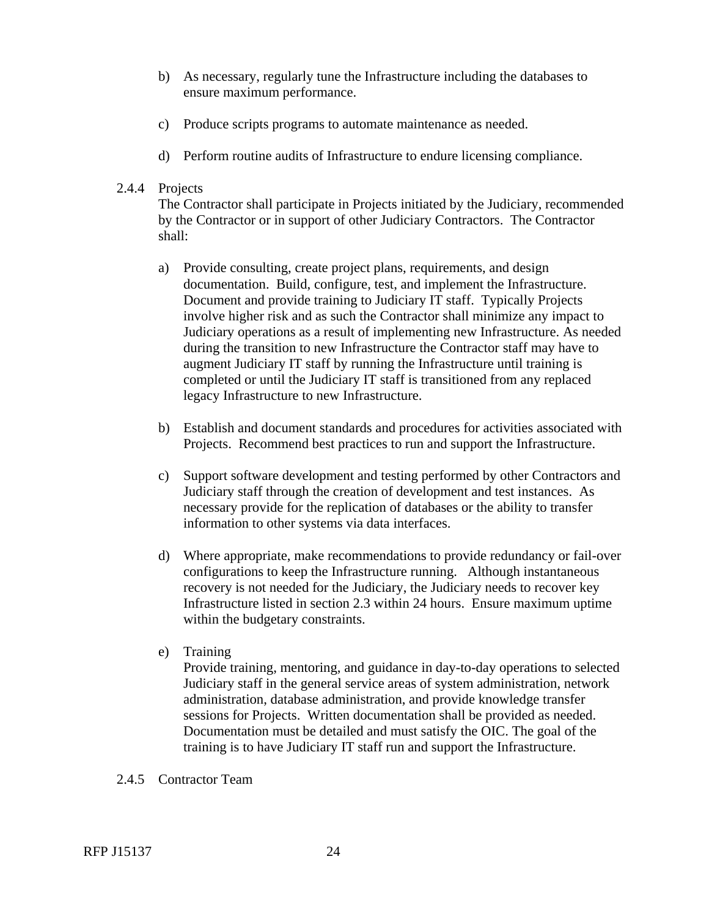b) As necessary, regularly tune the Infrastructure including the databases to ensure maximum performance.

c) Produce scripts programs to automate maintenance as needed.

d) Perform routine audits of Infrastructure to endure licensing compliance.

2.4.4 Projects

The Contractor shall participate in Projects initiated by the Judiciary, recommended by the Contractor or in support of other Judiciary Contractors. The Contractor shall:

a) Provide consulting, create project plans, requirements, and design documentation. Build, configure, test, and implement the Infrastructure. Document and provide training to Judiciary IT staff. Typically Projects involve higher risk and as such the Contractor shall minimize any impact to Judiciary operations as a result of implementing new Infrastructure. As needed during the transition to new Infrastructure the Contractor staff may have to augment Judiciary IT staff by running the Infrastructure until training is completed or until the Judiciary IT staff is transitioned from any replaced legacy Infrastructure to new Infrastructure.

b) Establish and document standards and procedures for activities associated with Projects. Recommend best practices to run and support the Infrastructure.

c) Support software development and testing performed by other Contractors and Judiciary staff through the creation of development and test instances. As necessary provide for the replication of databases or the ability to transfer information to other systems via data interfaces.

d) Where appropriate, make recommendations to provide redundancy or fail-over configurations to keep the Infrastructure running. Although instantaneous recovery is not needed for the Judiciary, the Judiciary needs to recover key Infrastructure listed in section 2.3 within 24 hours. Ensure maximum uptime within the budgetary constraints.

e) Training

Provide training, mentoring, and guidance in day-to-day operations to selected Judiciary staff in the general service areas of system administration, network administration, database administration, and provide knowledge transfer sessions for Projects. Written documentation shall be provided as needed. Documentation must be detailed and must satisfy the OIC. The goal of the training is to have Judiciary IT staff run and support the Infrastructure.

2.4.5 Contractor Team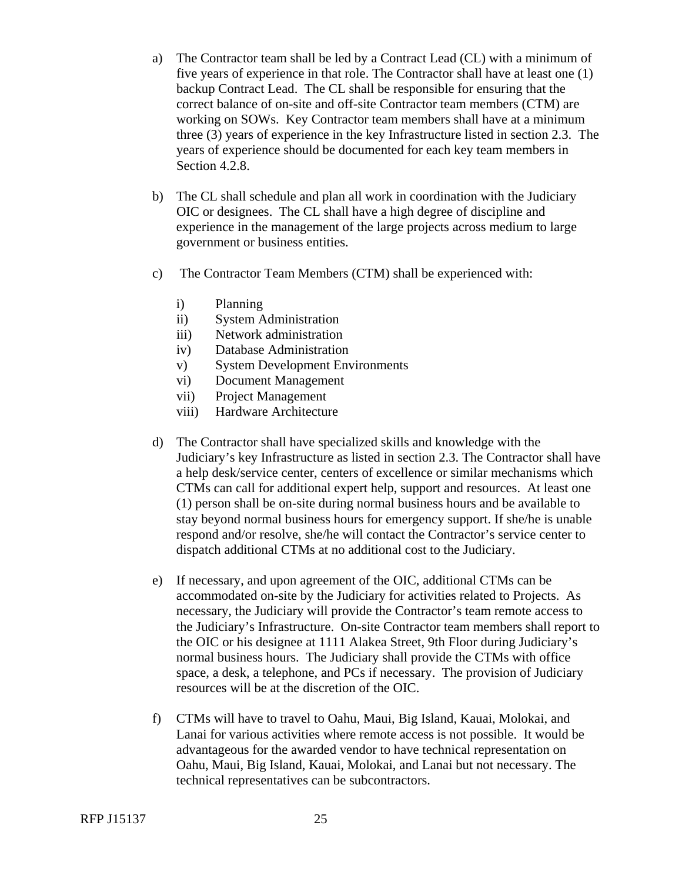a) The Contractor team shall be led by a Contract Lead (CL) with a minimum of five years of experience in that role. The Contractor shall have at least one (1) backup Contract Lead. The CL shall be responsible for ensuring that the correct balance of on-site and off-site Contractor team members (CTM) are working on SOWs. Key Contractor team members shall have at a minimum three (3) years of experience in the key Infrastructure listed in section 2.3. The years of experience should be documented for each key team members in Section 4.2.8.

b) The CL shall schedule and plan all work in coordination with the Judiciary OIC or designees. The CL shall have a high degree of discipline and experience in the management of the large projects across medium to large government or business entities.

c) The Contractor Team Members (CTM) shall be experienced with:

   i) Planning
   ii) System Administration
   iii) Network administration
   iv) Database Administration
   v) System Development Environments
   vi) Document Management
   vii) Project Management
   viii) Hardware Architecture

d) The Contractor shall have specialized skills and knowledge with the Judiciary's key Infrastructure as listed in section 2.3. The Contractor shall have a help desk/service center, centers of excellence or similar mechanisms which CTMs can call for additional expert help, support and resources. At least one (1) person shall be on-site during normal business hours and be available to stay beyond normal business hours for emergency support. If she/he is unable respond and/or resolve, she/he will contact the Contractor's service center to dispatch additional CTMs at no additional cost to the Judiciary.

e) If necessary, and upon agreement of the OIC, additional CTMs can be accommodated on-site by the Judiciary for activities related to Projects. As necessary, the Judiciary will provide the Contractor's team remote access to the Judiciary's Infrastructure. On-site Contractor team members shall report to the OIC or his designee at 1111 Alakea Street, 9th Floor during Judiciary's normal business hours. The Judiciary shall provide the CTMs with office space, a desk, a telephone, and PCs if necessary. The provision of Judiciary resources will be at the discretion of the OIC.

f) CTMs will have to travel to Oahu, Maui, Big Island, Kauai, Molokai, and Lanai for various activities where remote access is not possible. It would be advantageous for the awarded vendor to have technical representation on Oahu, Maui, Big Island, Kauai, Molokai, and Lanai but not necessary. The technical representatives can be subcontractors.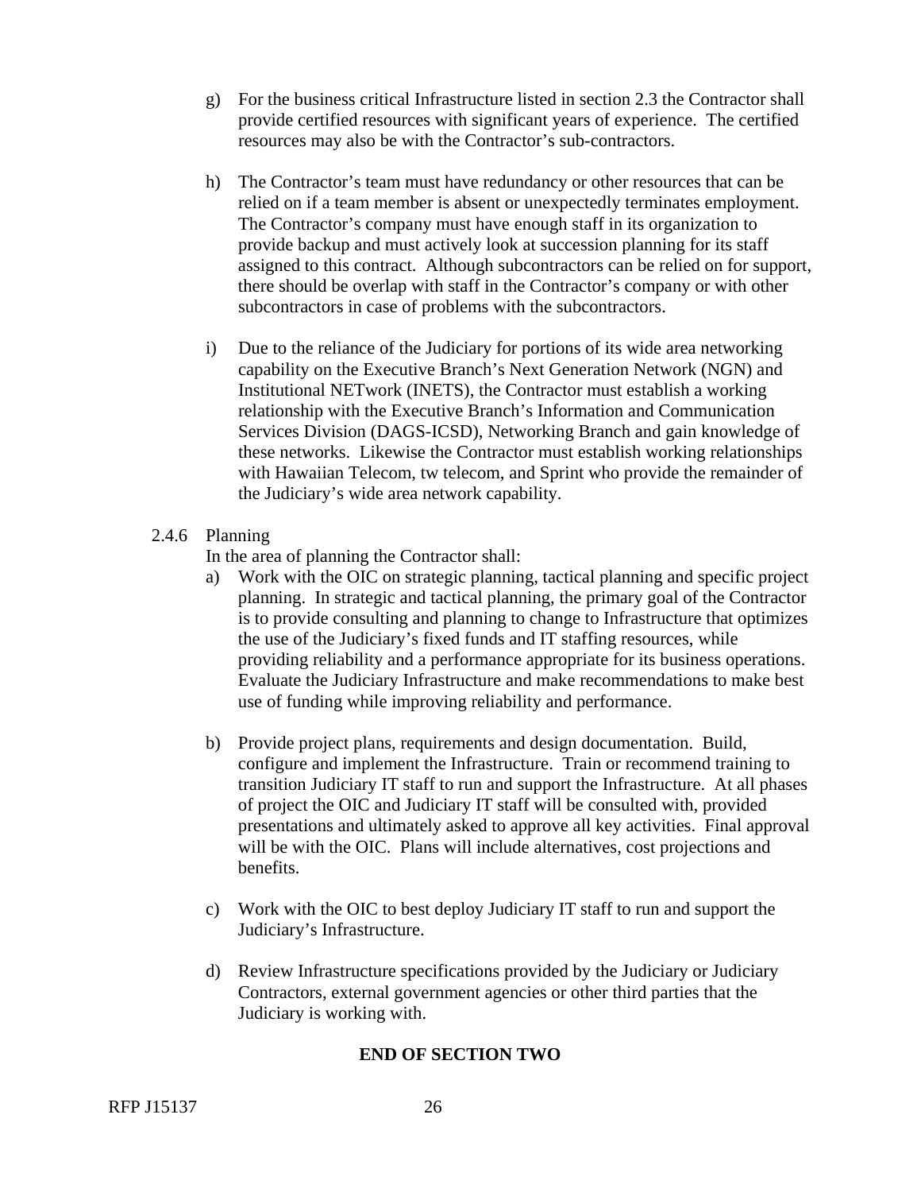g) For the business critical Infrastructure listed in section 2.3 the Contractor shall provide certified resources with significant years of experience. The certified resources may also be with the Contractor's sub-contractors.

h) The Contractor's team must have redundancy or other resources that can be relied on if a team member is absent or unexpectedly terminates employment. The Contractor's company must have enough staff in its organization to provide backup and must actively look at succession planning for its staff assigned to this contract. Although subcontractors can be relied on for support, there should be overlap with staff in the Contractor's company or with other subcontractors in case of problems with the subcontractors.

i) Due to the reliance of the Judiciary for portions of its wide area networking capability on the Executive Branch's Next Generation Network (NGN) and Institutional NETwork (INETS), the Contractor must establish a working relationship with the Executive Branch's Information and Communication Services Division (DAGS-ICSD), Networking Branch and gain knowledge of these networks. Likewise the Contractor must establish working relationships with Hawaiian Telecom, tw telecom, and Sprint who provide the remainder of the Judiciary's wide area network capability.

2.4.6 Planning

In the area of planning the Contractor shall:

a) Work with the OIC on strategic planning, tactical planning and specific project planning. In strategic and tactical planning, the primary goal of the Contractor is to provide consulting and planning to change to Infrastructure that optimizes the use of the Judiciary's fixed funds and IT staffing resources, while providing reliability and a performance appropriate for its business operations. Evaluate the Judiciary Infrastructure and make recommendations to make best use of funding while improving reliability and performance.

b) Provide project plans, requirements and design documentation. Build, configure and implement the Infrastructure. Train or recommend training to transition Judiciary IT staff to run and support the Infrastructure. At all phases of project the OIC and Judiciary IT staff will be consulted with, provided presentations and ultimately asked to approve all key activities. Final approval will be with the OIC. Plans will include alternatives, cost projections and benefits.

c) Work with the OIC to best deploy Judiciary IT staff to run and support the Judiciary's Infrastructure.

d) Review Infrastructure specifications provided by the Judiciary or Judiciary Contractors, external government agencies or other third parties that the Judiciary is working with.

**END OF SECTION TWO**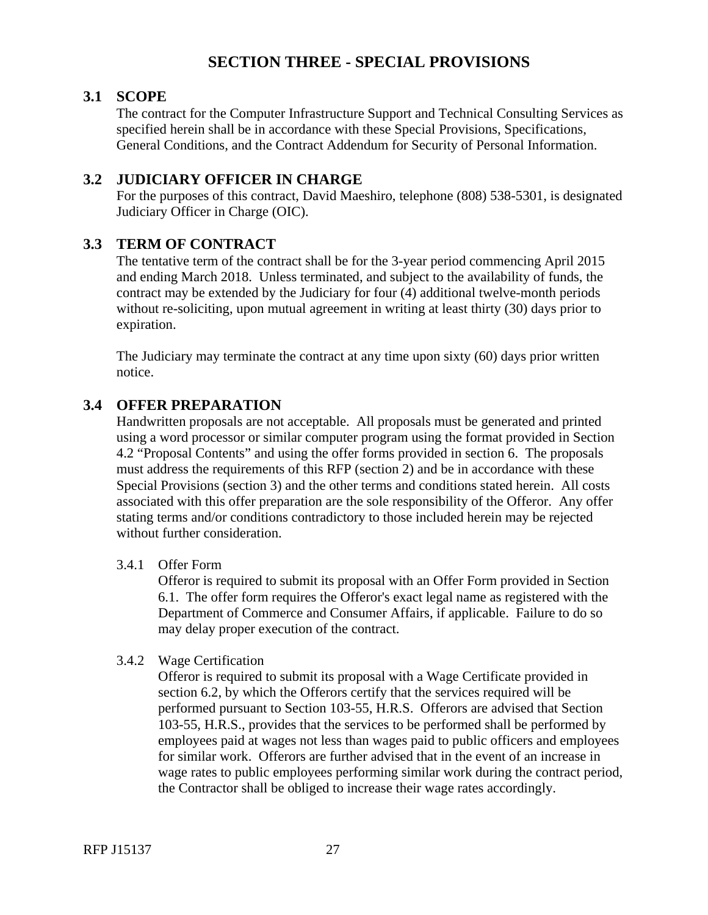# SECTION THREE - SPECIAL PROVISIONS

## 3.1 SCOPE

The contract for the Computer Infrastructure Support and Technical Consulting Services as specified herein shall be in accordance with these Special Provisions, Specifications, General Conditions, and the Contract Addendum for Security of Personal Information.

## 3.2 JUDICIARY OFFICER IN CHARGE

For the purposes of this contract, David Maeshiro, telephone (808) 538-5301, is designated Judiciary Officer in Charge (OIC).

## 3.3 TERM OF CONTRACT

The tentative term of the contract shall be for the 3-year period commencing April 2015 and ending March 2018. Unless terminated, and subject to the availability of funds, the contract may be extended by the Judiciary for four (4) additional twelve-month periods without re-soliciting, upon mutual agreement in writing at least thirty (30) days prior to expiration.

The Judiciary may terminate the contract at any time upon sixty (60) days prior written notice.

## 3.4 OFFER PREPARATION

Handwritten proposals are not acceptable. All proposals must be generated and printed using a word processor or similar computer program using the format provided in Section 4.2 "Proposal Contents" and using the offer forms provided in section 6. The proposals must address the requirements of this RFP (section 2) and be in accordance with these Special Provisions (section 3) and the other terms and conditions stated herein. All costs associated with this offer preparation are the sole responsibility of the Offeror. Any offer stating terms and/or conditions contradictory to those included herein may be rejected without further consideration.

### 3.4.1 Offer Form

Offeror is required to submit its proposal with an Offer Form provided in Section 6.1. The offer form requires the Offeror's exact legal name as registered with the Department of Commerce and Consumer Affairs, if applicable. Failure to do so may delay proper execution of the contract.

### 3.4.2 Wage Certification

Offeror is required to submit its proposal with a Wage Certificate provided in section 6.2, by which the Offerors certify that the services required will be performed pursuant to Section 103-55, H.R.S. Offerors are advised that Section 103-55, H.R.S., provides that the services to be performed shall be performed by employees paid at wages not less than wages paid to public officers and employees for similar work. Offerors are further advised that in the event of an increase in wage rates to public employees performing similar work during the contract period, the Contractor shall be obliged to increase their wage rates accordingly.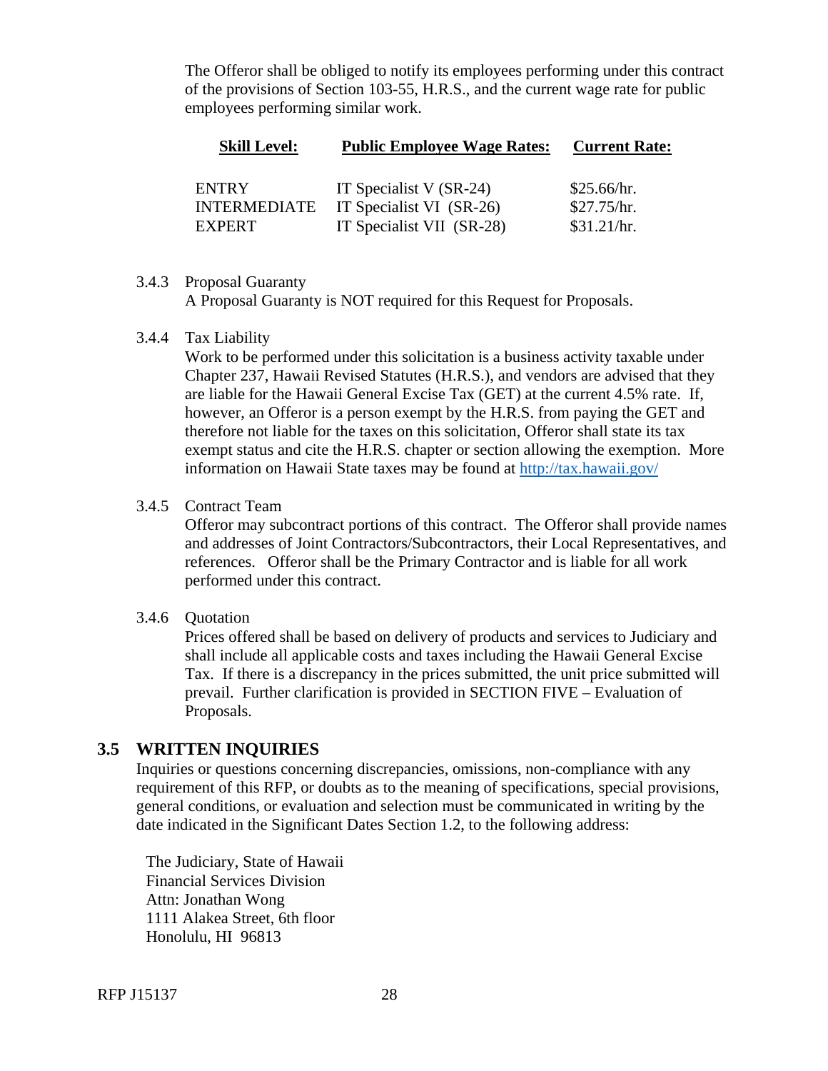The Offeror shall be obliged to notify its employees performing under this contract of the provisions of Section 103-55, H.R.S., and the current wage rate for public employees performing similar work.

| **Skill Level:** | **Public Employee Wage Rates:** | **Current Rate:** |
|---|---|---|
| ENTRY | IT Specialist V (SR-24) | $25.66/hr. |
| INTERMEDIATE | IT Specialist VI (SR-26) | $27.75/hr. |
| EXPERT | IT Specialist VII (SR-28) | $31.21/hr. |

3.4.3 Proposal Guaranty

A Proposal Guaranty is NOT required for this Request for Proposals.

3.4.4 Tax Liability

Work to be performed under this solicitation is a business activity taxable under Chapter 237, Hawaii Revised Statutes (H.R.S.), and vendors are advised that they are liable for the Hawaii General Excise Tax (GET) at the current 4.5% rate. If, however, an Offeror is a person exempt by the H.R.S. from paying the GET and therefore not liable for the taxes on this solicitation, Offeror shall state its tax exempt status and cite the H.R.S. chapter or section allowing the exemption. More information on Hawaii State taxes may be found at http://tax.hawaii.gov/

3.4.5 Contract Team

Offeror may subcontract portions of this contract. The Offeror shall provide names and addresses of Joint Contractors/Subcontractors, their Local Representatives, and references. Offeror shall be the Primary Contractor and is liable for all work performed under this contract.

3.4.6 Quotation

Prices offered shall be based on delivery of products and services to Judiciary and shall include all applicable costs and taxes including the Hawaii General Excise Tax. If there is a discrepancy in the prices submitted, the unit price submitted will prevail. Further clarification is provided in SECTION FIVE – Evaluation of Proposals.

## 3.5 WRITTEN INQUIRIES

Inquiries or questions concerning discrepancies, omissions, non-compliance with any requirement of this RFP, or doubts as to the meaning of specifications, special provisions, general conditions, or evaluation and selection must be communicated in writing by the date indicated in the Significant Dates Section 1.2, to the following address:

The Judiciary, State of Hawaii
Financial Services Division
Attn: Jonathan Wong
1111 Alakea Street, 6th floor
Honolulu, HI 96813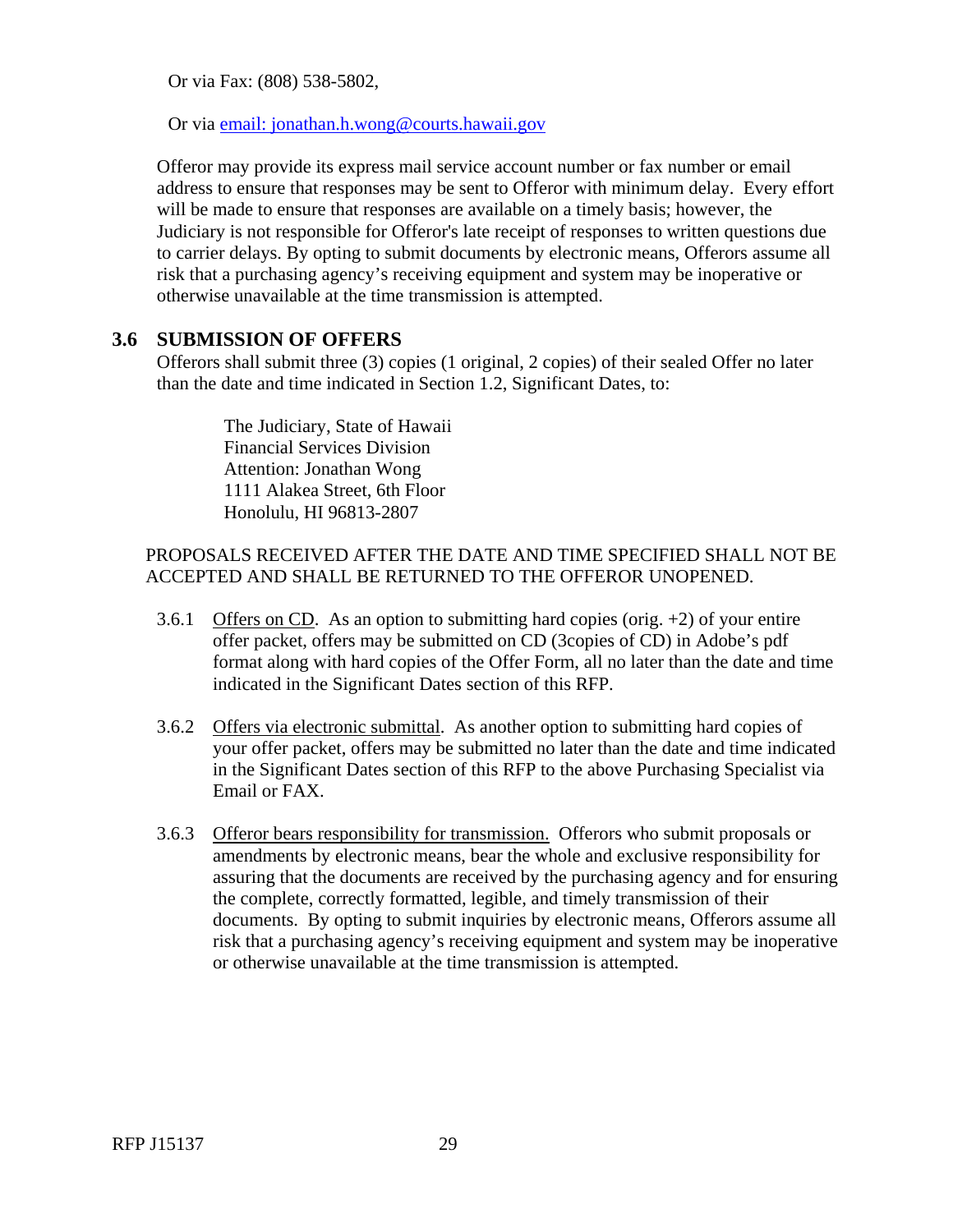Or via Fax: (808) 538-5802,

Or via [email: jonathan.h.wong@courts.hawaii.gov](mailto:jonathan.h.wong@courts.hawaii.gov)

Offeror may provide its express mail service account number or fax number or email address to ensure that responses may be sent to Offeror with minimum delay. Every effort will be made to ensure that responses are available on a timely basis; however, the Judiciary is not responsible for Offeror's late receipt of responses to written questions due to carrier delays. By opting to submit documents by electronic means, Offerors assume all risk that a purchasing agency's receiving equipment and system may be inoperative or otherwise unavailable at the time transmission is attempted.

## 3.6 SUBMISSION OF OFFERS

Offerors shall submit three (3) copies (1 original, 2 copies) of their sealed Offer no later than the date and time indicated in Section 1.2, Significant Dates, to:

> The Judiciary, State of Hawaii
> Financial Services Division
> Attention: Jonathan Wong
> 1111 Alakea Street, 6th Floor
> Honolulu, HI 96813-2807

PROPOSALS RECEIVED AFTER THE DATE AND TIME SPECIFIED SHALL NOT BE ACCEPTED AND SHALL BE RETURNED TO THE OFFEROR UNOPENED.

3.6.1 Offers on CD. As an option to submitting hard copies (orig. +2) of your entire offer packet, offers may be submitted on CD (3copies of CD) in Adobe's pdf format along with hard copies of the Offer Form, all no later than the date and time indicated in the Significant Dates section of this RFP.

3.6.2 Offers via electronic submittal. As another option to submitting hard copies of your offer packet, offers may be submitted no later than the date and time indicated in the Significant Dates section of this RFP to the above Purchasing Specialist via Email or FAX.

3.6.3 Offeror bears responsibility for transmission. Offerors who submit proposals or amendments by electronic means, bear the whole and exclusive responsibility for assuring that the documents are received by the purchasing agency and for ensuring the complete, correctly formatted, legible, and timely transmission of their documents. By opting to submit inquiries by electronic means, Offerors assume all risk that a purchasing agency's receiving equipment and system may be inoperative or otherwise unavailable at the time transmission is attempted.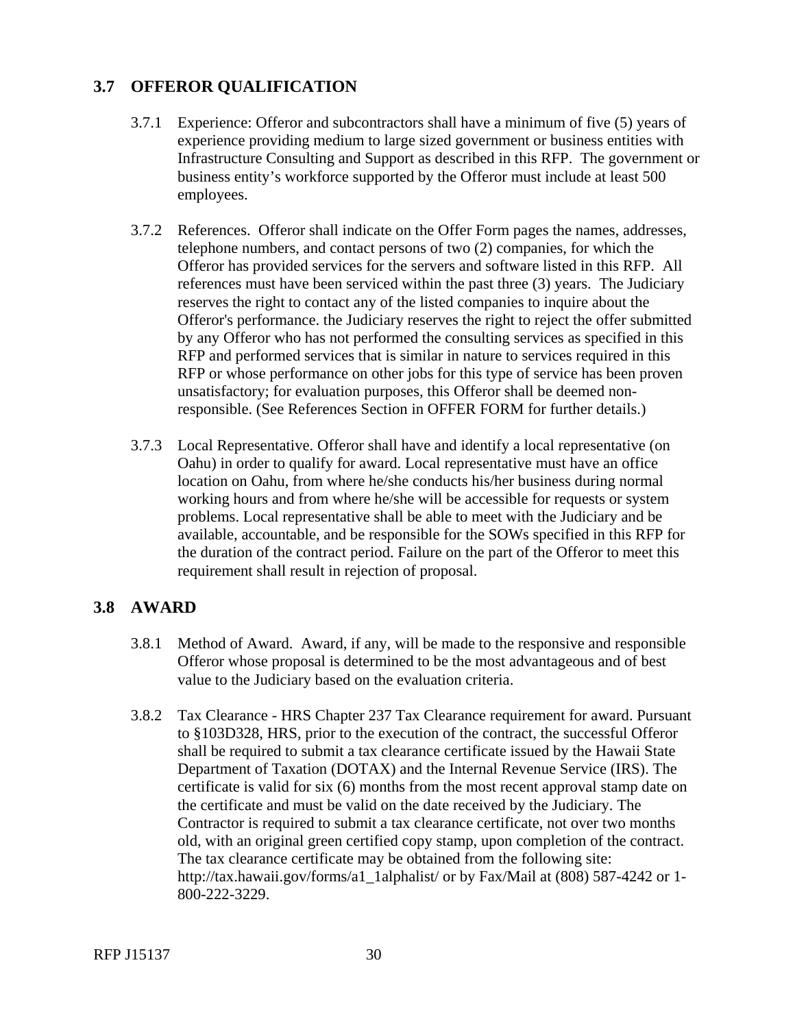## 3.7 OFFEROR QUALIFICATION

3.7.1 Experience: Offeror and subcontractors shall have a minimum of five (5) years of experience providing medium to large sized government or business entities with Infrastructure Consulting and Support as described in this RFP. The government or business entity's workforce supported by the Offeror must include at least 500 employees.

3.7.2 References. Offeror shall indicate on the Offer Form pages the names, addresses, telephone numbers, and contact persons of two (2) companies, for which the Offeror has provided services for the servers and software listed in this RFP. All references must have been serviced within the past three (3) years. The Judiciary reserves the right to contact any of the listed companies to inquire about the Offeror's performance. the Judiciary reserves the right to reject the offer submitted by any Offeror who has not performed the consulting services as specified in this RFP and performed services that is similar in nature to services required in this RFP or whose performance on other jobs for this type of service has been proven unsatisfactory; for evaluation purposes, this Offeror shall be deemed non-responsible. (See References Section in OFFER FORM for further details.)

3.7.3 Local Representative. Offeror shall have and identify a local representative (on Oahu) in order to qualify for award. Local representative must have an office location on Oahu, from where he/she conducts his/her business during normal working hours and from where he/she will be accessible for requests or system problems. Local representative shall be able to meet with the Judiciary and be available, accountable, and be responsible for the SOWs specified in this RFP for the duration of the contract period. Failure on the part of the Offeror to meet this requirement shall result in rejection of proposal.

## 3.8 AWARD

3.8.1 Method of Award. Award, if any, will be made to the responsive and responsible Offeror whose proposal is determined to be the most advantageous and of best value to the Judiciary based on the evaluation criteria.

3.8.2 Tax Clearance - HRS Chapter 237 Tax Clearance requirement for award. Pursuant to §103D328, HRS, prior to the execution of the contract, the successful Offeror shall be required to submit a tax clearance certificate issued by the Hawaii State Department of Taxation (DOTAX) and the Internal Revenue Service (IRS). The certificate is valid for six (6) months from the most recent approval stamp date on the certificate and must be valid on the date received by the Judiciary. The Contractor is required to submit a tax clearance certificate, not over two months old, with an original green certified copy stamp, upon completion of the contract. The tax clearance certificate may be obtained from the following site: http://tax.hawaii.gov/forms/a1_1alphalist/ or by Fax/Mail at (808) 587-4242 or 1-800-222-3229.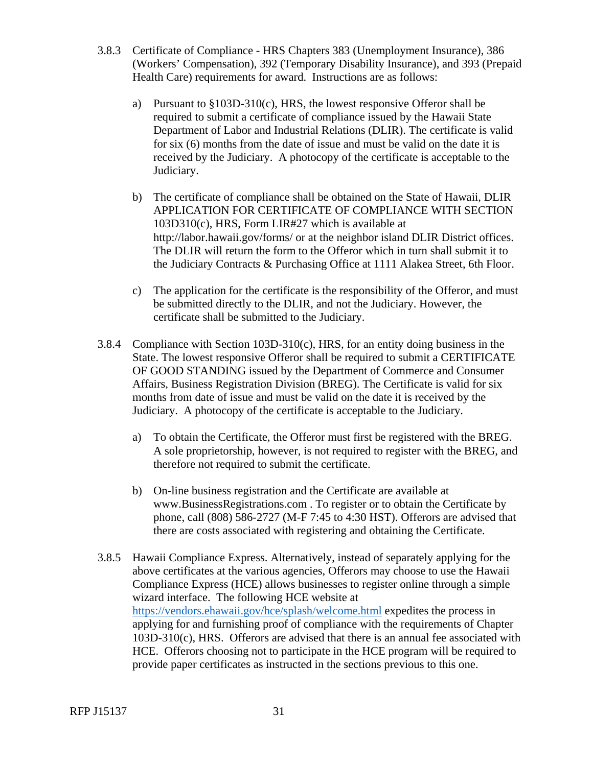3.8.3 Certificate of Compliance - HRS Chapters 383 (Unemployment Insurance), 386 (Workers' Compensation), 392 (Temporary Disability Insurance), and 393 (Prepaid Health Care) requirements for award. Instructions are as follows:

a) Pursuant to §103D-310(c), HRS, the lowest responsive Offeror shall be required to submit a certificate of compliance issued by the Hawaii State Department of Labor and Industrial Relations (DLIR). The certificate is valid for six (6) months from the date of issue and must be valid on the date it is received by the Judiciary. A photocopy of the certificate is acceptable to the Judiciary.

b) The certificate of compliance shall be obtained on the State of Hawaii, DLIR APPLICATION FOR CERTIFICATE OF COMPLIANCE WITH SECTION 103D310(c), HRS, Form LIR#27 which is available at http://labor.hawaii.gov/forms/ or at the neighbor island DLIR District offices. The DLIR will return the form to the Offeror which in turn shall submit it to the Judiciary Contracts & Purchasing Office at 1111 Alakea Street, 6th Floor.

c) The application for the certificate is the responsibility of the Offeror, and must be submitted directly to the DLIR, and not the Judiciary. However, the certificate shall be submitted to the Judiciary.

3.8.4 Compliance with Section 103D-310(c), HRS, for an entity doing business in the State. The lowest responsive Offeror shall be required to submit a CERTIFICATE OF GOOD STANDING issued by the Department of Commerce and Consumer Affairs, Business Registration Division (BREG). The Certificate is valid for six months from date of issue and must be valid on the date it is received by the Judiciary. A photocopy of the certificate is acceptable to the Judiciary.

a) To obtain the Certificate, the Offeror must first be registered with the BREG. A sole proprietorship, however, is not required to register with the BREG, and therefore not required to submit the certificate.

b) On-line business registration and the Certificate are available at www.BusinessRegistrations.com . To register or to obtain the Certificate by phone, call (808) 586-2727 (M-F 7:45 to 4:30 HST). Offerors are advised that there are costs associated with registering and obtaining the Certificate.

3.8.5 Hawaii Compliance Express. Alternatively, instead of separately applying for the above certificates at the various agencies, Offerors may choose to use the Hawaii Compliance Express (HCE) allows businesses to register online through a simple wizard interface. The following HCE website at https://vendors.ehawaii.gov/hce/splash/welcome.html expedites the process in applying for and furnishing proof of compliance with the requirements of Chapter 103D-310(c), HRS. Offerors are advised that there is an annual fee associated with HCE. Offerors choosing not to participate in the HCE program will be required to provide paper certificates as instructed in the sections previous to this one.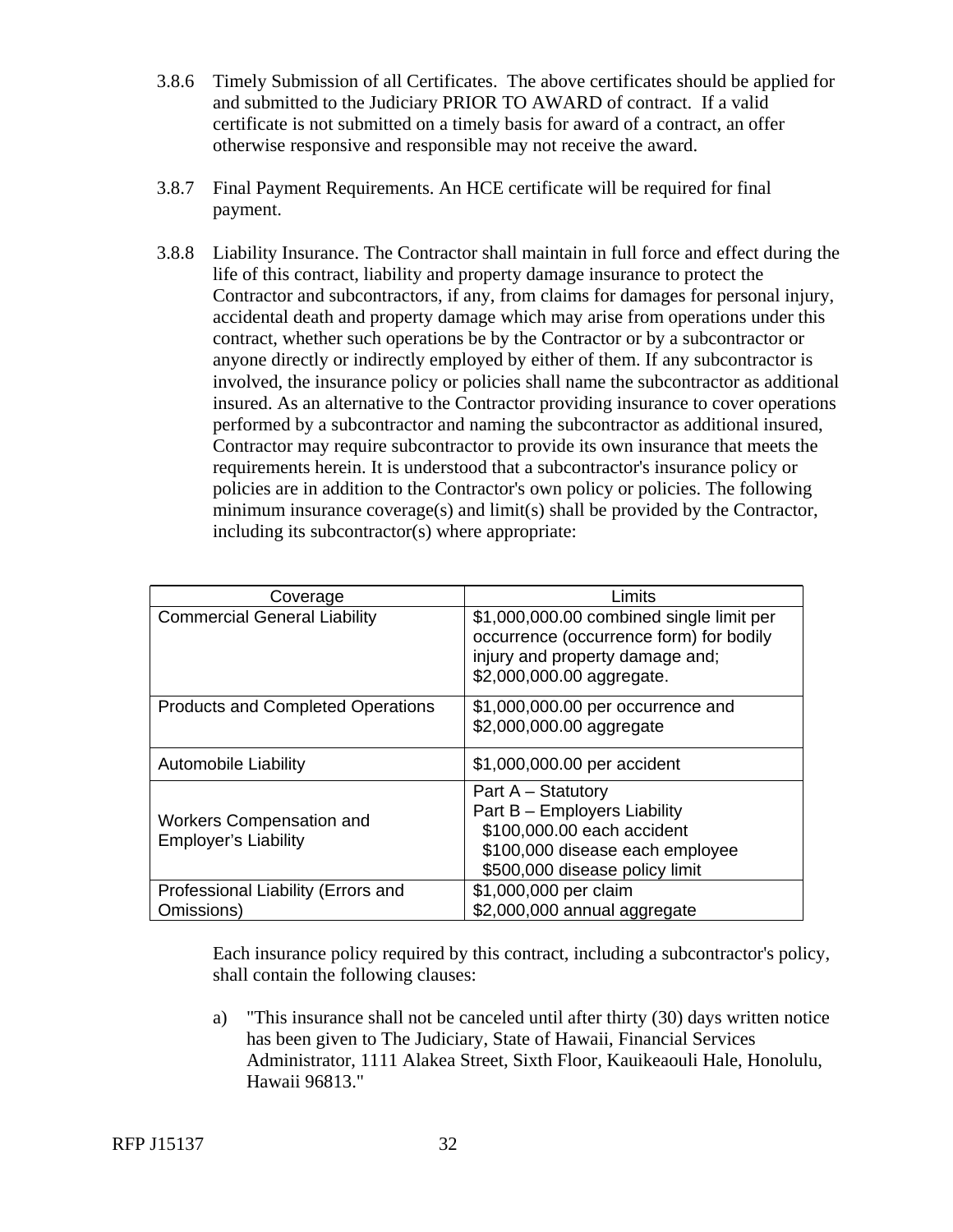3.8.6 Timely Submission of all Certificates. The above certificates should be applied for and submitted to the Judiciary PRIOR TO AWARD of contract. If a valid certificate is not submitted on a timely basis for award of a contract, an offer otherwise responsive and responsible may not receive the award.

3.8.7 Final Payment Requirements. An HCE certificate will be required for final payment.

3.8.8 Liability Insurance. The Contractor shall maintain in full force and effect during the life of this contract, liability and property damage insurance to protect the Contractor and subcontractors, if any, from claims for damages for personal injury, accidental death and property damage which may arise from operations under this contract, whether such operations be by the Contractor or by a subcontractor or anyone directly or indirectly employed by either of them. If any subcontractor is involved, the insurance policy or policies shall name the subcontractor as additional insured. As an alternative to the Contractor providing insurance to cover operations performed by a subcontractor and naming the subcontractor as additional insured, Contractor may require subcontractor to provide its own insurance that meets the requirements herein. It is understood that a subcontractor's insurance policy or policies are in addition to the Contractor's own policy or policies. The following minimum insurance coverage(s) and limit(s) shall be provided by the Contractor, including its subcontractor(s) where appropriate:

| Coverage | Limits |
|---|---|
| Commercial General Liability | $1,000,000.00 combined single limit per occurrence (occurrence form) for bodily injury and property damage and; $2,000,000.00 aggregate. |
| Products and Completed Operations | $1,000,000.00 per occurrence and $2,000,000.00 aggregate |
| Automobile Liability | $1,000,000.00 per accident |
| Workers Compensation and Employer's Liability | Part A – Statutory<br>Part B – Employers Liability<br>$100,000.00 each accident<br>$100,000 disease each employee<br>$500,000 disease policy limit |
| Professional Liability (Errors and Omissions) | $1,000,000 per claim<br>$2,000,000 annual aggregate |

Each insurance policy required by this contract, including a subcontractor's policy, shall contain the following clauses:

a) "This insurance shall not be canceled until after thirty (30) days written notice has been given to The Judiciary, State of Hawaii, Financial Services Administrator, 1111 Alakea Street, Sixth Floor, Kauikeaouli Hale, Honolulu, Hawaii 96813."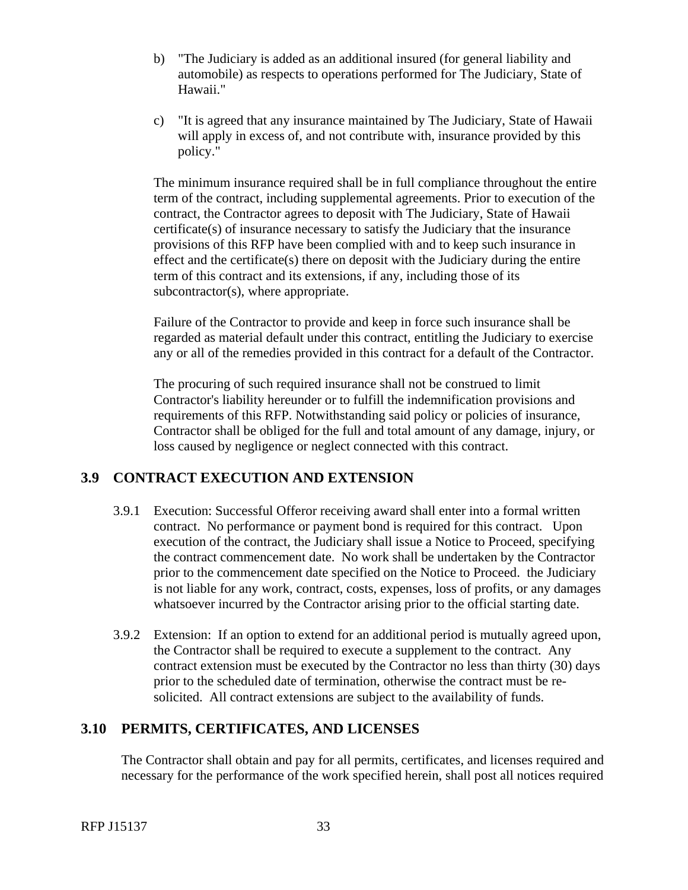b) "The Judiciary is added as an additional insured (for general liability and automobile) as respects to operations performed for The Judiciary, State of Hawaii."

c) "It is agreed that any insurance maintained by The Judiciary, State of Hawaii will apply in excess of, and not contribute with, insurance provided by this policy."

The minimum insurance required shall be in full compliance throughout the entire term of the contract, including supplemental agreements. Prior to execution of the contract, the Contractor agrees to deposit with The Judiciary, State of Hawaii certificate(s) of insurance necessary to satisfy the Judiciary that the insurance provisions of this RFP have been complied with and to keep such insurance in effect and the certificate(s) there on deposit with the Judiciary during the entire term of this contract and its extensions, if any, including those of its subcontractor(s), where appropriate.

Failure of the Contractor to provide and keep in force such insurance shall be regarded as material default under this contract, entitling the Judiciary to exercise any or all of the remedies provided in this contract for a default of the Contractor.

The procuring of such required insurance shall not be construed to limit Contractor's liability hereunder or to fulfill the indemnification provisions and requirements of this RFP. Notwithstanding said policy or policies of insurance, Contractor shall be obliged for the full and total amount of any damage, injury, or loss caused by negligence or neglect connected with this contract.

## 3.9 CONTRACT EXECUTION AND EXTENSION

3.9.1 Execution: Successful Offeror receiving award shall enter into a formal written contract. No performance or payment bond is required for this contract. Upon execution of the contract, the Judiciary shall issue a Notice to Proceed, specifying the contract commencement date. No work shall be undertaken by the Contractor prior to the commencement date specified on the Notice to Proceed. the Judiciary is not liable for any work, contract, costs, expenses, loss of profits, or any damages whatsoever incurred by the Contractor arising prior to the official starting date.

3.9.2 Extension: If an option to extend for an additional period is mutually agreed upon, the Contractor shall be required to execute a supplement to the contract. Any contract extension must be executed by the Contractor no less than thirty (30) days prior to the scheduled date of termination, otherwise the contract must be re-solicited. All contract extensions are subject to the availability of funds.

## 3.10 PERMITS, CERTIFICATES, AND LICENSES

The Contractor shall obtain and pay for all permits, certificates, and licenses required and necessary for the performance of the work specified herein, shall post all notices required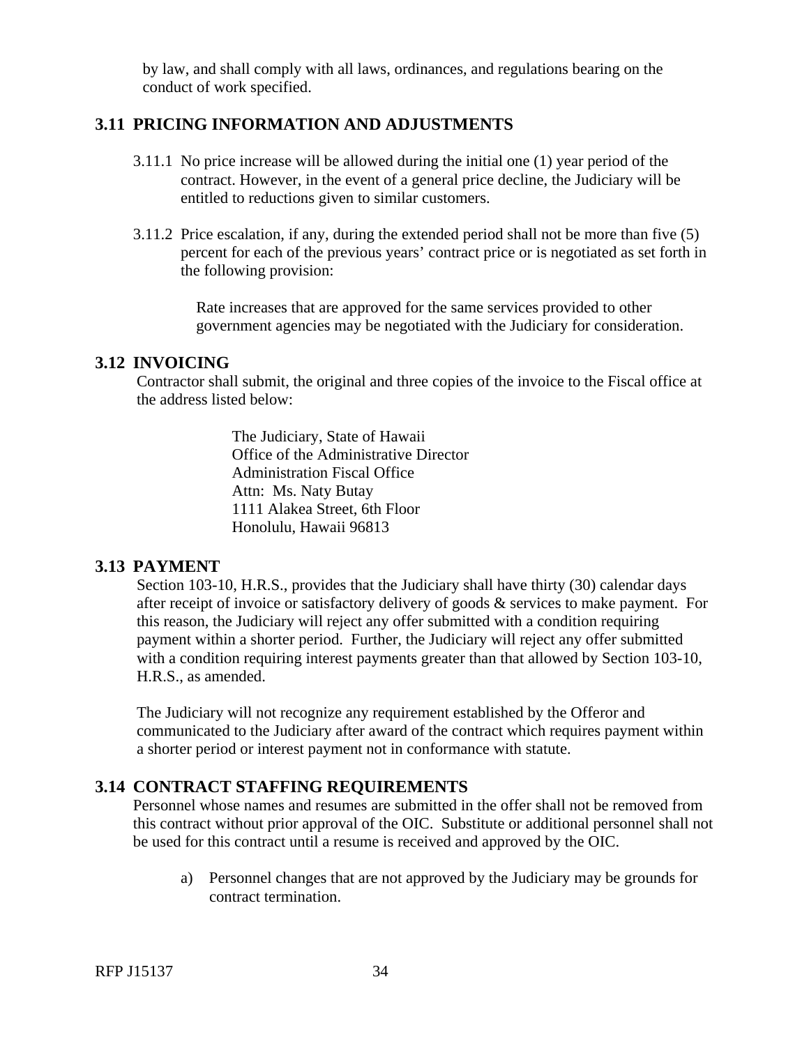by law, and shall comply with all laws, ordinances, and regulations bearing on the conduct of work specified.

## 3.11 PRICING INFORMATION AND ADJUSTMENTS

3.11.1 No price increase will be allowed during the initial one (1) year period of the contract. However, in the event of a general price decline, the Judiciary will be entitled to reductions given to similar customers.

3.11.2 Price escalation, if any, during the extended period shall not be more than five (5) percent for each of the previous years' contract price or is negotiated as set forth in the following provision:

> Rate increases that are approved for the same services provided to other government agencies may be negotiated with the Judiciary for consideration.

## 3.12 INVOICING

Contractor shall submit, the original and three copies of the invoice to the Fiscal office at the address listed below:

> The Judiciary, State of Hawaii
> Office of the Administrative Director
> Administration Fiscal Office
> Attn: Ms. Naty Butay
> 1111 Alakea Street, 6th Floor
> Honolulu, Hawaii 96813

## 3.13 PAYMENT

Section 103-10, H.R.S., provides that the Judiciary shall have thirty (30) calendar days after receipt of invoice or satisfactory delivery of goods & services to make payment. For this reason, the Judiciary will reject any offer submitted with a condition requiring payment within a shorter period. Further, the Judiciary will reject any offer submitted with a condition requiring interest payments greater than that allowed by Section 103-10, H.R.S., as amended.

The Judiciary will not recognize any requirement established by the Offeror and communicated to the Judiciary after award of the contract which requires payment within a shorter period or interest payment not in conformance with statute.

## 3.14 CONTRACT STAFFING REQUIREMENTS

Personnel whose names and resumes are submitted in the offer shall not be removed from this contract without prior approval of the OIC. Substitute or additional personnel shall not be used for this contract until a resume is received and approved by the OIC.

a) Personnel changes that are not approved by the Judiciary may be grounds for contract termination.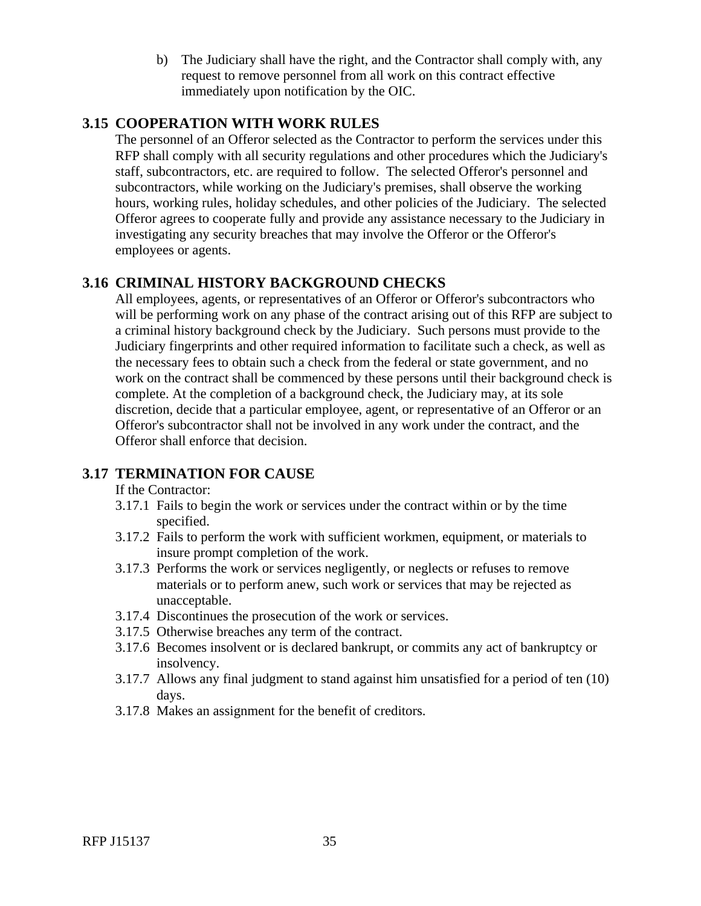b) The Judiciary shall have the right, and the Contractor shall comply with, any request to remove personnel from all work on this contract effective immediately upon notification by the OIC.

## 3.15 COOPERATION WITH WORK RULES

The personnel of an Offeror selected as the Contractor to perform the services under this RFP shall comply with all security regulations and other procedures which the Judiciary's staff, subcontractors, etc. are required to follow. The selected Offeror's personnel and subcontractors, while working on the Judiciary's premises, shall observe the working hours, working rules, holiday schedules, and other policies of the Judiciary. The selected Offeror agrees to cooperate fully and provide any assistance necessary to the Judiciary in investigating any security breaches that may involve the Offeror or the Offeror's employees or agents.

## 3.16 CRIMINAL HISTORY BACKGROUND CHECKS

All employees, agents, or representatives of an Offeror or Offeror's subcontractors who will be performing work on any phase of the contract arising out of this RFP are subject to a criminal history background check by the Judiciary. Such persons must provide to the Judiciary fingerprints and other required information to facilitate such a check, as well as the necessary fees to obtain such a check from the federal or state government, and no work on the contract shall be commenced by these persons until their background check is complete. At the completion of a background check, the Judiciary may, at its sole discretion, decide that a particular employee, agent, or representative of an Offeror or an Offeror's subcontractor shall not be involved in any work under the contract, and the Offeror shall enforce that decision.

## 3.17 TERMINATION FOR CAUSE

If the Contractor:

3.17.1 Fails to begin the work or services under the contract within or by the time specified.

3.17.2 Fails to perform the work with sufficient workmen, equipment, or materials to insure prompt completion of the work.

3.17.3 Performs the work or services negligently, or neglects or refuses to remove materials or to perform anew, such work or services that may be rejected as unacceptable.

3.17.4 Discontinues the prosecution of the work or services.

3.17.5 Otherwise breaches any term of the contract.

3.17.6 Becomes insolvent or is declared bankrupt, or commits any act of bankruptcy or insolvency.

3.17.7 Allows any final judgment to stand against him unsatisfied for a period of ten (10) days.

3.17.8 Makes an assignment for the benefit of creditors.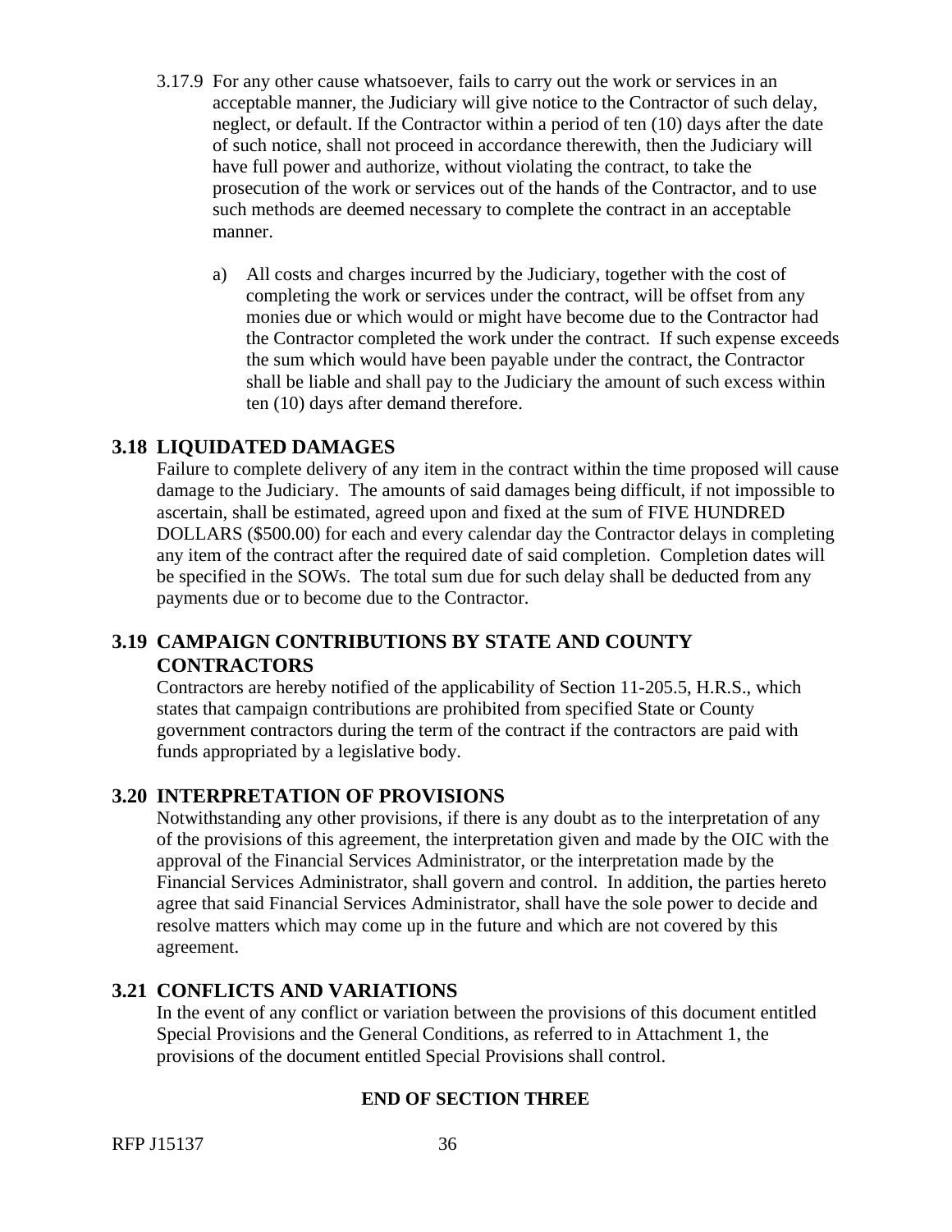3.17.9 For any other cause whatsoever, fails to carry out the work or services in an acceptable manner, the Judiciary will give notice to the Contractor of such delay, neglect, or default. If the Contractor within a period of ten (10) days after the date of such notice, shall not proceed in accordance therewith, then the Judiciary will have full power and authorize, without violating the contract, to take the prosecution of the work or services out of the hands of the Contractor, and to use such methods are deemed necessary to complete the contract in an acceptable manner.

a) All costs and charges incurred by the Judiciary, together with the cost of completing the work or services under the contract, will be offset from any monies due or which would or might have become due to the Contractor had the Contractor completed the work under the contract. If such expense exceeds the sum which would have been payable under the contract, the Contractor shall be liable and shall pay to the Judiciary the amount of such excess within ten (10) days after demand therefore.

## 3.18 LIQUIDATED DAMAGES

Failure to complete delivery of any item in the contract within the time proposed will cause damage to the Judiciary. The amounts of said damages being difficult, if not impossible to ascertain, shall be estimated, agreed upon and fixed at the sum of FIVE HUNDRED DOLLARS ($500.00) for each and every calendar day the Contractor delays in completing any item of the contract after the required date of said completion. Completion dates will be specified in the SOWs. The total sum due for such delay shall be deducted from any payments due or to become due to the Contractor.

## 3.19 CAMPAIGN CONTRIBUTIONS BY STATE AND COUNTY CONTRACTORS

Contractors are hereby notified of the applicability of Section 11-205.5, H.R.S., which states that campaign contributions are prohibited from specified State or County government contractors during the term of the contract if the contractors are paid with funds appropriated by a legislative body.

## 3.20 INTERPRETATION OF PROVISIONS

Notwithstanding any other provisions, if there is any doubt as to the interpretation of any of the provisions of this agreement, the interpretation given and made by the OIC with the approval of the Financial Services Administrator, or the interpretation made by the Financial Services Administrator, shall govern and control. In addition, the parties hereto agree that said Financial Services Administrator, shall have the sole power to decide and resolve matters which may come up in the future and which are not covered by this agreement.

## 3.21 CONFLICTS AND VARIATIONS

In the event of any conflict or variation between the provisions of this document entitled Special Provisions and the General Conditions, as referred to in Attachment 1, the provisions of the document entitled Special Provisions shall control.

**END OF SECTION THREE**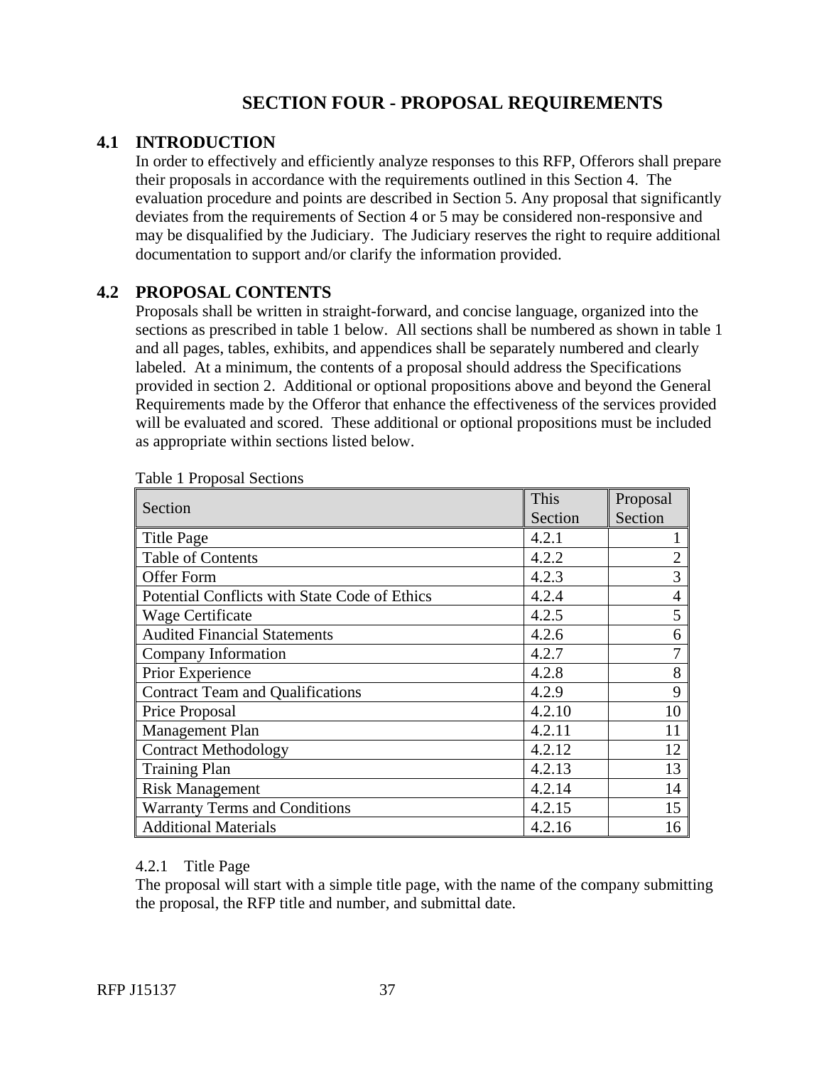# SECTION FOUR - PROPOSAL REQUIREMENTS

## 4.1 INTRODUCTION

In order to effectively and efficiently analyze responses to this RFP, Offerors shall prepare their proposals in accordance with the requirements outlined in this Section 4. The evaluation procedure and points are described in Section 5. Any proposal that significantly deviates from the requirements of Section 4 or 5 may be considered non-responsive and may be disqualified by the Judiciary. The Judiciary reserves the right to require additional documentation to support and/or clarify the information provided.

## 4.2 PROPOSAL CONTENTS

Proposals shall be written in straight-forward, and concise language, organized into the sections as prescribed in table 1 below. All sections shall be numbered as shown in table 1 and all pages, tables, exhibits, and appendices shall be separately numbered and clearly labeled. At a minimum, the contents of a proposal should address the Specifications provided in section 2. Additional or optional propositions above and beyond the General Requirements made by the Offeror that enhance the effectiveness of the services provided will be evaluated and scored. These additional or optional propositions must be included as appropriate within sections listed below.

Table 1 Proposal Sections

| Section | This Section | Proposal Section |
|---|---|---|
| Title Page | 4.2.1 | 1 |
| Table of Contents | 4.2.2 | 2 |
| Offer Form | 4.2.3 | 3 |
| Potential Conflicts with State Code of Ethics | 4.2.4 | 4 |
| Wage Certificate | 4.2.5 | 5 |
| Audited Financial Statements | 4.2.6 | 6 |
| Company Information | 4.2.7 | 7 |
| Prior Experience | 4.2.8 | 8 |
| Contract Team and Qualifications | 4.2.9 | 9 |
| Price Proposal | 4.2.10 | 10 |
| Management Plan | 4.2.11 | 11 |
| Contract Methodology | 4.2.12 | 12 |
| Training Plan | 4.2.13 | 13 |
| Risk Management | 4.2.14 | 14 |
| Warranty Terms and Conditions | 4.2.15 | 15 |
| Additional Materials | 4.2.16 | 16 |

### 4.2.1 Title Page

The proposal will start with a simple title page, with the name of the company submitting the proposal, the RFP title and number, and submittal date.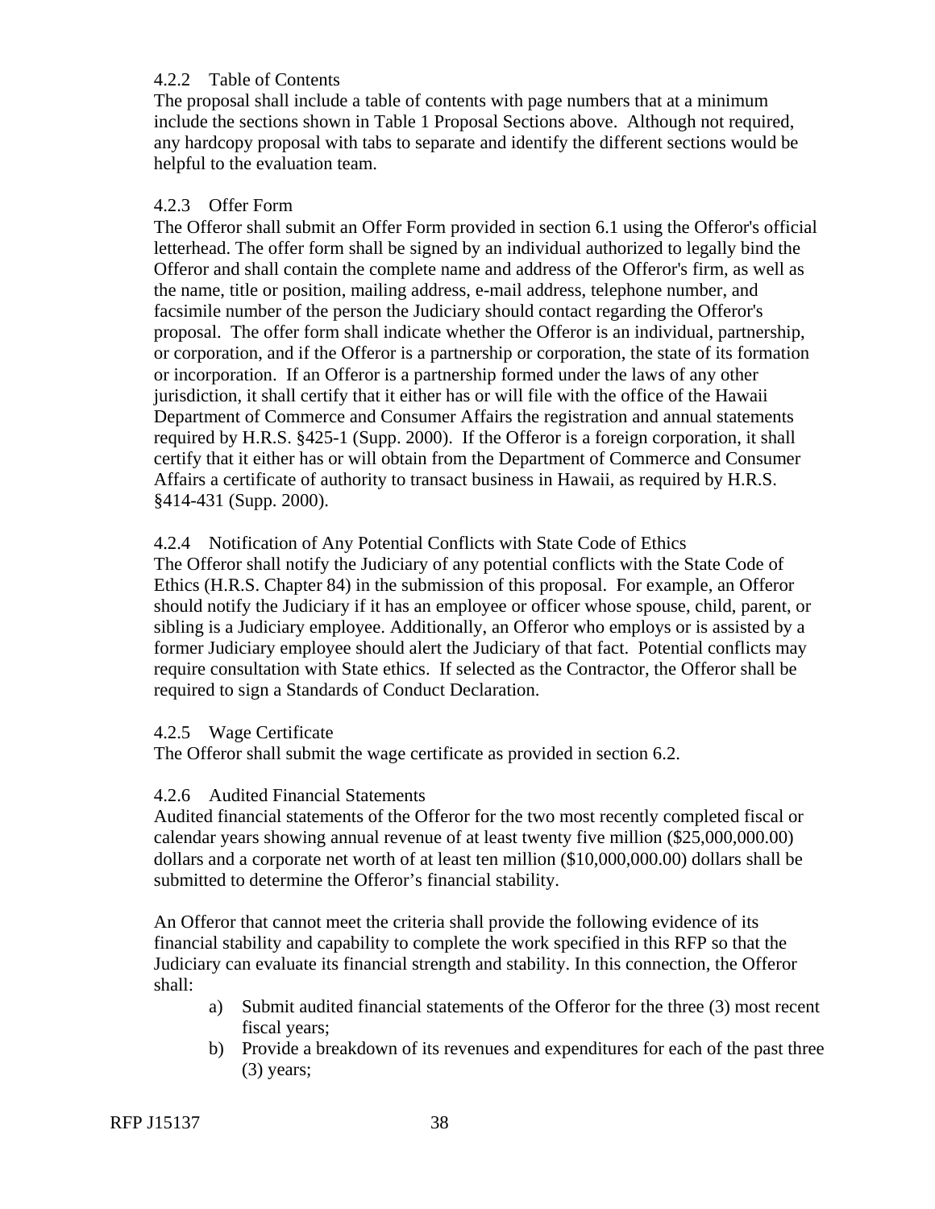#### 4.2.2 Table of Contents

The proposal shall include a table of contents with page numbers that at a minimum include the sections shown in Table 1 Proposal Sections above. Although not required, any hardcopy proposal with tabs to separate and identify the different sections would be helpful to the evaluation team.

#### 4.2.3 Offer Form

The Offeror shall submit an Offer Form provided in section 6.1 using the Offeror's official letterhead. The offer form shall be signed by an individual authorized to legally bind the Offeror and shall contain the complete name and address of the Offeror's firm, as well as the name, title or position, mailing address, e-mail address, telephone number, and facsimile number of the person the Judiciary should contact regarding the Offeror's proposal. The offer form shall indicate whether the Offeror is an individual, partnership, or corporation, and if the Offeror is a partnership or corporation, the state of its formation or incorporation. If an Offeror is a partnership formed under the laws of any other jurisdiction, it shall certify that it either has or will file with the office of the Hawaii Department of Commerce and Consumer Affairs the registration and annual statements required by H.R.S. §425-1 (Supp. 2000). If the Offeror is a foreign corporation, it shall certify that it either has or will obtain from the Department of Commerce and Consumer Affairs a certificate of authority to transact business in Hawaii, as required by H.R.S. §414-431 (Supp. 2000).

#### 4.2.4 Notification of Any Potential Conflicts with State Code of Ethics

The Offeror shall notify the Judiciary of any potential conflicts with the State Code of Ethics (H.R.S. Chapter 84) in the submission of this proposal. For example, an Offeror should notify the Judiciary if it has an employee or officer whose spouse, child, parent, or sibling is a Judiciary employee. Additionally, an Offeror who employs or is assisted by a former Judiciary employee should alert the Judiciary of that fact. Potential conflicts may require consultation with State ethics. If selected as the Contractor, the Offeror shall be required to sign a Standards of Conduct Declaration.

#### 4.2.5 Wage Certificate

The Offeror shall submit the wage certificate as provided in section 6.2.

#### 4.2.6 Audited Financial Statements

Audited financial statements of the Offeror for the two most recently completed fiscal or calendar years showing annual revenue of at least twenty five million ($25,000,000.00) dollars and a corporate net worth of at least ten million ($10,000,000.00) dollars shall be submitted to determine the Offeror's financial stability.

An Offeror that cannot meet the criteria shall provide the following evidence of its financial stability and capability to complete the work specified in this RFP so that the Judiciary can evaluate its financial strength and stability. In this connection, the Offeror shall:

a) Submit audited financial statements of the Offeror for the three (3) most recent fiscal years;
b) Provide a breakdown of its revenues and expenditures for each of the past three (3) years;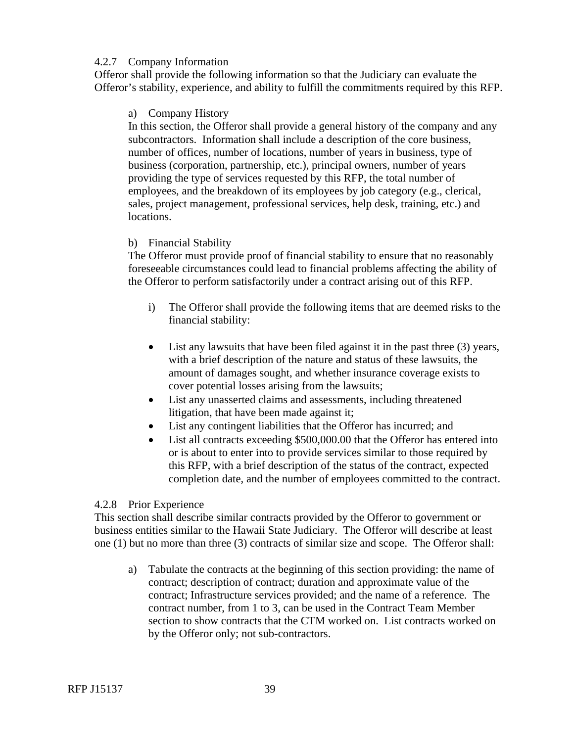#### 4.2.7 Company Information

Offeror shall provide the following information so that the Judiciary can evaluate the Offeror's stability, experience, and ability to fulfill the commitments required by this RFP.

a) Company History

In this section, the Offeror shall provide a general history of the company and any subcontractors. Information shall include a description of the core business, number of offices, number of locations, number of years in business, type of business (corporation, partnership, etc.), principal owners, number of years providing the type of services requested by this RFP, the total number of employees, and the breakdown of its employees by job category (e.g., clerical, sales, project management, professional services, help desk, training, etc.) and locations.

b) Financial Stability

The Offeror must provide proof of financial stability to ensure that no reasonably foreseeable circumstances could lead to financial problems affecting the ability of the Offeror to perform satisfactorily under a contract arising out of this RFP.

i) The Offeror shall provide the following items that are deemed risks to the financial stability:

- List any lawsuits that have been filed against it in the past three (3) years, with a brief description of the nature and status of these lawsuits, the amount of damages sought, and whether insurance coverage exists to cover potential losses arising from the lawsuits;
- List any unasserted claims and assessments, including threatened litigation, that have been made against it;
- List any contingent liabilities that the Offeror has incurred; and
- List all contracts exceeding $500,000.00 that the Offeror has entered into or is about to enter into to provide services similar to those required by this RFP, with a brief description of the status of the contract, expected completion date, and the number of employees committed to the contract.

#### 4.2.8 Prior Experience

This section shall describe similar contracts provided by the Offeror to government or business entities similar to the Hawaii State Judiciary. The Offeror will describe at least one (1) but no more than three (3) contracts of similar size and scope. The Offeror shall:

a) Tabulate the contracts at the beginning of this section providing: the name of contract; description of contract; duration and approximate value of the contract; Infrastructure services provided; and the name of a reference. The contract number, from 1 to 3, can be used in the Contract Team Member section to show contracts that the CTM worked on. List contracts worked on by the Offeror only; not sub-contractors.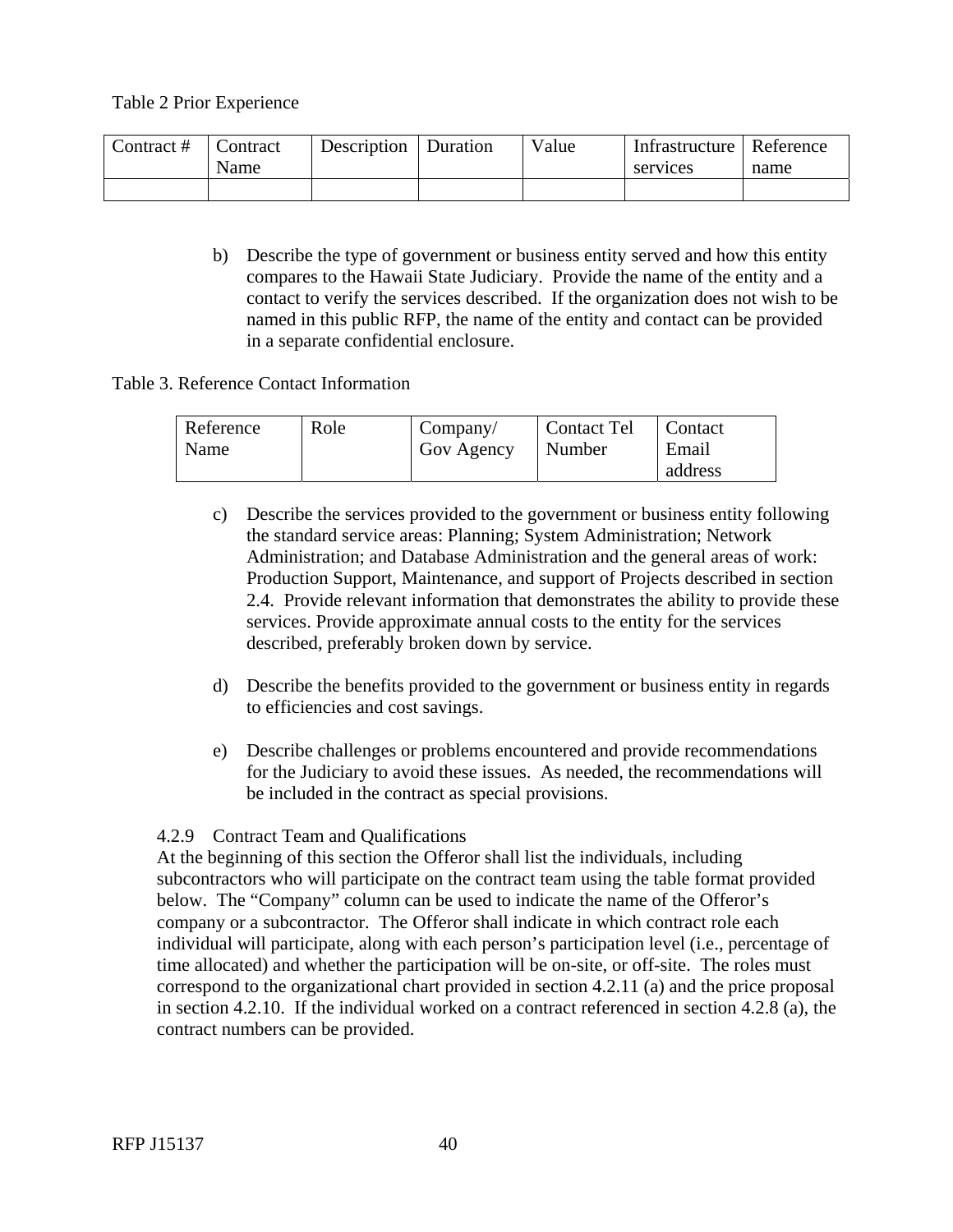Table 2 Prior Experience

| Contract # | Contract Name | Description | Duration | Value | Infrastructure services | Reference name |
|---|---|---|---|---|---|---|
| | | | | | | |

b) Describe the type of government or business entity served and how this entity compares to the Hawaii State Judiciary. Provide the name of the entity and a contact to verify the services described. If the organization does not wish to be named in this public RFP, the name of the entity and contact can be provided in a separate confidential enclosure.

Table 3. Reference Contact Information

| Reference Name | Role | Company/ Gov Agency | Contact Tel Number | Contact Email address |
|---|---|---|---|---|

c) Describe the services provided to the government or business entity following the standard service areas: Planning; System Administration; Network Administration; and Database Administration and the general areas of work: Production Support, Maintenance, and support of Projects described in section 2.4. Provide relevant information that demonstrates the ability to provide these services. Provide approximate annual costs to the entity for the services described, preferably broken down by service.

d) Describe the benefits provided to the government or business entity in regards to efficiencies and cost savings.

e) Describe challenges or problems encountered and provide recommendations for the Judiciary to avoid these issues. As needed, the recommendations will be included in the contract as special provisions.

4.2.9 Contract Team and Qualifications

At the beginning of this section the Offeror shall list the individuals, including subcontractors who will participate on the contract team using the table format provided below. The "Company" column can be used to indicate the name of the Offeror's company or a subcontractor. The Offeror shall indicate in which contract role each individual will participate, along with each person's participation level (i.e., percentage of time allocated) and whether the participation will be on-site, or off-site. The roles must correspond to the organizational chart provided in section 4.2.11 (a) and the price proposal in section 4.2.10. If the individual worked on a contract referenced in section 4.2.8 (a), the contract numbers can be provided.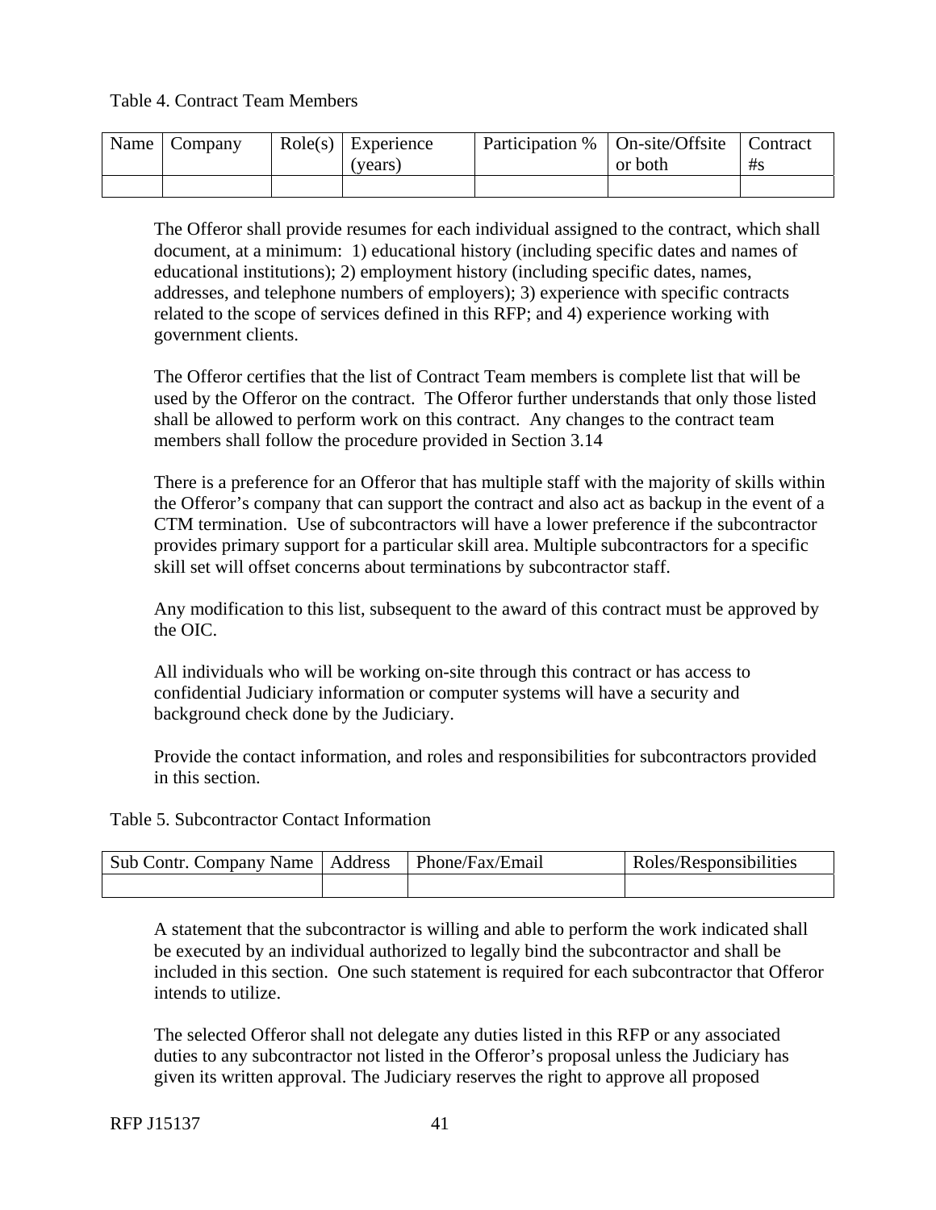Table 4. Contract Team Members

| Name | Company | Role(s) | Experience (years) | Participation % | On-site/Offsite or both | Contract #s |
|---|---|---|---|---|---|---|
| | | | | | | |

The Offeror shall provide resumes for each individual assigned to the contract, which shall document, at a minimum: 1) educational history (including specific dates and names of educational institutions); 2) employment history (including specific dates, names, addresses, and telephone numbers of employers); 3) experience with specific contracts related to the scope of services defined in this RFP; and 4) experience working with government clients.

The Offeror certifies that the list of Contract Team members is complete list that will be used by the Offeror on the contract. The Offeror further understands that only those listed shall be allowed to perform work on this contract. Any changes to the contract team members shall follow the procedure provided in Section 3.14

There is a preference for an Offeror that has multiple staff with the majority of skills within the Offeror's company that can support the contract and also act as backup in the event of a CTM termination. Use of subcontractors will have a lower preference if the subcontractor provides primary support for a particular skill area. Multiple subcontractors for a specific skill set will offset concerns about terminations by subcontractor staff.

Any modification to this list, subsequent to the award of this contract must be approved by the OIC.

All individuals who will be working on-site through this contract or has access to confidential Judiciary information or computer systems will have a security and background check done by the Judiciary.

Provide the contact information, and roles and responsibilities for subcontractors provided in this section.

Table 5. Subcontractor Contact Information

| Sub Contr. Company Name | Address | Phone/Fax/Email | Roles/Responsibilities |
|---|---|---|---|
| | | | |

A statement that the subcontractor is willing and able to perform the work indicated shall be executed by an individual authorized to legally bind the subcontractor and shall be included in this section. One such statement is required for each subcontractor that Offeror intends to utilize.

The selected Offeror shall not delegate any duties listed in this RFP or any associated duties to any subcontractor not listed in the Offeror's proposal unless the Judiciary has given its written approval. The Judiciary reserves the right to approve all proposed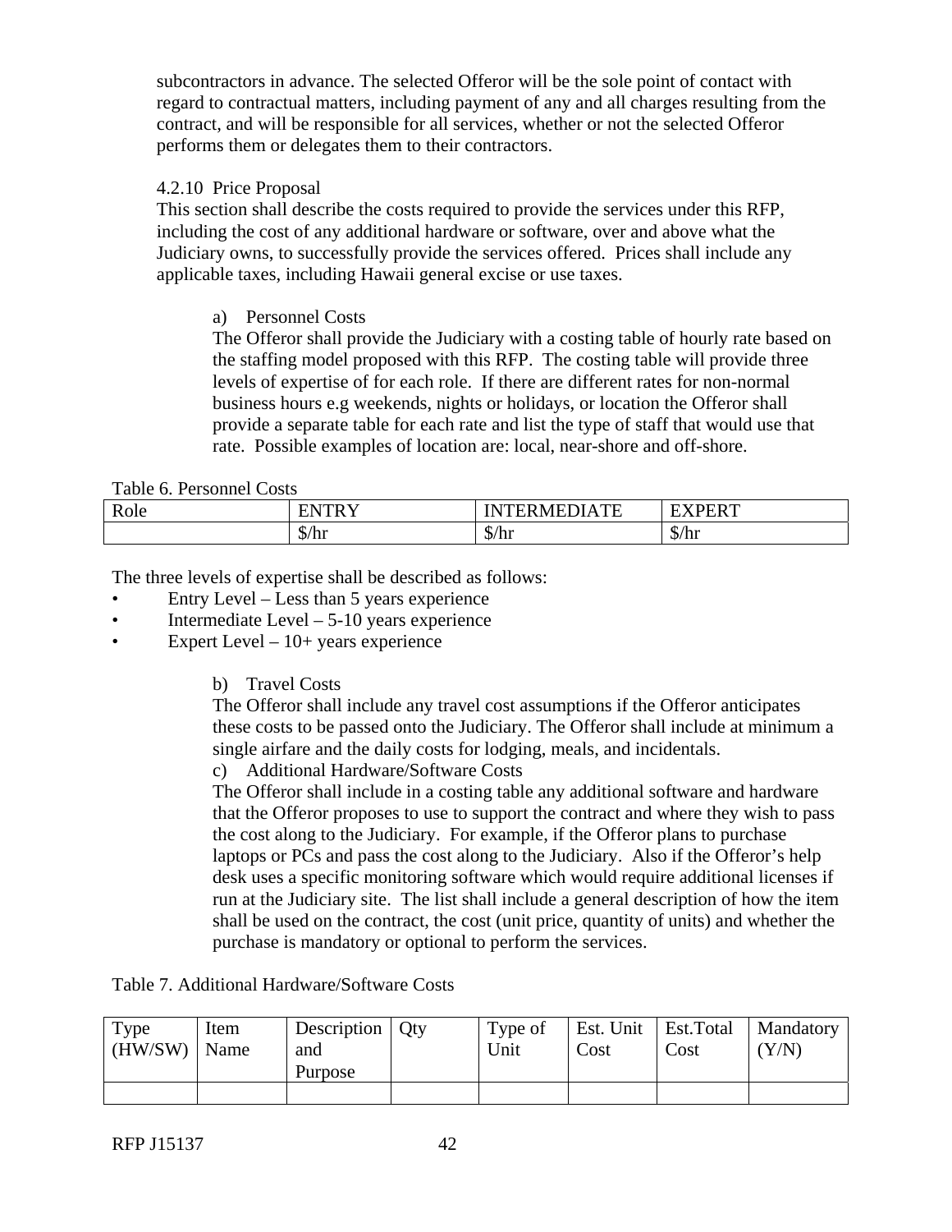subcontractors in advance. The selected Offeror will be the sole point of contact with regard to contractual matters, including payment of any and all charges resulting from the contract, and will be responsible for all services, whether or not the selected Offeror performs them or delegates them to their contractors.

4.2.10 Price Proposal

This section shall describe the costs required to provide the services under this RFP, including the cost of any additional hardware or software, over and above what the Judiciary owns, to successfully provide the services offered. Prices shall include any applicable taxes, including Hawaii general excise or use taxes.

a) Personnel Costs

The Offeror shall provide the Judiciary with a costing table of hourly rate based on the staffing model proposed with this RFP. The costing table will provide three levels of expertise of for each role. If there are different rates for non-normal business hours e.g weekends, nights or holidays, or location the Offeror shall provide a separate table for each rate and list the type of staff that would use that rate. Possible examples of location are: local, near-shore and off-shore.

Table 6. Personnel Costs

| Role | ENTRY | INTERMEDIATE | EXPERT |
|---|---|---|---|
| | $/hr | $/hr | $/hr |

The three levels of expertise shall be described as follows:

- Entry Level – Less than 5 years experience
- Intermediate Level – 5-10 years experience
- Expert Level – 10+ years experience

b) Travel Costs

The Offeror shall include any travel cost assumptions if the Offeror anticipates these costs to be passed onto the Judiciary. The Offeror shall include at minimum a single airfare and the daily costs for lodging, meals, and incidentals.

c) Additional Hardware/Software Costs

The Offeror shall include in a costing table any additional software and hardware that the Offeror proposes to use to support the contract and where they wish to pass the cost along to the Judiciary. For example, if the Offeror plans to purchase laptops or PCs and pass the cost along to the Judiciary. Also if the Offeror's help desk uses a specific monitoring software which would require additional licenses if run at the Judiciary site. The list shall include a general description of how the item shall be used on the contract, the cost (unit price, quantity of units) and whether the purchase is mandatory or optional to perform the services.

Table 7. Additional Hardware/Software Costs

| Type (HW/SW) | Item Name | Description and Purpose | Qty | Type of Unit | Est. Unit Cost | Est.Total Cost | Mandatory (Y/N) |
|---|---|---|---|---|---|---|---|
| | | | | | | | |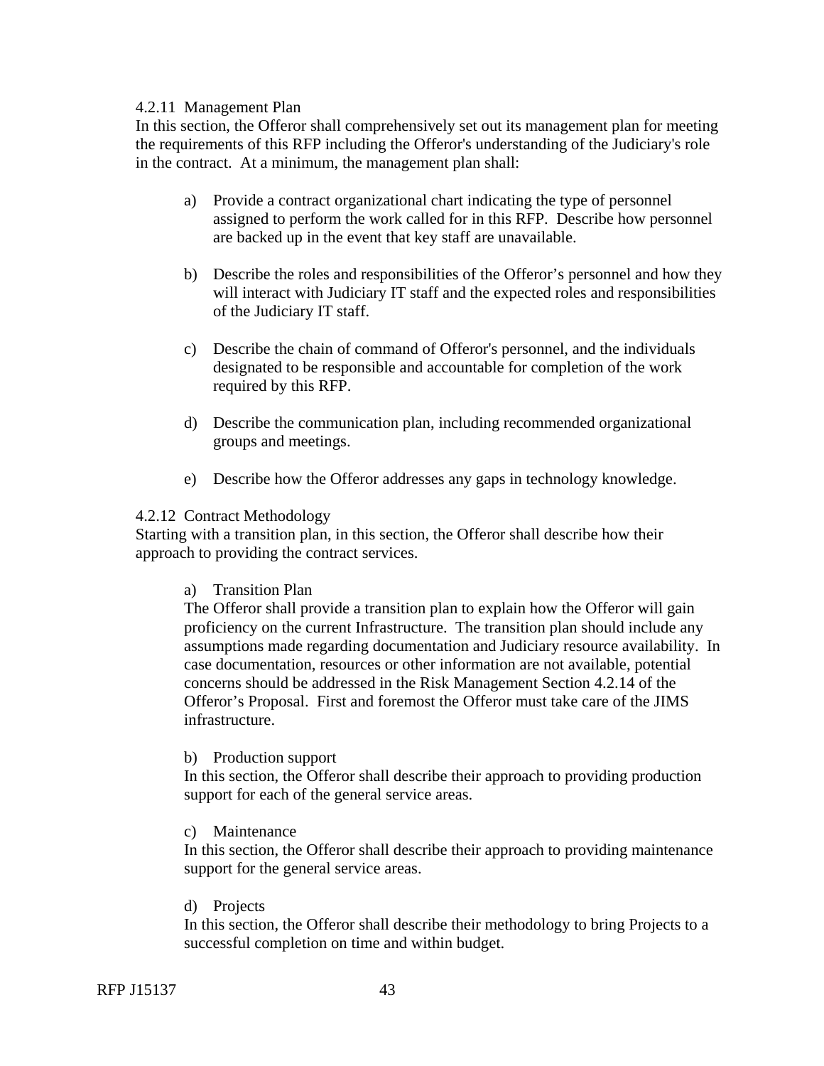#### 4.2.11 Management Plan

In this section, the Offeror shall comprehensively set out its management plan for meeting the requirements of this RFP including the Offeror's understanding of the Judiciary's role in the contract. At a minimum, the management plan shall:

a) Provide a contract organizational chart indicating the type of personnel assigned to perform the work called for in this RFP. Describe how personnel are backed up in the event that key staff are unavailable.

b) Describe the roles and responsibilities of the Offeror's personnel and how they will interact with Judiciary IT staff and the expected roles and responsibilities of the Judiciary IT staff.

c) Describe the chain of command of Offeror's personnel, and the individuals designated to be responsible and accountable for completion of the work required by this RFP.

d) Describe the communication plan, including recommended organizational groups and meetings.

e) Describe how the Offeror addresses any gaps in technology knowledge.

#### 4.2.12 Contract Methodology

Starting with a transition plan, in this section, the Offeror shall describe how their approach to providing the contract services.

a) Transition Plan

The Offeror shall provide a transition plan to explain how the Offeror will gain proficiency on the current Infrastructure. The transition plan should include any assumptions made regarding documentation and Judiciary resource availability. In case documentation, resources or other information are not available, potential concerns should be addressed in the Risk Management Section 4.2.14 of the Offeror's Proposal. First and foremost the Offeror must take care of the JIMS infrastructure.

b) Production support

In this section, the Offeror shall describe their approach to providing production support for each of the general service areas.

c) Maintenance

In this section, the Offeror shall describe their approach to providing maintenance support for the general service areas.

d) Projects

In this section, the Offeror shall describe their methodology to bring Projects to a successful completion on time and within budget.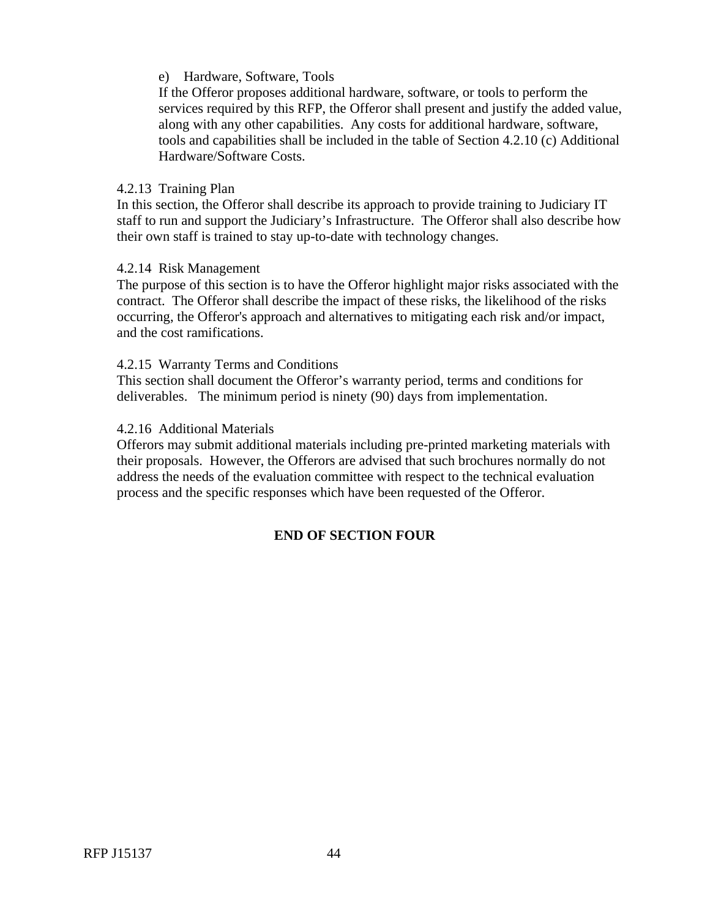e) Hardware, Software, Tools

If the Offeror proposes additional hardware, software, or tools to perform the services required by this RFP, the Offeror shall present and justify the added value, along with any other capabilities. Any costs for additional hardware, software, tools and capabilities shall be included in the table of Section 4.2.10 (c) Additional Hardware/Software Costs.

4.2.13 Training Plan

In this section, the Offeror shall describe its approach to provide training to Judiciary IT staff to run and support the Judiciary's Infrastructure. The Offeror shall also describe how their own staff is trained to stay up-to-date with technology changes.

4.2.14 Risk Management

The purpose of this section is to have the Offeror highlight major risks associated with the contract. The Offeror shall describe the impact of these risks, the likelihood of the risks occurring, the Offeror's approach and alternatives to mitigating each risk and/or impact, and the cost ramifications.

4.2.15 Warranty Terms and Conditions

This section shall document the Offeror's warranty period, terms and conditions for deliverables. The minimum period is ninety (90) days from implementation.

4.2.16 Additional Materials

Offerors may submit additional materials including pre-printed marketing materials with their proposals. However, the Offerors are advised that such brochures normally do not address the needs of the evaluation committee with respect to the technical evaluation process and the specific responses which have been requested of the Offeror.

**END OF SECTION FOUR**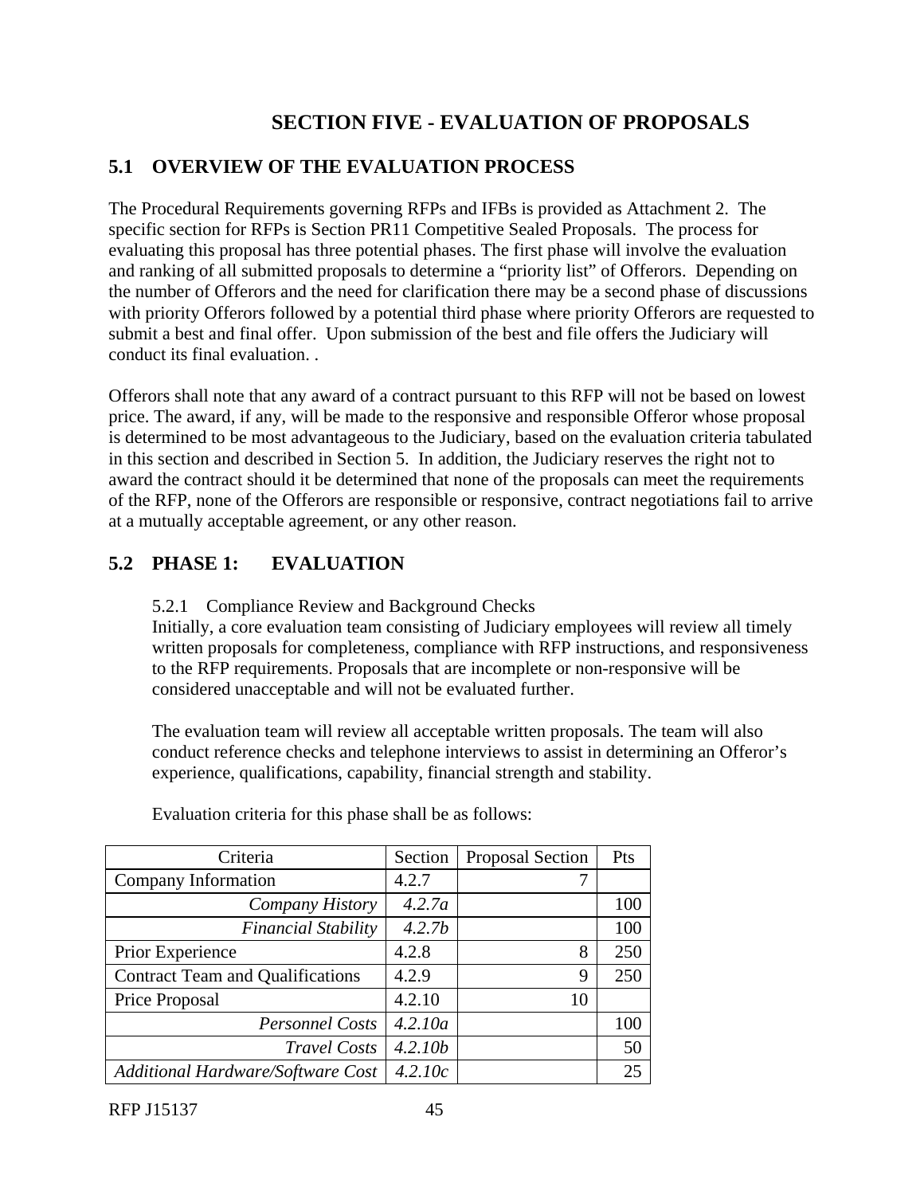# SECTION FIVE - EVALUATION OF PROPOSALS

## 5.1 OVERVIEW OF THE EVALUATION PROCESS

The Procedural Requirements governing RFPs and IFBs is provided as Attachment 2. The specific section for RFPs is Section PR11 Competitive Sealed Proposals. The process for evaluating this proposal has three potential phases. The first phase will involve the evaluation and ranking of all submitted proposals to determine a "priority list" of Offerors. Depending on the number of Offerors and the need for clarification there may be a second phase of discussions with priority Offerors followed by a potential third phase where priority Offerors are requested to submit a best and final offer. Upon submission of the best and file offers the Judiciary will conduct its final evaluation. .

Offerors shall note that any award of a contract pursuant to this RFP will not be based on lowest price. The award, if any, will be made to the responsive and responsible Offeror whose proposal is determined to be most advantageous to the Judiciary, based on the evaluation criteria tabulated in this section and described in Section 5. In addition, the Judiciary reserves the right not to award the contract should it be determined that none of the proposals can meet the requirements of the RFP, none of the Offerors are responsible or responsive, contract negotiations fail to arrive at a mutually acceptable agreement, or any other reason.

## 5.2 PHASE 1: EVALUATION

5.2.1 Compliance Review and Background Checks
Initially, a core evaluation team consisting of Judiciary employees will review all timely written proposals for completeness, compliance with RFP instructions, and responsiveness to the RFP requirements. Proposals that are incomplete or non-responsive will be considered unacceptable and will not be evaluated further.

The evaluation team will review all acceptable written proposals. The team will also conduct reference checks and telephone interviews to assist in determining an Offeror's experience, qualifications, capability, financial strength and stability.

Evaluation criteria for this phase shall be as follows:

| Criteria | Section | Proposal Section | Pts |
|---|---|---|---|
| Company Information | 4.2.7 | 7 | |
| *Company History* | *4.2.7a* | | 100 |
| *Financial Stability* | *4.2.7b* | | 100 |
| Prior Experience | 4.2.8 | 8 | 250 |
| Contract Team and Qualifications | 4.2.9 | 9 | 250 |
| Price Proposal | 4.2.10 | 10 | |
| *Personnel Costs* | *4.2.10a* | | 100 |
| *Travel Costs* | *4.2.10b* | | 50 |
| *Additional Hardware/Software Cost* | *4.2.10c* | | 25 |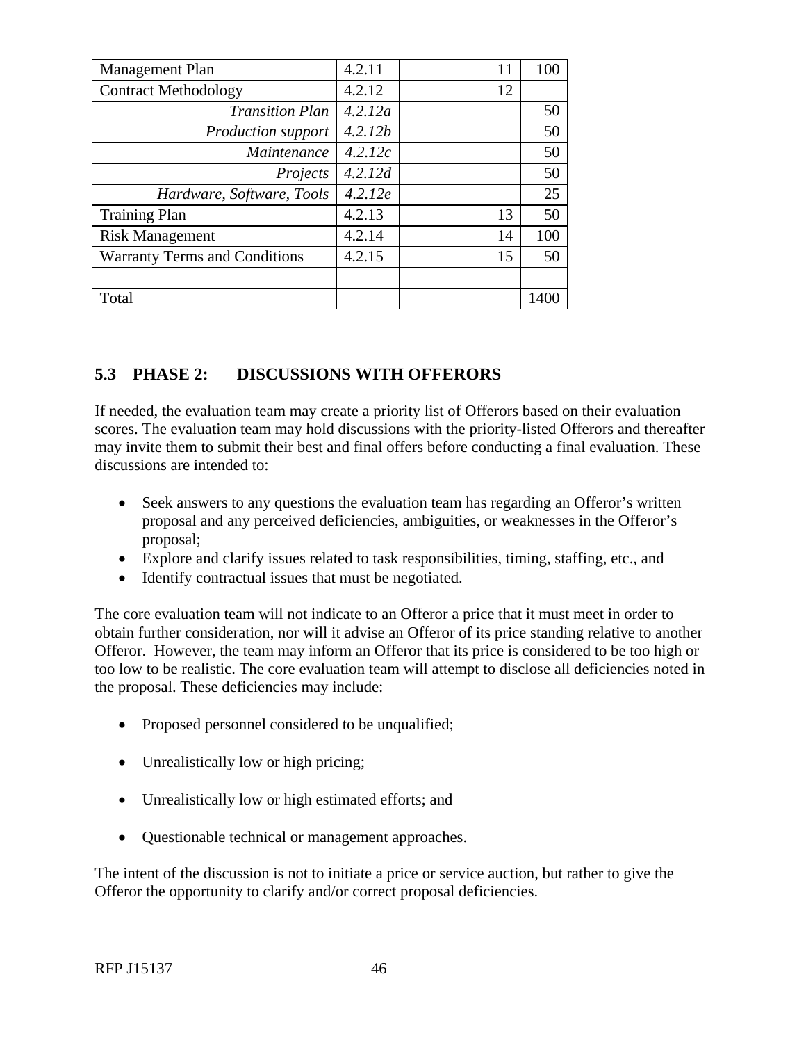| Management Plan | 4.2.11 | 11 | 100 |
|---|---|---|---|
| Contract Methodology | 4.2.12 | 12 | |
| *Transition Plan* | *4.2.12a* | | 50 |
| *Production support* | *4.2.12b* | | 50 |
| *Maintenance* | *4.2.12c* | | 50 |
| *Projects* | *4.2.12d* | | 50 |
| *Hardware, Software, Tools* | *4.2.12e* | | 25 |
| Training Plan | 4.2.13 | 13 | 50 |
| Risk Management | 4.2.14 | 14 | 100 |
| Warranty Terms and Conditions | 4.2.15 | 15 | 50 |
| | | | |
| Total | | | 1400 |

## 5.3 PHASE 2: DISCUSSIONS WITH OFFERORS

If needed, the evaluation team may create a priority list of Offerors based on their evaluation scores. The evaluation team may hold discussions with the priority-listed Offerors and thereafter may invite them to submit their best and final offers before conducting a final evaluation. These discussions are intended to:

- Seek answers to any questions the evaluation team has regarding an Offeror's written proposal and any perceived deficiencies, ambiguities, or weaknesses in the Offeror's proposal;
- Explore and clarify issues related to task responsibilities, timing, staffing, etc., and
- Identify contractual issues that must be negotiated.

The core evaluation team will not indicate to an Offeror a price that it must meet in order to obtain further consideration, nor will it advise an Offeror of its price standing relative to another Offeror. However, the team may inform an Offeror that its price is considered to be too high or too low to be realistic. The core evaluation team will attempt to disclose all deficiencies noted in the proposal. These deficiencies may include:

- Proposed personnel considered to be unqualified;
- Unrealistically low or high pricing;
- Unrealistically low or high estimated efforts; and
- Questionable technical or management approaches.

The intent of the discussion is not to initiate a price or service auction, but rather to give the Offeror the opportunity to clarify and/or correct proposal deficiencies.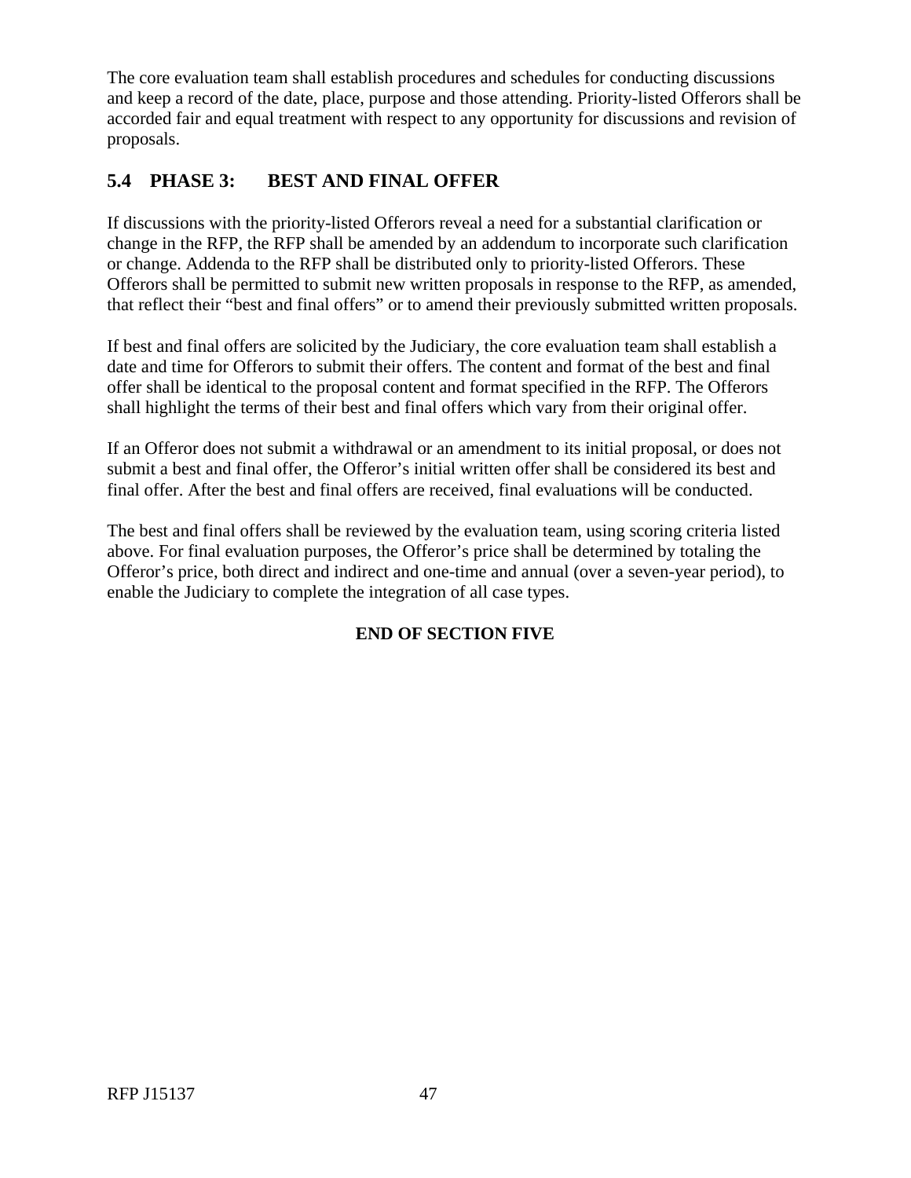The core evaluation team shall establish procedures and schedules for conducting discussions and keep a record of the date, place, purpose and those attending. Priority-listed Offerors shall be accorded fair and equal treatment with respect to any opportunity for discussions and revision of proposals.

## 5.4 PHASE 3: BEST AND FINAL OFFER

If discussions with the priority-listed Offerors reveal a need for a substantial clarification or change in the RFP, the RFP shall be amended by an addendum to incorporate such clarification or change. Addenda to the RFP shall be distributed only to priority-listed Offerors. These Offerors shall be permitted to submit new written proposals in response to the RFP, as amended, that reflect their "best and final offers" or to amend their previously submitted written proposals.

If best and final offers are solicited by the Judiciary, the core evaluation team shall establish a date and time for Offerors to submit their offers. The content and format of the best and final offer shall be identical to the proposal content and format specified in the RFP. The Offerors shall highlight the terms of their best and final offers which vary from their original offer.

If an Offeror does not submit a withdrawal or an amendment to its initial proposal, or does not submit a best and final offer, the Offeror's initial written offer shall be considered its best and final offer. After the best and final offers are received, final evaluations will be conducted.

The best and final offers shall be reviewed by the evaluation team, using scoring criteria listed above. For final evaluation purposes, the Offeror's price shall be determined by totaling the Offeror's price, both direct and indirect and one-time and annual (over a seven-year period), to enable the Judiciary to complete the integration of all case types.

**END OF SECTION FIVE**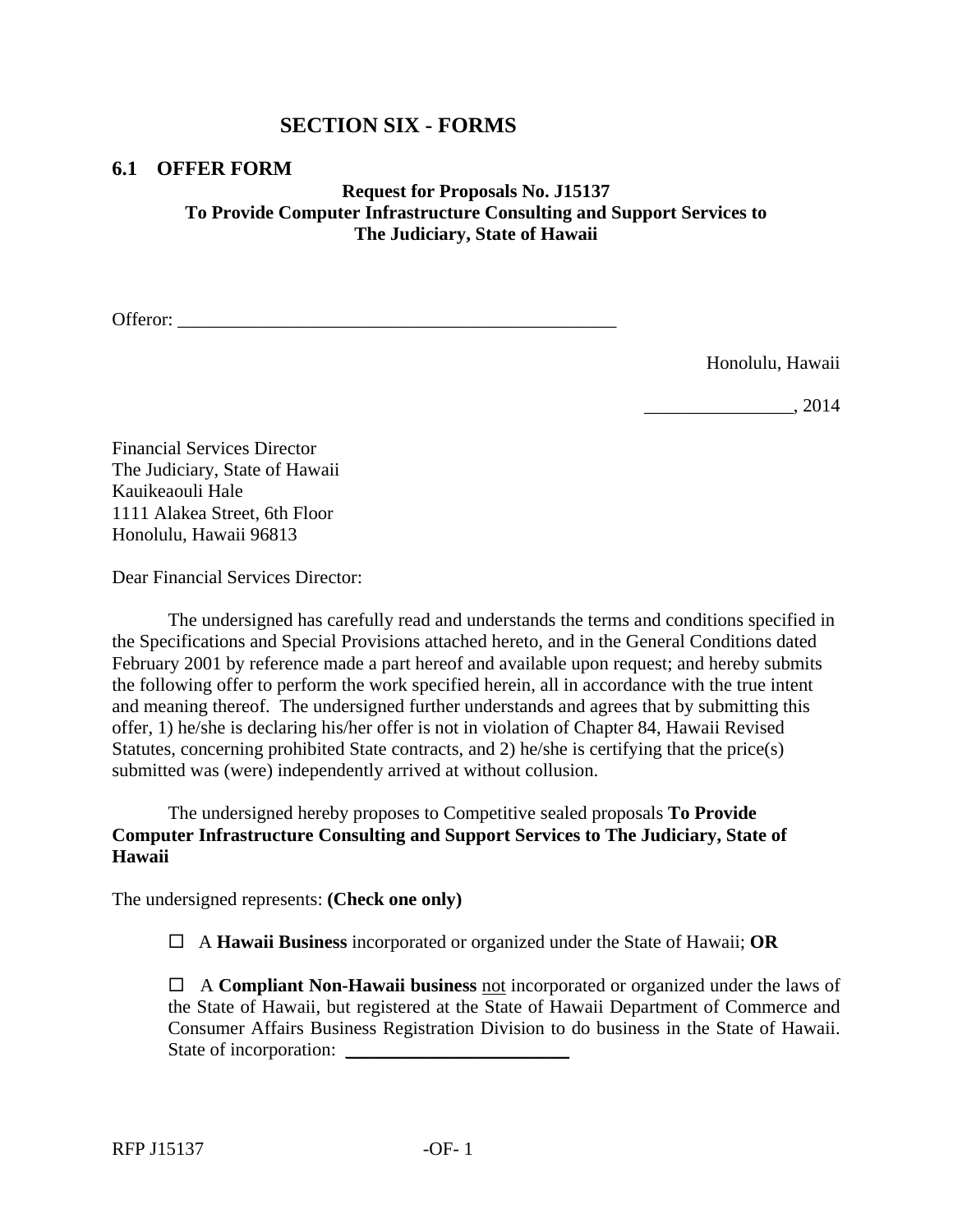# SECTION SIX - FORMS

## 6.1 OFFER FORM

**Request for Proposals No. J15137**
**To Provide Computer Infrastructure Consulting and Support Services to The Judiciary, State of Hawaii**

Offeror: _______________________________________________

Honolulu, Hawaii

________________, 2014

Financial Services Director
The Judiciary, State of Hawaii
Kauikeaouli Hale
1111 Alakea Street, 6th Floor
Honolulu, Hawaii 96813

Dear Financial Services Director:

The undersigned has carefully read and understands the terms and conditions specified in the Specifications and Special Provisions attached hereto, and in the General Conditions dated February 2001 by reference made a part hereof and available upon request; and hereby submits the following offer to perform the work specified herein, all in accordance with the true intent and meaning thereof. The undersigned further understands and agrees that by submitting this offer, 1) he/she is declaring his/her offer is not in violation of Chapter 84, Hawaii Revised Statutes, concerning prohibited State contracts, and 2) he/she is certifying that the price(s) submitted was (were) independently arrived at without collusion.

The undersigned hereby proposes to Competitive sealed proposals **To Provide Computer Infrastructure Consulting and Support Services to The Judiciary, State of Hawaii**

The undersigned represents: **(Check one only)**

☐ A **Hawaii Business** incorporated or organized under the State of Hawaii; **OR**

☐ A **Compliant Non-Hawaii business** not incorporated or organized under the laws of the State of Hawaii, but registered at the State of Hawaii Department of Commerce and Consumer Affairs Business Registration Division to do business in the State of Hawaii. State of incorporation: ________________________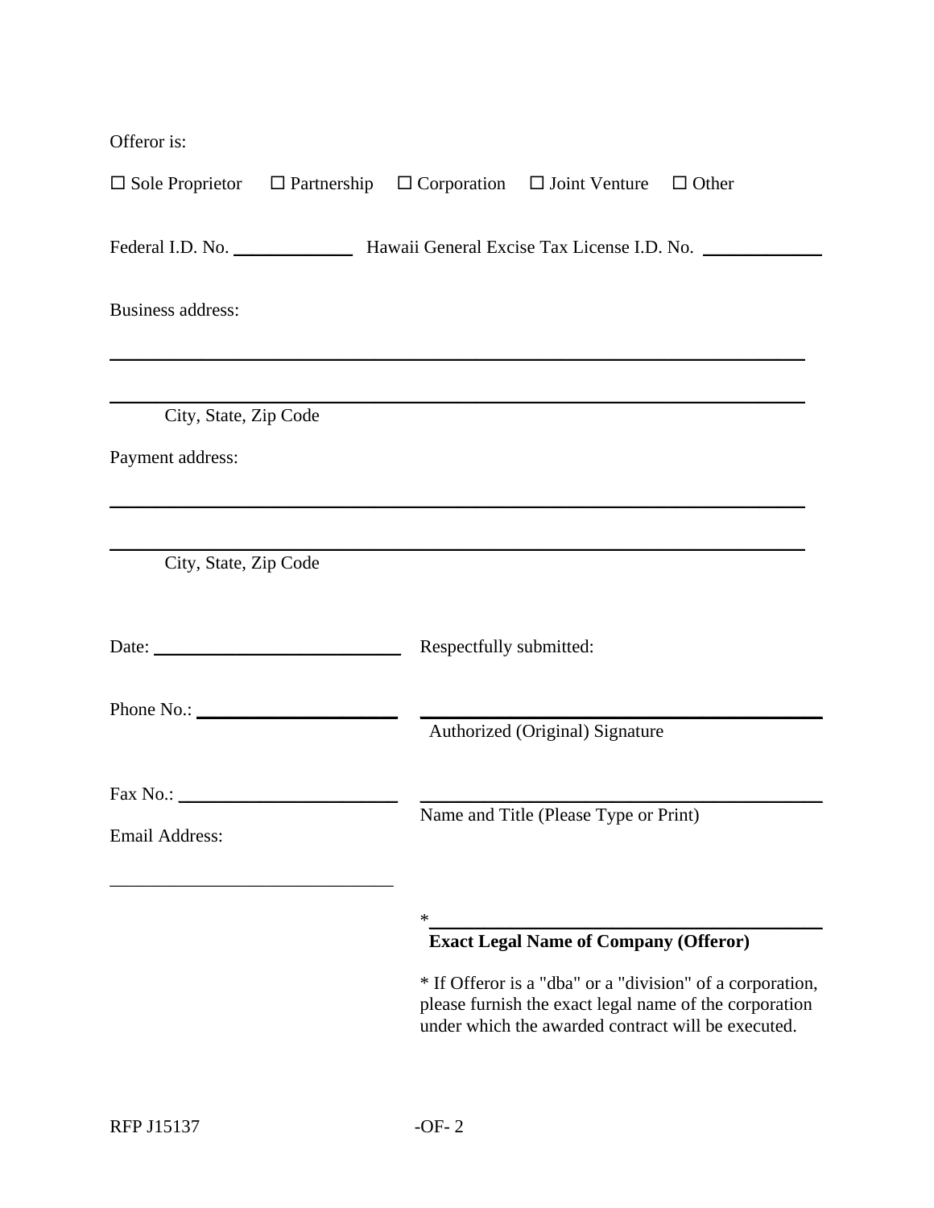Offeror is:

☐ Sole Proprietor ☐ Partnership ☐ Corporation ☐ Joint Venture ☐ Other

Federal I.D. No. _____________ Hawaii General Excise Tax License I.D. No. _____________

Business address:

_______________________________________________________________________

_______________________________________________________________________
City, State, Zip Code

Payment address:

_______________________________________________________________________

_______________________________________________________________________
City, State, Zip Code

Date: ___________________________ Respectfully submitted:

Phone No.: ______________________ ________________________________________
Authorized (Original) Signature

Fax No.: ________________________ ________________________________________
Name and Title (Please Type or Print)

Email Address:

______________________________

*________________________________________
**Exact Legal Name of Company (Offeror)**

* If Offeror is a "dba" or a "division" of a corporation, please furnish the exact legal name of the corporation under which the awarded contract will be executed.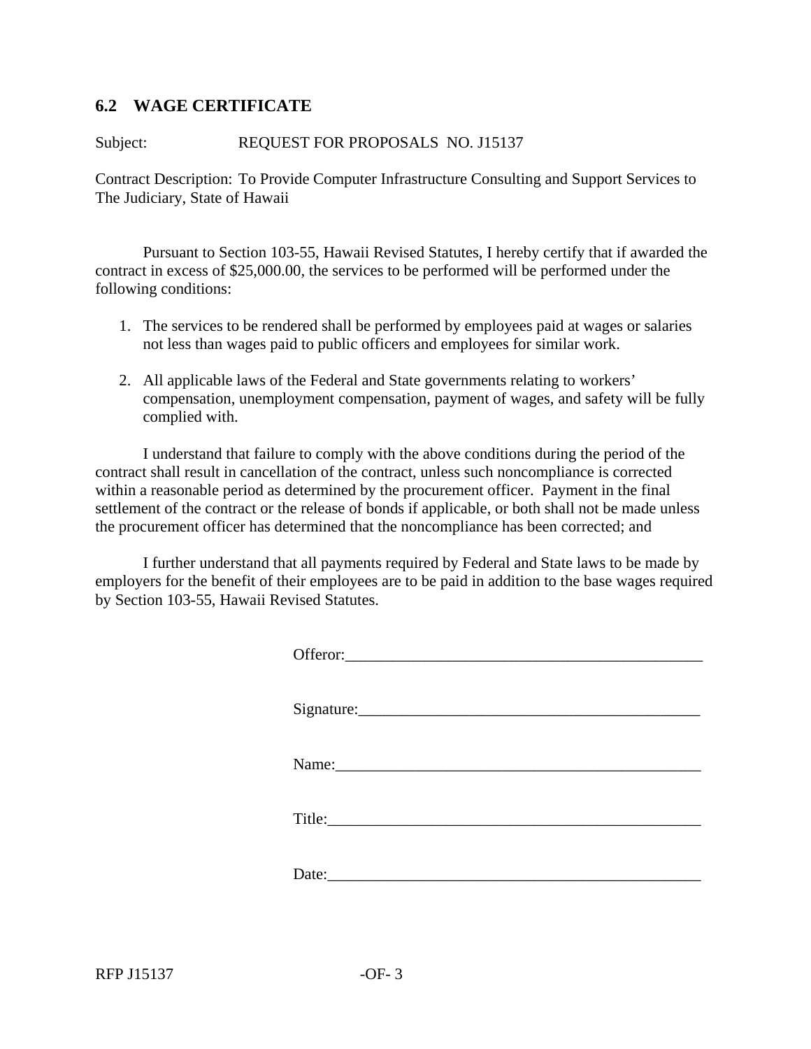## 6.2 WAGE CERTIFICATE

Subject: REQUEST FOR PROPOSALS NO. J15137

Contract Description: To Provide Computer Infrastructure Consulting and Support Services to The Judiciary, State of Hawaii

Pursuant to Section 103-55, Hawaii Revised Statutes, I hereby certify that if awarded the contract in excess of $25,000.00, the services to be performed will be performed under the following conditions:

1. The services to be rendered shall be performed by employees paid at wages or salaries not less than wages paid to public officers and employees for similar work.
2. All applicable laws of the Federal and State governments relating to workers' compensation, unemployment compensation, payment of wages, and safety will be fully complied with.

I understand that failure to comply with the above conditions during the period of the contract shall result in cancellation of the contract, unless such noncompliance is corrected within a reasonable period as determined by the procurement officer. Payment in the final settlement of the contract or the release of bonds if applicable, or both shall not be made unless the procurement officer has determined that the noncompliance has been corrected; and

I further understand that all payments required by Federal and State laws to be made by employers for the benefit of their employees are to be paid in addition to the base wages required by Section 103-55, Hawaii Revised Statutes.

Offeror:_______________________________________________

Signature:_____________________________________________

Name:_________________________________________________

Title:__________________________________________________

Date:__________________________________________________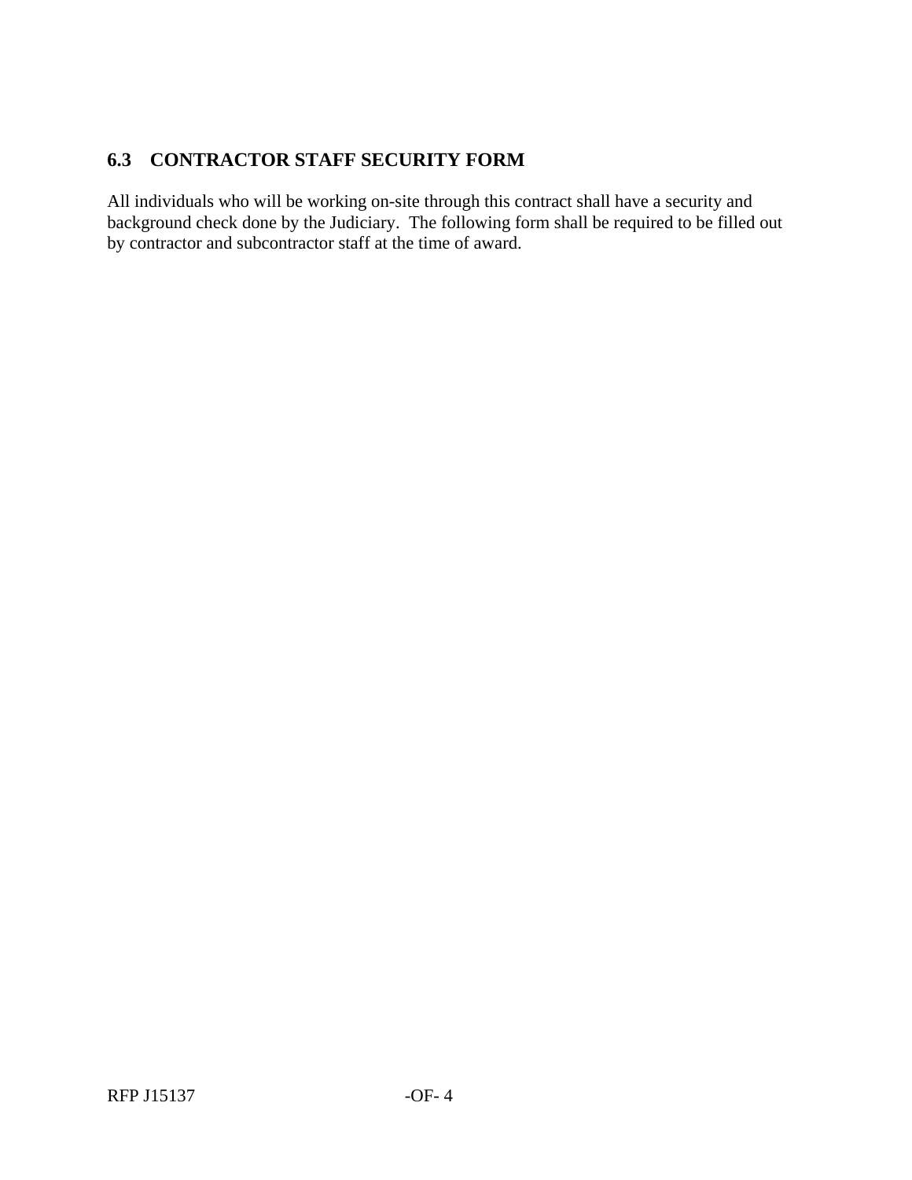### 6.3 CONTRACTOR STAFF SECURITY FORM

All individuals who will be working on-site through this contract shall have a security and background check done by the Judiciary. The following form shall be required to be filled out by contractor and subcontractor staff at the time of award.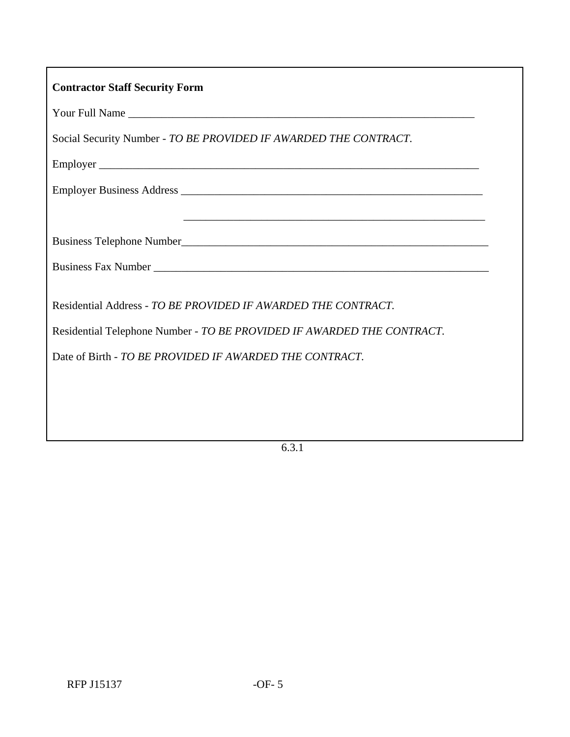**Contractor Staff Security Form**

Your Full Name ___________________________________________________________

Social Security Number - *TO BE PROVIDED IF AWARDED THE CONTRACT.*

Employer _________________________________________________________________

Employer Business Address ________________________________________________

_______________________________________________________

Business Telephone Number_________________________________________________

Business Fax Number ______________________________________________________

Residential Address - *TO BE PROVIDED IF AWARDED THE CONTRACT.*

Residential Telephone Number - *TO BE PROVIDED IF AWARDED THE CONTRACT.*

Date of Birth - *TO BE PROVIDED IF AWARDED THE CONTRACT.*

6.3.1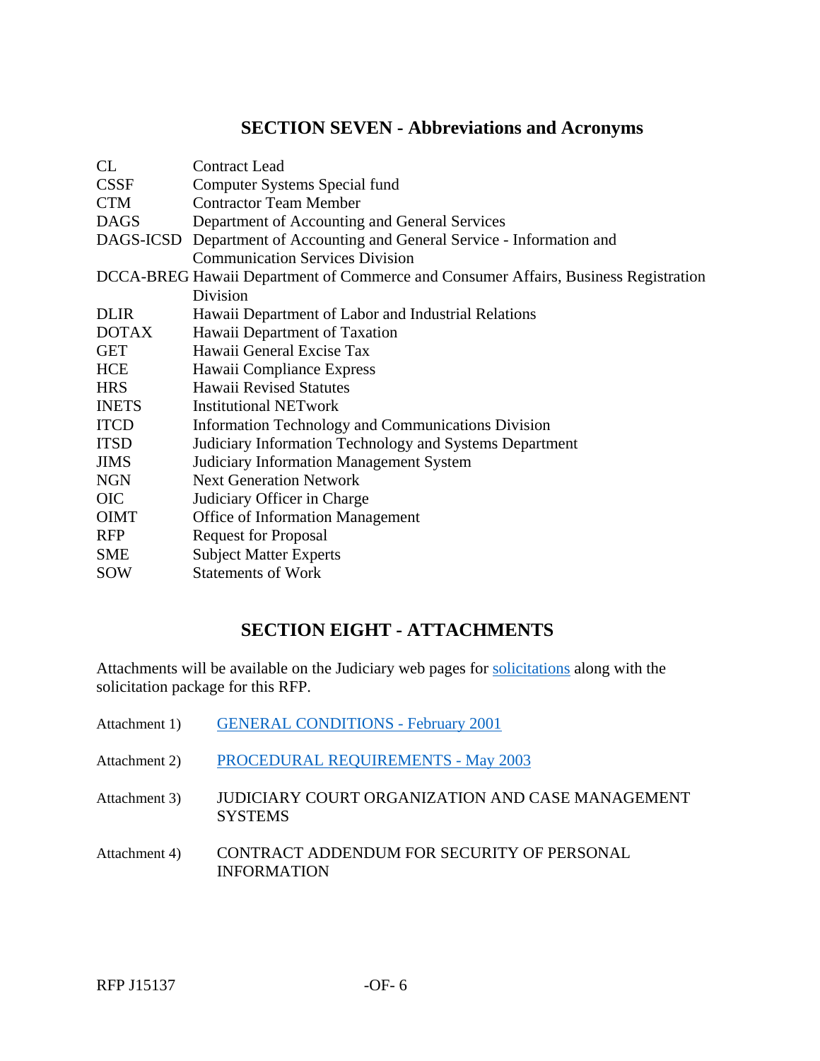## SECTION SEVEN - Abbreviations and Acronyms

| | |
|---|---|
| CL | Contract Lead |
| CSSF | Computer Systems Special fund |
| CTM | Contractor Team Member |
| DAGS | Department of Accounting and General Services |
| DAGS-ICSD | Department of Accounting and General Service - Information and Communication Services Division |
| DCCA-BREG | Hawaii Department of Commerce and Consumer Affairs, Business Registration Division |
| DLIR | Hawaii Department of Labor and Industrial Relations |
| DOTAX | Hawaii Department of Taxation |
| GET | Hawaii General Excise Tax |
| HCE | Hawaii Compliance Express |
| HRS | Hawaii Revised Statutes |
| INETS | Institutional NETwork |
| ITCD | Information Technology and Communications Division |
| ITSD | Judiciary Information Technology and Systems Department |
| JIMS | Judiciary Information Management System |
| NGN | Next Generation Network |
| OIC | Judiciary Officer in Charge |
| OIMT | Office of Information Management |
| RFP | Request for Proposal |
| SME | Subject Matter Experts |
| SOW | Statements of Work |

## SECTION EIGHT - ATTACHMENTS

Attachments will be available on the Judiciary web pages for solicitations along with the solicitation package for this RFP.

Attachment 1) GENERAL CONDITIONS - February 2001

Attachment 2) PROCEDURAL REQUIREMENTS - May 2003

Attachment 3) JUDICIARY COURT ORGANIZATION AND CASE MANAGEMENT SYSTEMS

Attachment 4) CONTRACT ADDENDUM FOR SECURITY OF PERSONAL INFORMATION